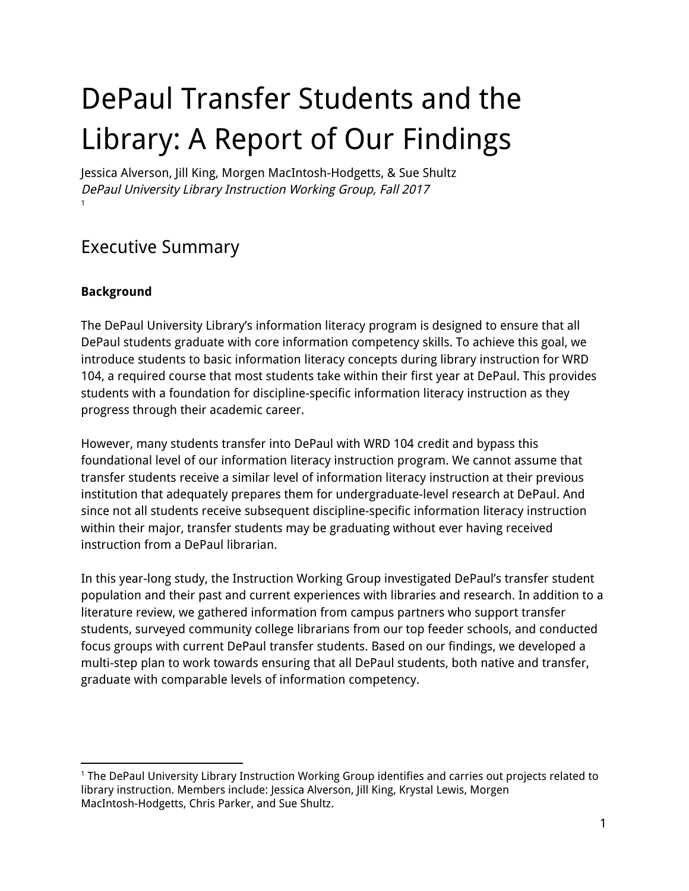# DePaul Transfer Students and the Library: A Report of Our Findings

Jessica Alverson, Jill King, Morgen MacIntosh-Hodgetts, & Sue Shultz
*DePaul University Library Instruction Working Group, Fall 2017*
[1]

## Executive Summary

**Background**

The DePaul University Library's information literacy program is designed to ensure that all DePaul students graduate with core information competency skills. To achieve this goal, we introduce students to basic information literacy concepts during library instruction for WRD 104, a required course that most students take within their first year at DePaul. This provides students with a foundation for discipline-specific information literacy instruction as they progress through their academic career.

However, many students transfer into DePaul with WRD 104 credit and bypass this foundational level of our information literacy instruction program. We cannot assume that transfer students receive a similar level of information literacy instruction at their previous institution that adequately prepares them for undergraduate-level research at DePaul. And since not all students receive subsequent discipline-specific information literacy instruction within their major, transfer students may be graduating without ever having received instruction from a DePaul librarian.

In this year-long study, the Instruction Working Group investigated DePaul's transfer student population and their past and current experiences with libraries and research. In addition to a literature review, we gathered information from campus partners who support transfer students, surveyed community college librarians from our top feeder schools, and conducted focus groups with current DePaul transfer students. Based on our findings, we developed a multi-step plan to work towards ensuring that all DePaul students, both native and transfer, graduate with comparable levels of information competency.

---

[1] The DePaul University Library Instruction Working Group identifies and carries out projects related to library instruction. Members include: Jessica Alverson, Jill King, Krystal Lewis, Morgen MacIntosh-Hodgetts, Chris Parker, and Sue Shultz.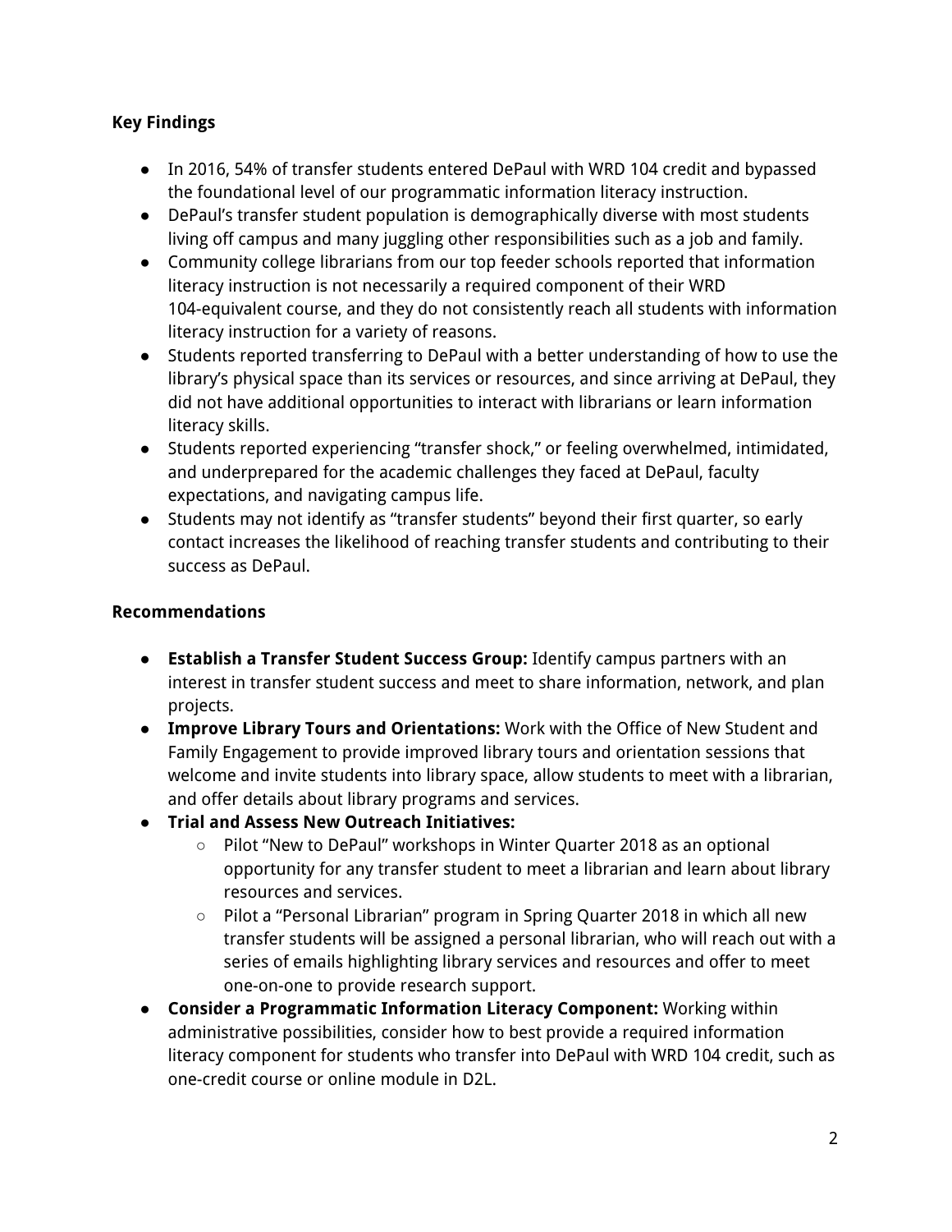**Key Findings**

- In 2016, 54% of transfer students entered DePaul with WRD 104 credit and bypassed the foundational level of our programmatic information literacy instruction.
- DePaul's transfer student population is demographically diverse with most students living off campus and many juggling other responsibilities such as a job and family.
- Community college librarians from our top feeder schools reported that information literacy instruction is not necessarily a required component of their WRD 104-equivalent course, and they do not consistently reach all students with information literacy instruction for a variety of reasons.
- Students reported transferring to DePaul with a better understanding of how to use the library's physical space than its services or resources, and since arriving at DePaul, they did not have additional opportunities to interact with librarians or learn information literacy skills.
- Students reported experiencing "transfer shock," or feeling overwhelmed, intimidated, and underprepared for the academic challenges they faced at DePaul, faculty expectations, and navigating campus life.
- Students may not identify as "transfer students" beyond their first quarter, so early contact increases the likelihood of reaching transfer students and contributing to their success as DePaul.

**Recommendations**

- **Establish a Transfer Student Success Group:** Identify campus partners with an interest in transfer student success and meet to share information, network, and plan projects.
- **Improve Library Tours and Orientations:** Work with the Office of New Student and Family Engagement to provide improved library tours and orientation sessions that welcome and invite students into library space, allow students to meet with a librarian, and offer details about library programs and services.
- **Trial and Assess New Outreach Initiatives:**
  - Pilot "New to DePaul" workshops in Winter Quarter 2018 as an optional opportunity for any transfer student to meet a librarian and learn about library resources and services.
  - Pilot a "Personal Librarian" program in Spring Quarter 2018 in which all new transfer students will be assigned a personal librarian, who will reach out with a series of emails highlighting library services and resources and offer to meet one-on-one to provide research support.
- **Consider a Programmatic Information Literacy Component:** Working within administrative possibilities, consider how to best provide a required information literacy component for students who transfer into DePaul with WRD 104 credit, such as one-credit course or online module in D2L.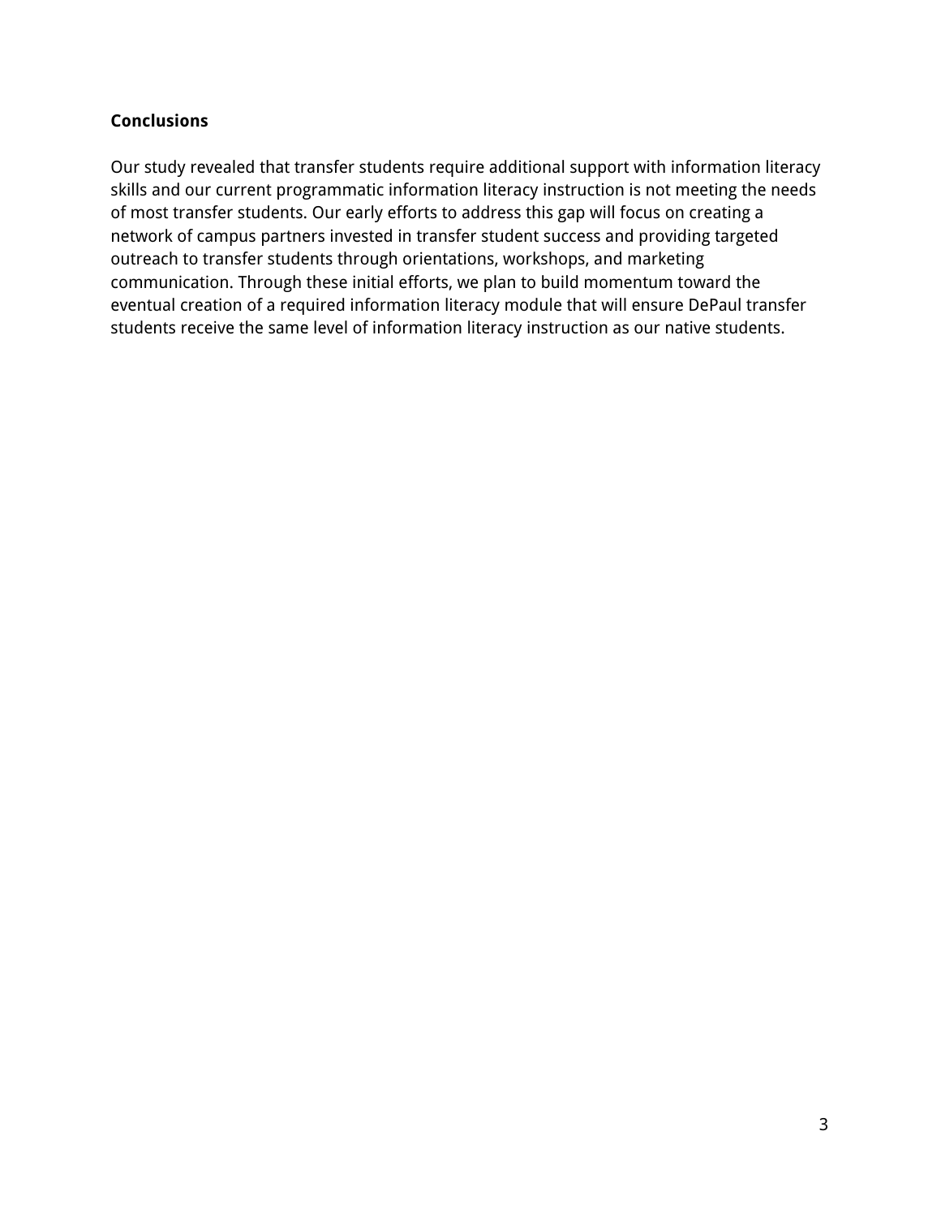**Conclusions**

Our study revealed that transfer students require additional support with information literacy skills and our current programmatic information literacy instruction is not meeting the needs of most transfer students. Our early efforts to address this gap will focus on creating a network of campus partners invested in transfer student success and providing targeted outreach to transfer students through orientations, workshops, and marketing communication. Through these initial efforts, we plan to build momentum toward the eventual creation of a required information literacy module that will ensure DePaul transfer students receive the same level of information literacy instruction as our native students.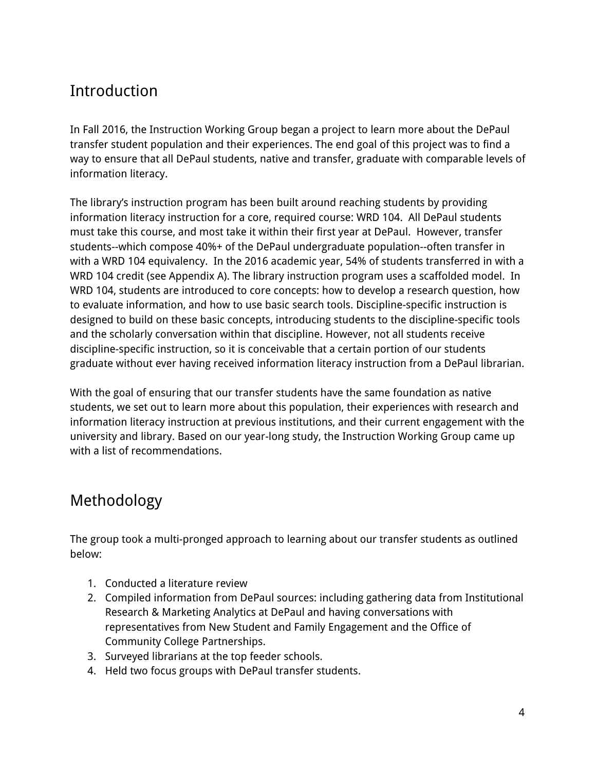## Introduction

In Fall 2016, the Instruction Working Group began a project to learn more about the DePaul transfer student population and their experiences. The end goal of this project was to find a way to ensure that all DePaul students, native and transfer, graduate with comparable levels of information literacy.

The library's instruction program has been built around reaching students by providing information literacy instruction for a core, required course: WRD 104. All DePaul students must take this course, and most take it within their first year at DePaul. However, transfer students--which compose 40%+ of the DePaul undergraduate population--often transfer in with a WRD 104 equivalency. In the 2016 academic year, 54% of students transferred in with a WRD 104 credit (see Appendix A). The library instruction program uses a scaffolded model. In WRD 104, students are introduced to core concepts: how to develop a research question, how to evaluate information, and how to use basic search tools. Discipline-specific instruction is designed to build on these basic concepts, introducing students to the discipline-specific tools and the scholarly conversation within that discipline. However, not all students receive discipline-specific instruction, so it is conceivable that a certain portion of our students graduate without ever having received information literacy instruction from a DePaul librarian.

With the goal of ensuring that our transfer students have the same foundation as native students, we set out to learn more about this population, their experiences with research and information literacy instruction at previous institutions, and their current engagement with the university and library. Based on our year-long study, the Instruction Working Group came up with a list of recommendations.

## Methodology

The group took a multi-pronged approach to learning about our transfer students as outlined below:

1. Conducted a literature review
2. Compiled information from DePaul sources: including gathering data from Institutional Research & Marketing Analytics at DePaul and having conversations with representatives from New Student and Family Engagement and the Office of Community College Partnerships.
3. Surveyed librarians at the top feeder schools.
4. Held two focus groups with DePaul transfer students.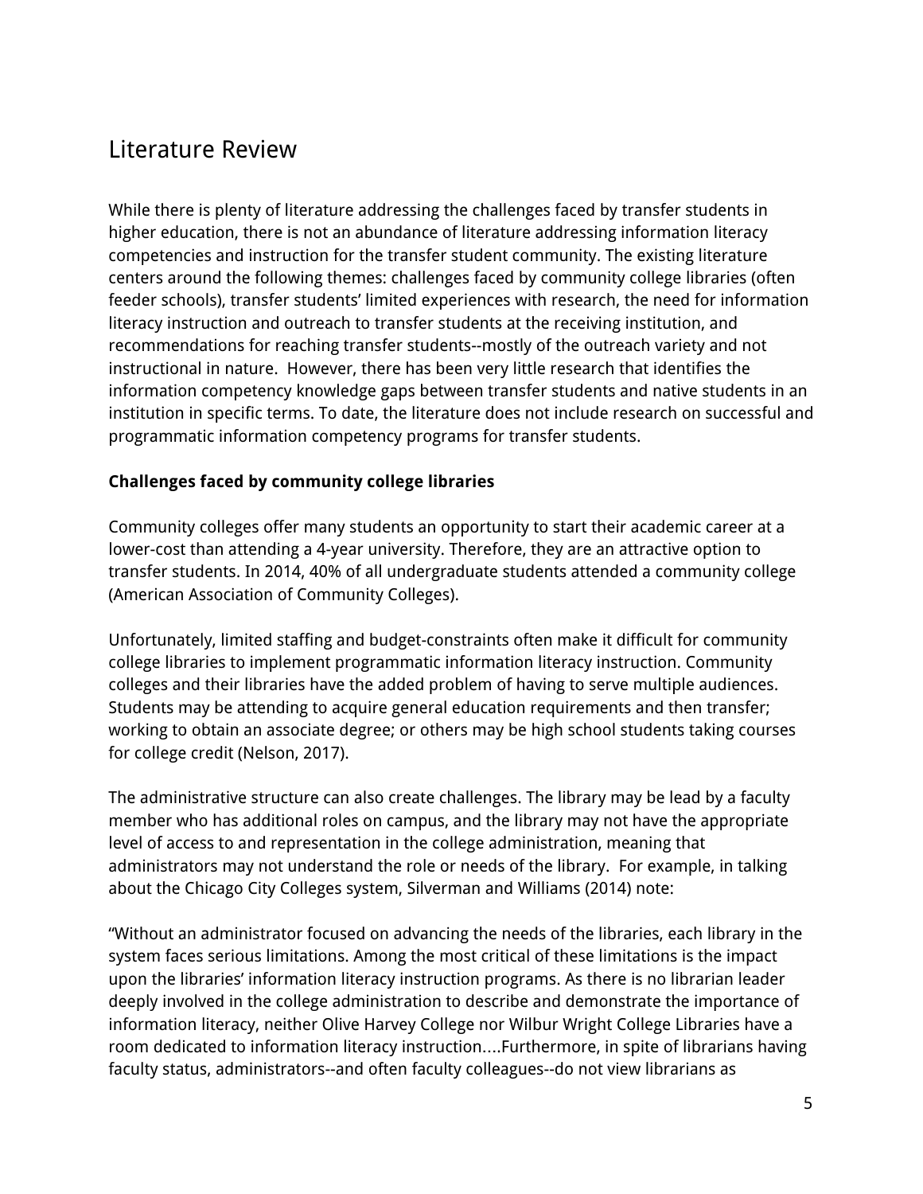## Literature Review

While there is plenty of literature addressing the challenges faced by transfer students in higher education, there is not an abundance of literature addressing information literacy competencies and instruction for the transfer student community. The existing literature centers around the following themes: challenges faced by community college libraries (often feeder schools), transfer students' limited experiences with research, the need for information literacy instruction and outreach to transfer students at the receiving institution, and recommendations for reaching transfer students--mostly of the outreach variety and not instructional in nature.  However, there has been very little research that identifies the information competency knowledge gaps between transfer students and native students in an institution in specific terms. To date, the literature does not include research on successful and programmatic information competency programs for transfer students.

**Challenges faced by community college libraries**

Community colleges offer many students an opportunity to start their academic career at a lower-cost than attending a 4-year university. Therefore, they are an attractive option to transfer students. In 2014, 40% of all undergraduate students attended a community college (American Association of Community Colleges).

Unfortunately, limited staffing and budget-constraints often make it difficult for community college libraries to implement programmatic information literacy instruction. Community colleges and their libraries have the added problem of having to serve multiple audiences. Students may be attending to acquire general education requirements and then transfer; working to obtain an associate degree; or others may be high school students taking courses for college credit (Nelson, 2017).

The administrative structure can also create challenges. The library may be lead by a faculty member who has additional roles on campus, and the library may not have the appropriate level of access to and representation in the college administration, meaning that administrators may not understand the role or needs of the library.  For example, in talking about the Chicago City Colleges system, Silverman and Williams (2014) note:

"Without an administrator focused on advancing the needs of the libraries, each library in the system faces serious limitations. Among the most critical of these limitations is the impact upon the libraries' information literacy instruction programs. As there is no librarian leader deeply involved in the college administration to describe and demonstrate the importance of information literacy, neither Olive Harvey College nor Wilbur Wright College Libraries have a room dedicated to information literacy instruction....Furthermore, in spite of librarians having faculty status, administrators--and often faculty colleagues--do not view librarians as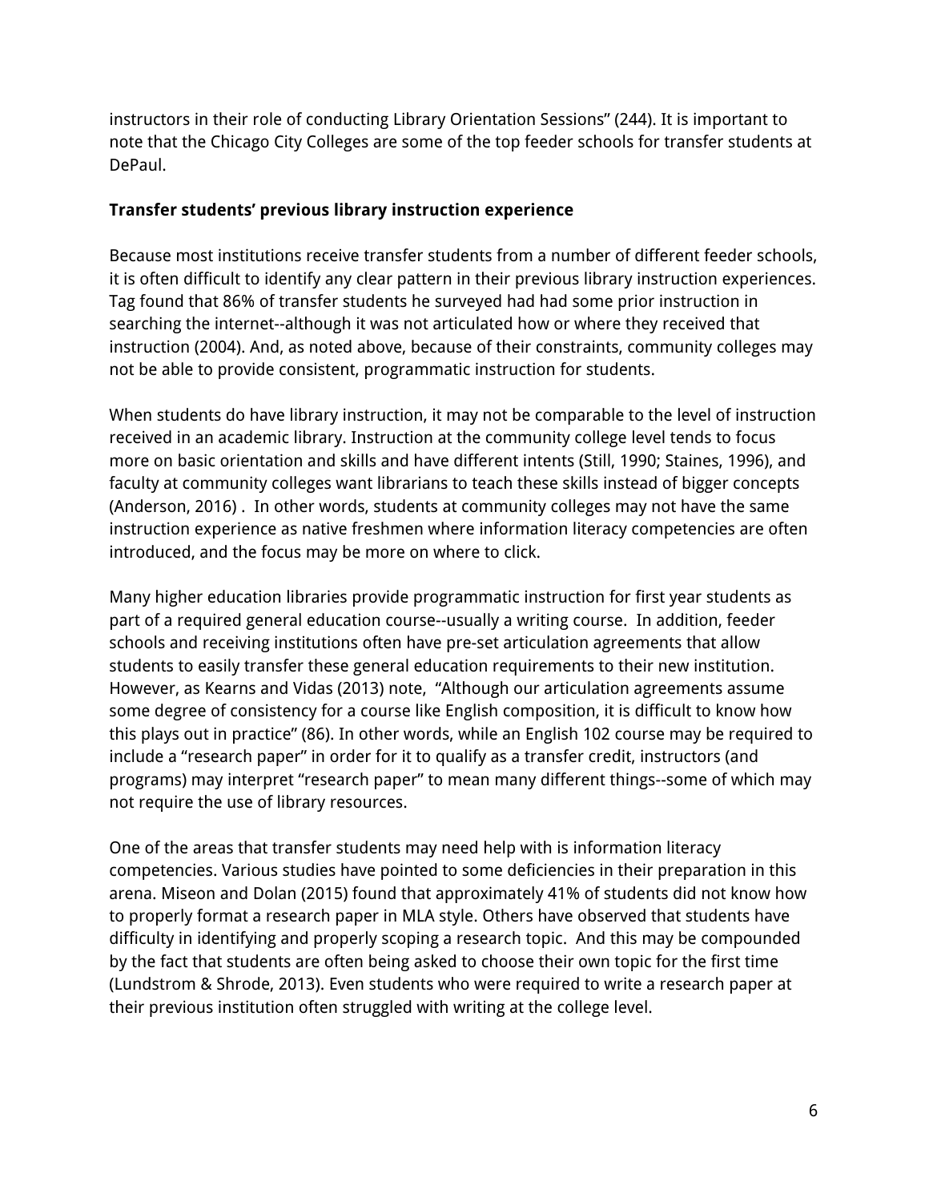instructors in their role of conducting Library Orientation Sessions" (244). It is important to note that the Chicago City Colleges are some of the top feeder schools for transfer students at DePaul.

**Transfer students' previous library instruction experience**

Because most institutions receive transfer students from a number of different feeder schools, it is often difficult to identify any clear pattern in their previous library instruction experiences. Tag found that 86% of transfer students he surveyed had had some prior instruction in searching the internet--although it was not articulated how or where they received that instruction (2004). And, as noted above, because of their constraints, community colleges may not be able to provide consistent, programmatic instruction for students.

When students do have library instruction, it may not be comparable to the level of instruction received in an academic library. Instruction at the community college level tends to focus more on basic orientation and skills and have different intents (Still, 1990; Staines, 1996), and faculty at community colleges want librarians to teach these skills instead of bigger concepts (Anderson, 2016) . In other words, students at community colleges may not have the same instruction experience as native freshmen where information literacy competencies are often introduced, and the focus may be more on where to click.

Many higher education libraries provide programmatic instruction for first year students as part of a required general education course--usually a writing course. In addition, feeder schools and receiving institutions often have pre-set articulation agreements that allow students to easily transfer these general education requirements to their new institution. However, as Kearns and Vidas (2013) note, "Although our articulation agreements assume some degree of consistency for a course like English composition, it is difficult to know how this plays out in practice" (86). In other words, while an English 102 course may be required to include a "research paper" in order for it to qualify as a transfer credit, instructors (and programs) may interpret "research paper" to mean many different things--some of which may not require the use of library resources.

One of the areas that transfer students may need help with is information literacy competencies. Various studies have pointed to some deficiencies in their preparation in this arena. Miseon and Dolan (2015) found that approximately 41% of students did not know how to properly format a research paper in MLA style. Others have observed that students have difficulty in identifying and properly scoping a research topic. And this may be compounded by the fact that students are often being asked to choose their own topic for the first time (Lundstrom & Shrode, 2013). Even students who were required to write a research paper at their previous institution often struggled with writing at the college level.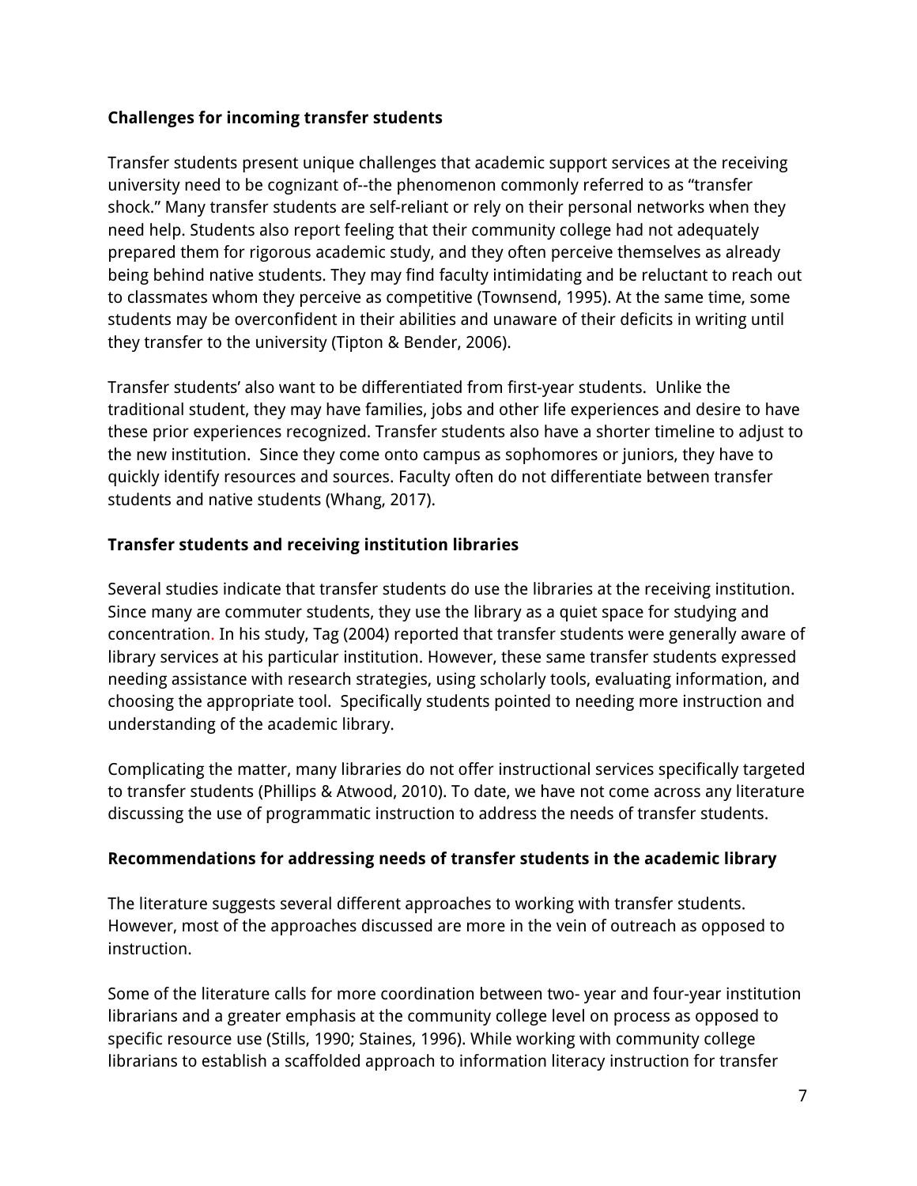**Challenges for incoming transfer students**

Transfer students present unique challenges that academic support services at the receiving university need to be cognizant of--the phenomenon commonly referred to as "transfer shock." Many transfer students are self-reliant or rely on their personal networks when they need help. Students also report feeling that their community college had not adequately prepared them for rigorous academic study, and they often perceive themselves as already being behind native students. They may find faculty intimidating and be reluctant to reach out to classmates whom they perceive as competitive (Townsend, 1995). At the same time, some students may be overconfident in their abilities and unaware of their deficits in writing until they transfer to the university (Tipton & Bender, 2006).

Transfer students' also want to be differentiated from first-year students. Unlike the traditional student, they may have families, jobs and other life experiences and desire to have these prior experiences recognized. Transfer students also have a shorter timeline to adjust to the new institution. Since they come onto campus as sophomores or juniors, they have to quickly identify resources and sources. Faculty often do not differentiate between transfer students and native students (Whang, 2017).

**Transfer students and receiving institution libraries**

Several studies indicate that transfer students do use the libraries at the receiving institution. Since many are commuter students, they use the library as a quiet space for studying and concentration. In his study, Tag (2004) reported that transfer students were generally aware of library services at his particular institution. However, these same transfer students expressed needing assistance with research strategies, using scholarly tools, evaluating information, and choosing the appropriate tool. Specifically students pointed to needing more instruction and understanding of the academic library.

Complicating the matter, many libraries do not offer instructional services specifically targeted to transfer students (Phillips & Atwood, 2010). To date, we have not come across any literature discussing the use of programmatic instruction to address the needs of transfer students.

**Recommendations for addressing needs of transfer students in the academic library**

The literature suggests several different approaches to working with transfer students. However, most of the approaches discussed are more in the vein of outreach as opposed to instruction.

Some of the literature calls for more coordination between two- year and four-year institution librarians and a greater emphasis at the community college level on process as opposed to specific resource use (Stills, 1990; Staines, 1996). While working with community college librarians to establish a scaffolded approach to information literacy instruction for transfer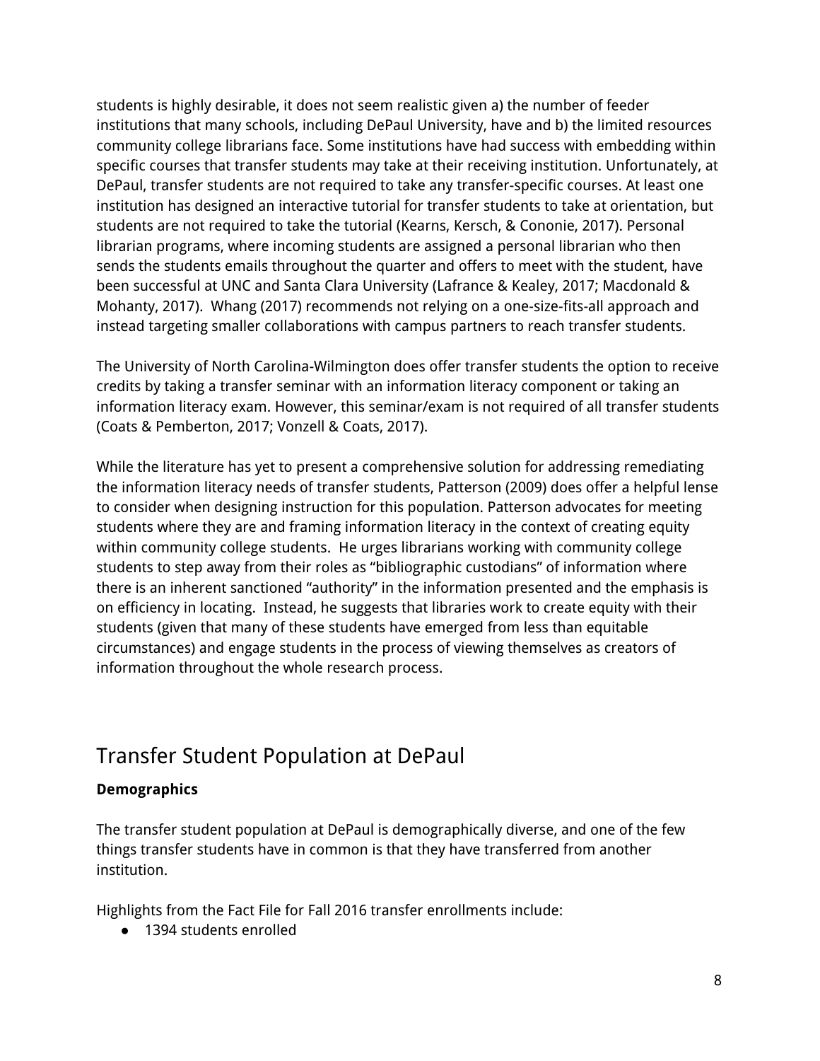students is highly desirable, it does not seem realistic given a) the number of feeder institutions that many schools, including DePaul University, have and b) the limited resources community college librarians face. Some institutions have had success with embedding within specific courses that transfer students may take at their receiving institution. Unfortunately, at DePaul, transfer students are not required to take any transfer-specific courses. At least one institution has designed an interactive tutorial for transfer students to take at orientation, but students are not required to take the tutorial (Kearns, Kersch, & Cononie, 2017). Personal librarian programs, where incoming students are assigned a personal librarian who then sends the students emails throughout the quarter and offers to meet with the student, have been successful at UNC and Santa Clara University (Lafrance & Kealey, 2017; Macdonald & Mohanty, 2017). Whang (2017) recommends not relying on a one-size-fits-all approach and instead targeting smaller collaborations with campus partners to reach transfer students.

The University of North Carolina-Wilmington does offer transfer students the option to receive credits by taking a transfer seminar with an information literacy component or taking an information literacy exam. However, this seminar/exam is not required of all transfer students (Coats & Pemberton, 2017; Vonzell & Coats, 2017).

While the literature has yet to present a comprehensive solution for addressing remediating the information literacy needs of transfer students, Patterson (2009) does offer a helpful lense to consider when designing instruction for this population. Patterson advocates for meeting students where they are and framing information literacy in the context of creating equity within community college students. He urges librarians working with community college students to step away from their roles as "bibliographic custodians" of information where there is an inherent sanctioned "authority" in the information presented and the emphasis is on efficiency in locating. Instead, he suggests that libraries work to create equity with their students (given that many of these students have emerged from less than equitable circumstances) and engage students in the process of viewing themselves as creators of information throughout the whole research process.

## Transfer Student Population at DePaul

**Demographics**

The transfer student population at DePaul is demographically diverse, and one of the few things transfer students have in common is that they have transferred from another institution.

Highlights from the Fact File for Fall 2016 transfer enrollments include:

- 1394 students enrolled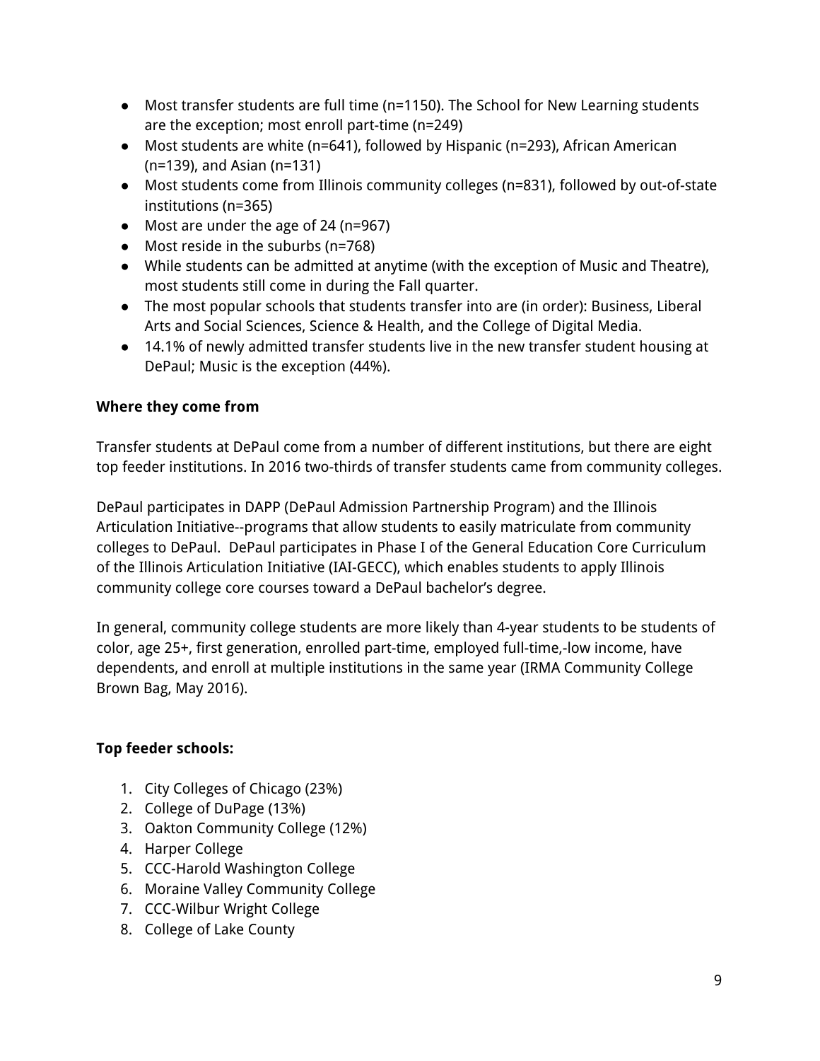- Most transfer students are full time (n=1150). The School for New Learning students are the exception; most enroll part-time (n=249)
- Most students are white (n=641), followed by Hispanic (n=293), African American (n=139), and Asian (n=131)
- Most students come from Illinois community colleges (n=831), followed by out-of-state institutions (n=365)
- Most are under the age of 24 (n=967)
- Most reside in the suburbs (n=768)
- While students can be admitted at anytime (with the exception of Music and Theatre), most students still come in during the Fall quarter.
- The most popular schools that students transfer into are (in order): Business, Liberal Arts and Social Sciences, Science & Health, and the College of Digital Media.
- 14.1% of newly admitted transfer students live in the new transfer student housing at DePaul; Music is the exception (44%).

**Where they come from**

Transfer students at DePaul come from a number of different institutions, but there are eight top feeder institutions. In 2016 two-thirds of transfer students came from community colleges.

DePaul participates in DAPP (DePaul Admission Partnership Program) and the Illinois Articulation Initiative--programs that allow students to easily matriculate from community colleges to DePaul. DePaul participates in Phase I of the General Education Core Curriculum of the Illinois Articulation Initiative (IAI-GECC), which enables students to apply Illinois community college core courses toward a DePaul bachelor's degree.

In general, community college students are more likely than 4-year students to be students of color, age 25+, first generation, enrolled part-time, employed full-time,-low income, have dependents, and enroll at multiple institutions in the same year (IRMA Community College Brown Bag, May 2016).

**Top feeder schools:**

1. City Colleges of Chicago (23%)
2. College of DuPage (13%)
3. Oakton Community College (12%)
4. Harper College
5. CCC-Harold Washington College
6. Moraine Valley Community College
7. CCC-Wilbur Wright College
8. College of Lake County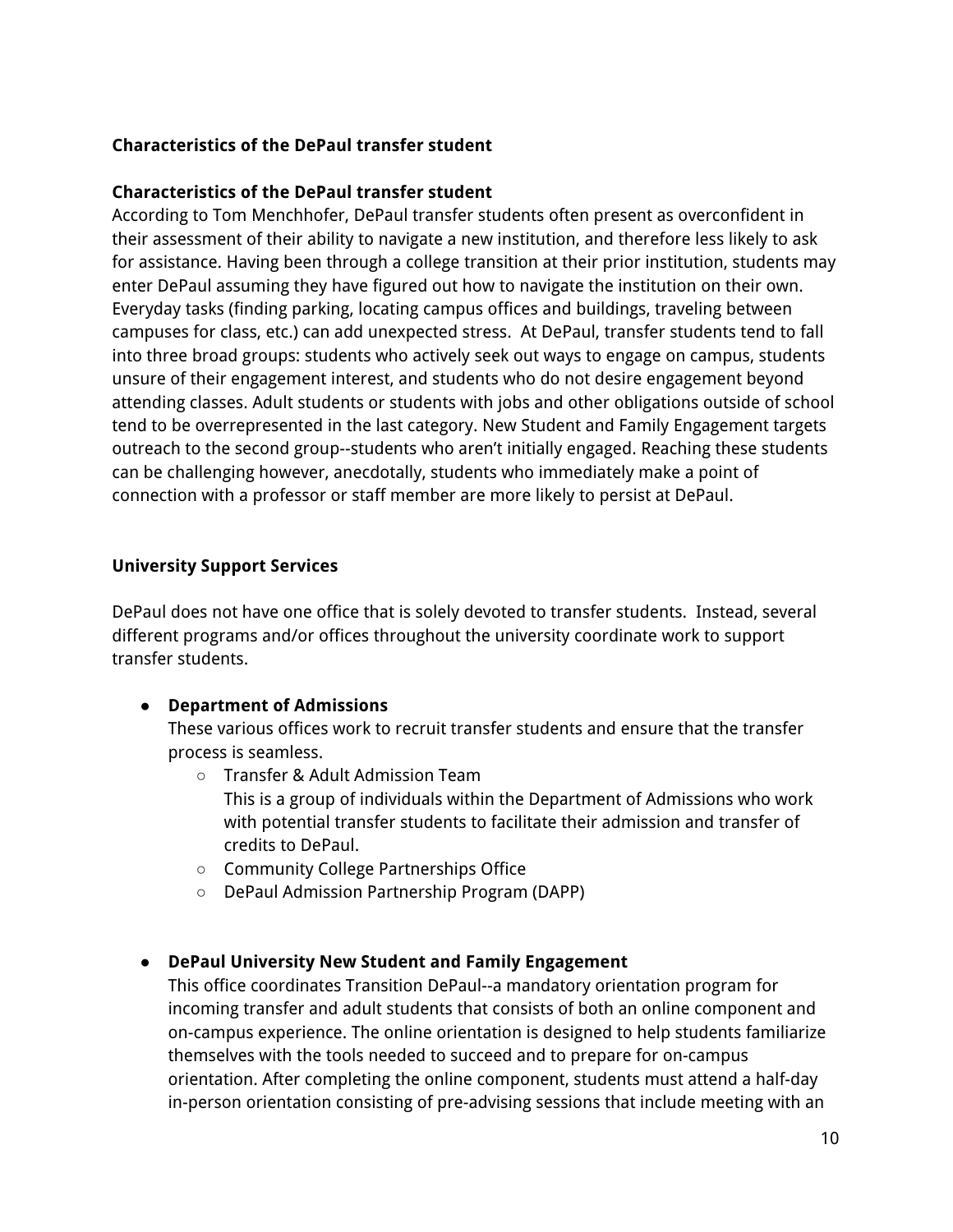**Characteristics of the DePaul transfer student**

**Characteristics of the DePaul transfer student**

According to Tom Menchhofer, DePaul transfer students often present as overconfident in their assessment of their ability to navigate a new institution, and therefore less likely to ask for assistance. Having been through a college transition at their prior institution, students may enter DePaul assuming they have figured out how to navigate the institution on their own. Everyday tasks (finding parking, locating campus offices and buildings, traveling between campuses for class, etc.) can add unexpected stress. At DePaul, transfer students tend to fall into three broad groups: students who actively seek out ways to engage on campus, students unsure of their engagement interest, and students who do not desire engagement beyond attending classes. Adult students or students with jobs and other obligations outside of school tend to be overrepresented in the last category. New Student and Family Engagement targets outreach to the second group--students who aren't initially engaged. Reaching these students can be challenging however, anecdotally, students who immediately make a point of connection with a professor or staff member are more likely to persist at DePaul.

**University Support Services**

DePaul does not have one office that is solely devoted to transfer students. Instead, several different programs and/or offices throughout the university coordinate work to support transfer students.

- **Department of Admissions**
  These various offices work to recruit transfer students and ensure that the transfer process is seamless.
  - Transfer & Adult Admission Team
    This is a group of individuals within the Department of Admissions who work with potential transfer students to facilitate their admission and transfer of credits to DePaul.
  - Community College Partnerships Office
  - DePaul Admission Partnership Program (DAPP)

- **DePaul University New Student and Family Engagement**
  This office coordinates Transition DePaul--a mandatory orientation program for incoming transfer and adult students that consists of both an online component and on-campus experience. The online orientation is designed to help students familiarize themselves with the tools needed to succeed and to prepare for on-campus orientation. After completing the online component, students must attend a half-day in-person orientation consisting of pre-advising sessions that include meeting with an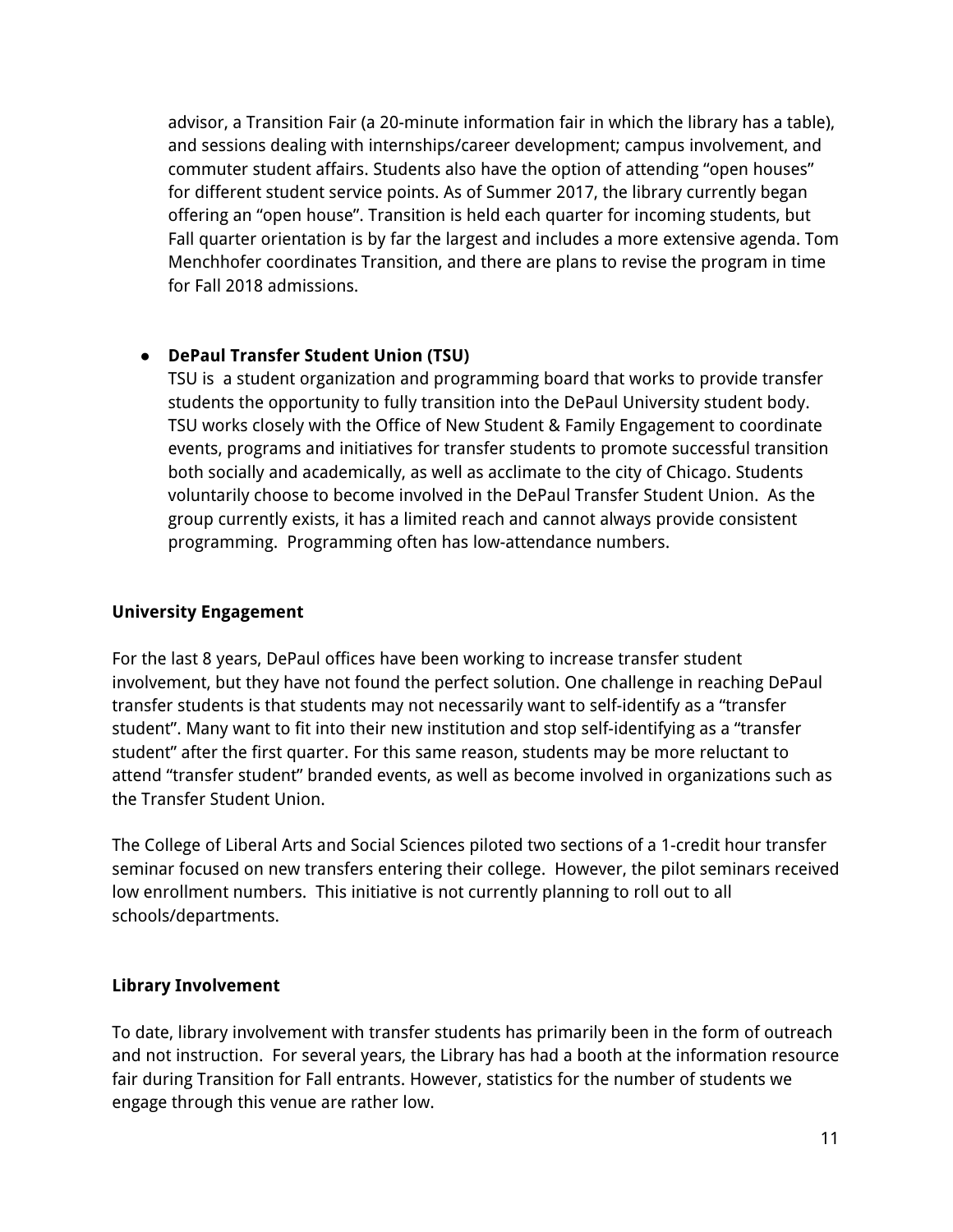advisor, a Transition Fair (a 20-minute information fair in which the library has a table), and sessions dealing with internships/career development; campus involvement, and commuter student affairs. Students also have the option of attending "open houses" for different student service points. As of Summer 2017, the library currently began offering an "open house". Transition is held each quarter for incoming students, but Fall quarter orientation is by far the largest and includes a more extensive agenda. Tom Menchhofer coordinates Transition, and there are plans to revise the program in time for Fall 2018 admissions.

- **DePaul Transfer Student Union (TSU)**
  TSU is a student organization and programming board that works to provide transfer students the opportunity to fully transition into the DePaul University student body. TSU works closely with the Office of New Student & Family Engagement to coordinate events, programs and initiatives for transfer students to promote successful transition both socially and academically, as well as acclimate to the city of Chicago. Students voluntarily choose to become involved in the DePaul Transfer Student Union. As the group currently exists, it has a limited reach and cannot always provide consistent programming. Programming often has low-attendance numbers.

**University Engagement**

For the last 8 years, DePaul offices have been working to increase transfer student involvement, but they have not found the perfect solution. One challenge in reaching DePaul transfer students is that students may not necessarily want to self-identify as a "transfer student". Many want to fit into their new institution and stop self-identifying as a "transfer student" after the first quarter. For this same reason, students may be more reluctant to attend "transfer student" branded events, as well as become involved in organizations such as the Transfer Student Union.

The College of Liberal Arts and Social Sciences piloted two sections of a 1-credit hour transfer seminar focused on new transfers entering their college. However, the pilot seminars received low enrollment numbers. This initiative is not currently planning to roll out to all schools/departments.

**Library Involvement**

To date, library involvement with transfer students has primarily been in the form of outreach and not instruction. For several years, the Library has had a booth at the information resource fair during Transition for Fall entrants. However, statistics for the number of students we engage through this venue are rather low.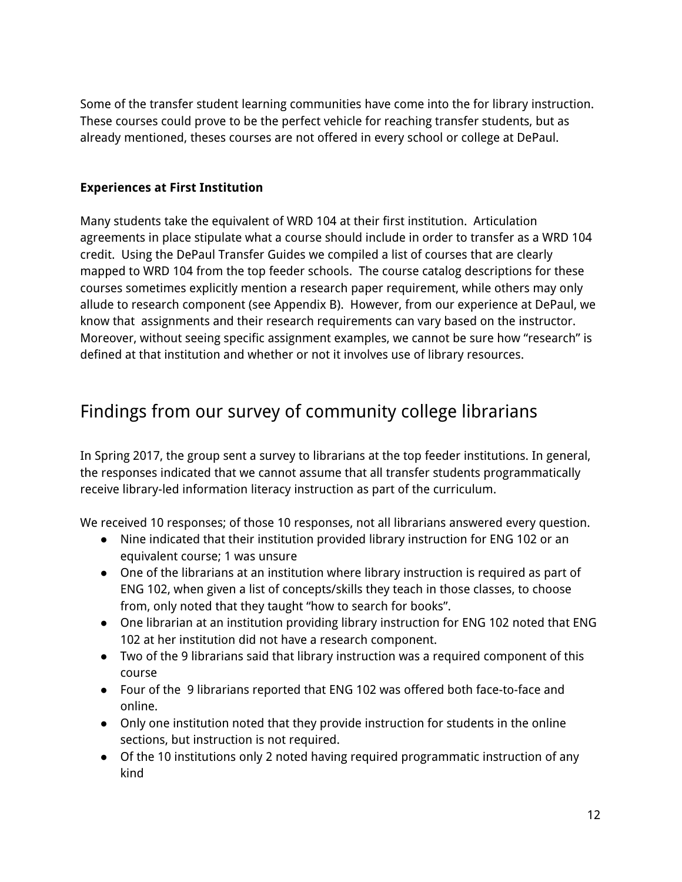Some of the transfer student learning communities have come into the for library instruction. These courses could prove to be the perfect vehicle for reaching transfer students, but as already mentioned, theses courses are not offered in every school or college at DePaul.

**Experiences at First Institution**

Many students take the equivalent of WRD 104 at their first institution. Articulation agreements in place stipulate what a course should include in order to transfer as a WRD 104 credit. Using the DePaul Transfer Guides we compiled a list of courses that are clearly mapped to WRD 104 from the top feeder schools. The course catalog descriptions for these courses sometimes explicitly mention a research paper requirement, while others may only allude to research component (see Appendix B). However, from our experience at DePaul, we know that assignments and their research requirements can vary based on the instructor. Moreover, without seeing specific assignment examples, we cannot be sure how "research" is defined at that institution and whether or not it involves use of library resources.

## Findings from our survey of community college librarians

In Spring 2017, the group sent a survey to librarians at the top feeder institutions. In general, the responses indicated that we cannot assume that all transfer students programmatically receive library-led information literacy instruction as part of the curriculum.

We received 10 responses; of those 10 responses, not all librarians answered every question.

- Nine indicated that their institution provided library instruction for ENG 102 or an equivalent course; 1 was unsure
- One of the librarians at an institution where library instruction is required as part of ENG 102, when given a list of concepts/skills they teach in those classes, to choose from, only noted that they taught "how to search for books".
- One librarian at an institution providing library instruction for ENG 102 noted that ENG 102 at her institution did not have a research component.
- Two of the 9 librarians said that library instruction was a required component of this course
- Four of the 9 librarians reported that ENG 102 was offered both face-to-face and online.
- Only one institution noted that they provide instruction for students in the online sections, but instruction is not required.
- Of the 10 institutions only 2 noted having required programmatic instruction of any kind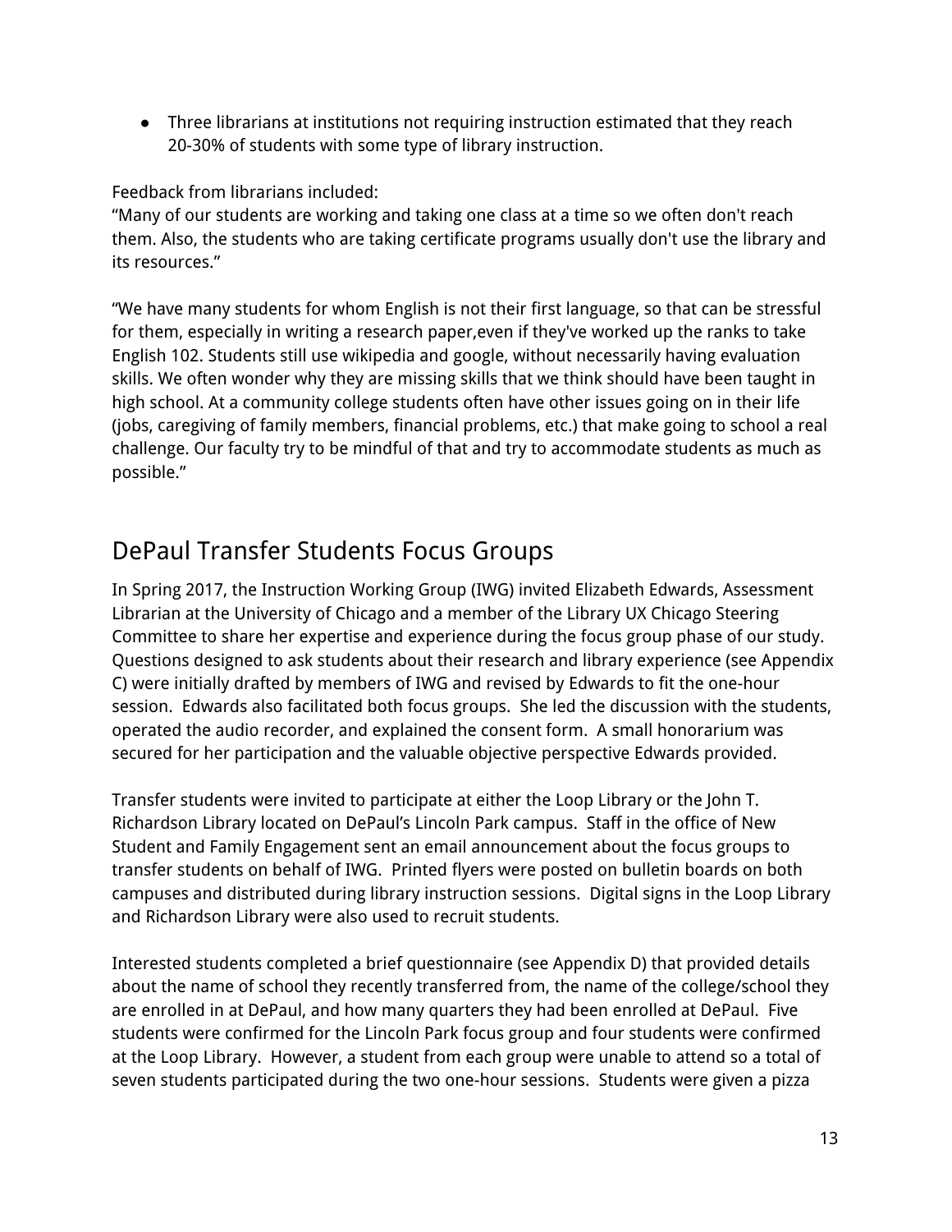- Three librarians at institutions not requiring instruction estimated that they reach 20-30% of students with some type of library instruction.

Feedback from librarians included:
"Many of our students are working and taking one class at a time so we often don't reach them. Also, the students who are taking certificate programs usually don't use the library and its resources."

"We have many students for whom English is not their first language, so that can be stressful for them, especially in writing a research paper,even if they've worked up the ranks to take English 102. Students still use wikipedia and google, without necessarily having evaluation skills. We often wonder why they are missing skills that we think should have been taught in high school. At a community college students often have other issues going on in their life (jobs, caregiving of family members, financial problems, etc.) that make going to school a real challenge. Our faculty try to be mindful of that and try to accommodate students as much as possible."

## DePaul Transfer Students Focus Groups

In Spring 2017, the Instruction Working Group (IWG) invited Elizabeth Edwards, Assessment Librarian at the University of Chicago and a member of the Library UX Chicago Steering Committee to share her expertise and experience during the focus group phase of our study. Questions designed to ask students about their research and library experience (see Appendix C) were initially drafted by members of IWG and revised by Edwards to fit the one-hour session. Edwards also facilitated both focus groups. She led the discussion with the students, operated the audio recorder, and explained the consent form. A small honorarium was secured for her participation and the valuable objective perspective Edwards provided.

Transfer students were invited to participate at either the Loop Library or the John T. Richardson Library located on DePaul's Lincoln Park campus. Staff in the office of New Student and Family Engagement sent an email announcement about the focus groups to transfer students on behalf of IWG. Printed flyers were posted on bulletin boards on both campuses and distributed during library instruction sessions. Digital signs in the Loop Library and Richardson Library were also used to recruit students.

Interested students completed a brief questionnaire (see Appendix D) that provided details about the name of school they recently transferred from, the name of the college/school they are enrolled in at DePaul, and how many quarters they had been enrolled at DePaul. Five students were confirmed for the Lincoln Park focus group and four students were confirmed at the Loop Library. However, a student from each group were unable to attend so a total of seven students participated during the two one-hour sessions. Students were given a pizza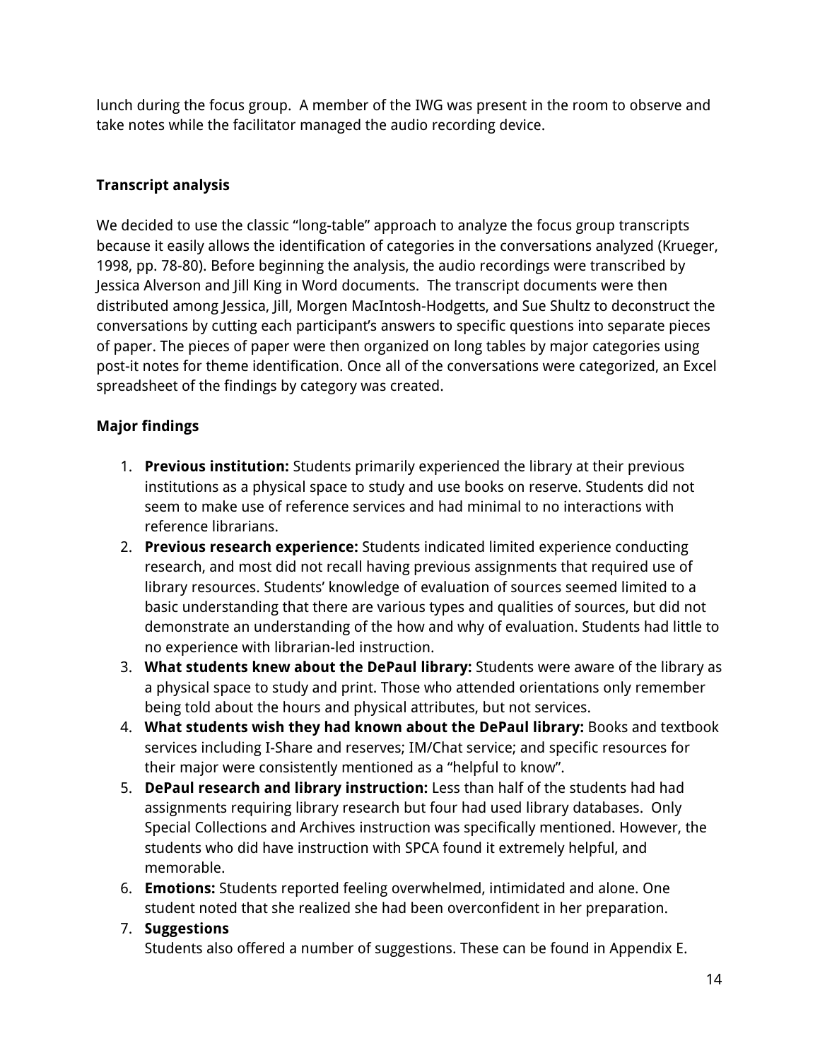lunch during the focus group. A member of the IWG was present in the room to observe and take notes while the facilitator managed the audio recording device.

**Transcript analysis**

We decided to use the classic "long-table" approach to analyze the focus group transcripts because it easily allows the identification of categories in the conversations analyzed (Krueger, 1998, pp. 78-80). Before beginning the analysis, the audio recordings were transcribed by Jessica Alverson and Jill King in Word documents. The transcript documents were then distributed among Jessica, Jill, Morgen MacIntosh-Hodgetts, and Sue Shultz to deconstruct the conversations by cutting each participant's answers to specific questions into separate pieces of paper. The pieces of paper were then organized on long tables by major categories using post-it notes for theme identification. Once all of the conversations were categorized, an Excel spreadsheet of the findings by category was created.

**Major findings**

1. **Previous institution:** Students primarily experienced the library at their previous institutions as a physical space to study and use books on reserve. Students did not seem to make use of reference services and had minimal to no interactions with reference librarians.
2. **Previous research experience:** Students indicated limited experience conducting research, and most did not recall having previous assignments that required use of library resources. Students' knowledge of evaluation of sources seemed limited to a basic understanding that there are various types and qualities of sources, but did not demonstrate an understanding of the how and why of evaluation. Students had little to no experience with librarian-led instruction.
3. **What students knew about the DePaul library:** Students were aware of the library as a physical space to study and print. Those who attended orientations only remember being told about the hours and physical attributes, but not services.
4. **What students wish they had known about the DePaul library:** Books and textbook services including I-Share and reserves; IM/Chat service; and specific resources for their major were consistently mentioned as a "helpful to know".
5. **DePaul research and library instruction:** Less than half of the students had had assignments requiring library research but four had used library databases. Only Special Collections and Archives instruction was specifically mentioned. However, the students who did have instruction with SPCA found it extremely helpful, and memorable.
6. **Emotions:** Students reported feeling overwhelmed, intimidated and alone. One student noted that she realized she had been overconfident in her preparation.
7. **Suggestions**
   Students also offered a number of suggestions. These can be found in Appendix E.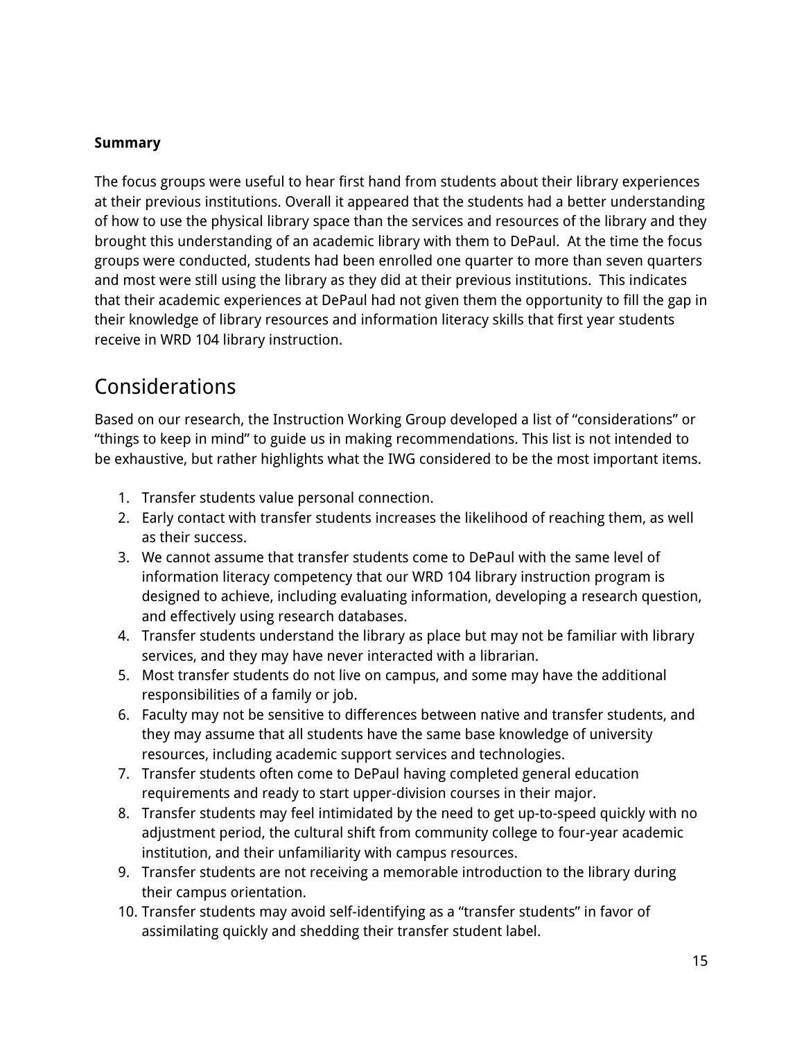**Summary**

The focus groups were useful to hear first hand from students about their library experiences at their previous institutions. Overall it appeared that the students had a better understanding of how to use the physical library space than the services and resources of the library and they brought this understanding of an academic library with them to DePaul.  At the time the focus groups were conducted, students had been enrolled one quarter to more than seven quarters and most were still using the library as they did at their previous institutions.  This indicates that their academic experiences at DePaul had not given them the opportunity to fill the gap in their knowledge of library resources and information literacy skills that first year students receive in WRD 104 library instruction.

## Considerations

Based on our research, the Instruction Working Group developed a list of "considerations" or "things to keep in mind" to guide us in making recommendations. This list is not intended to be exhaustive, but rather highlights what the IWG considered to be the most important items.

1. Transfer students value personal connection.
2. Early contact with transfer students increases the likelihood of reaching them, as well as their success.
3. We cannot assume that transfer students come to DePaul with the same level of information literacy competency that our WRD 104 library instruction program is designed to achieve, including evaluating information, developing a research question, and effectively using research databases.
4. Transfer students understand the library as place but may not be familiar with library services, and they may have never interacted with a librarian.
5. Most transfer students do not live on campus, and some may have the additional responsibilities of a family or job.
6. Faculty may not be sensitive to differences between native and transfer students, and they may assume that all students have the same base knowledge of university resources, including academic support services and technologies.
7. Transfer students often come to DePaul having completed general education requirements and ready to start upper-division courses in their major.
8. Transfer students may feel intimidated by the need to get up-to-speed quickly with no adjustment period, the cultural shift from community college to four-year academic institution, and their unfamiliarity with campus resources.
9. Transfer students are not receiving a memorable introduction to the library during their campus orientation.
10. Transfer students may avoid self-identifying as a "transfer students" in favor of assimilating quickly and shedding their transfer student label.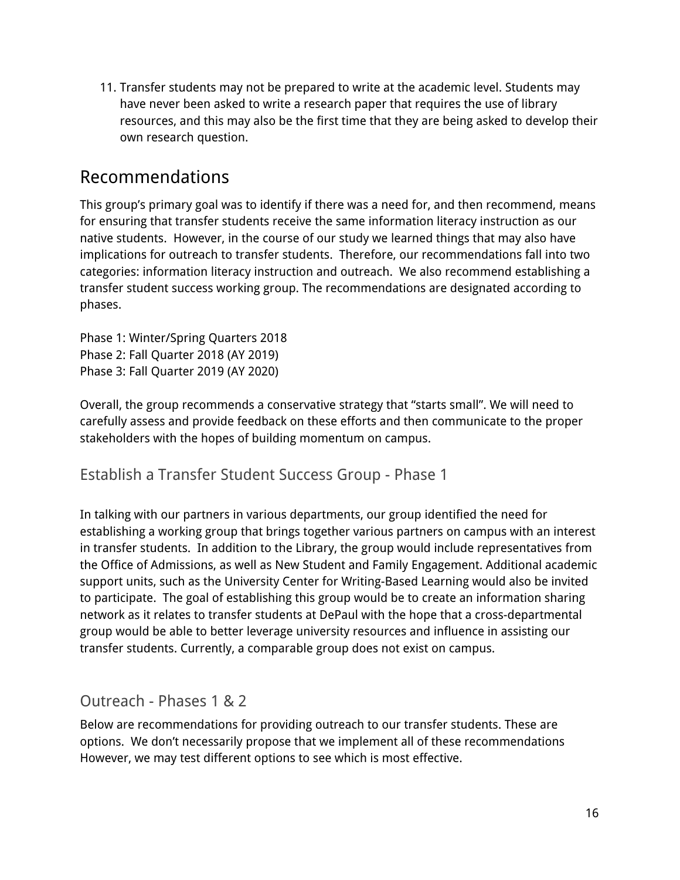11. Transfer students may not be prepared to write at the academic level. Students may have never been asked to write a research paper that requires the use of library resources, and this may also be the first time that they are being asked to develop their own research question.

## Recommendations

This group's primary goal was to identify if there was a need for, and then recommend, means for ensuring that transfer students receive the same information literacy instruction as our native students. However, in the course of our study we learned things that may also have implications for outreach to transfer students. Therefore, our recommendations fall into two categories: information literacy instruction and outreach. We also recommend establishing a transfer student success working group. The recommendations are designated according to phases.

Phase 1: Winter/Spring Quarters 2018
Phase 2: Fall Quarter 2018 (AY 2019)
Phase 3: Fall Quarter 2019 (AY 2020)

Overall, the group recommends a conservative strategy that "starts small". We will need to carefully assess and provide feedback on these efforts and then communicate to the proper stakeholders with the hopes of building momentum on campus.

### Establish a Transfer Student Success Group - Phase 1

In talking with our partners in various departments, our group identified the need for establishing a working group that brings together various partners on campus with an interest in transfer students. In addition to the Library, the group would include representatives from the Office of Admissions, as well as New Student and Family Engagement. Additional academic support units, such as the University Center for Writing-Based Learning would also be invited to participate. The goal of establishing this group would be to create an information sharing network as it relates to transfer students at DePaul with the hope that a cross-departmental group would be able to better leverage university resources and influence in assisting our transfer students. Currently, a comparable group does not exist on campus.

### Outreach - Phases 1 & 2

Below are recommendations for providing outreach to our transfer students. These are options. We don't necessarily propose that we implement all of these recommendations However, we may test different options to see which is most effective.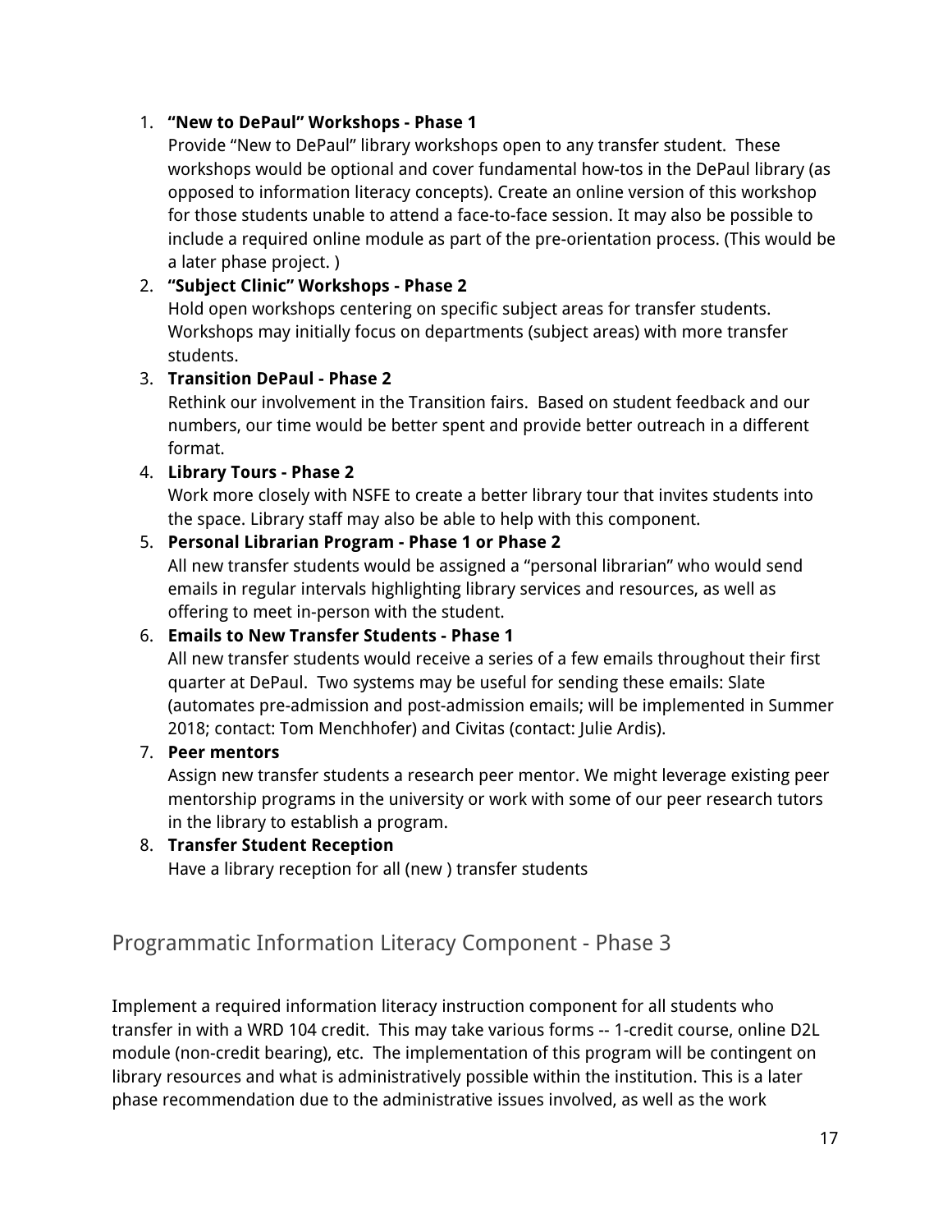1. **"New to DePaul" Workshops - Phase 1**
   Provide "New to DePaul" library workshops open to any transfer student. These workshops would be optional and cover fundamental how-tos in the DePaul library (as opposed to information literacy concepts). Create an online version of this workshop for those students unable to attend a face-to-face session. It may also be possible to include a required online module as part of the pre-orientation process. (This would be a later phase project. )
2. **"Subject Clinic" Workshops - Phase 2**
   Hold open workshops centering on specific subject areas for transfer students. Workshops may initially focus on departments (subject areas) with more transfer students.
3. **Transition DePaul - Phase 2**
   Rethink our involvement in the Transition fairs. Based on student feedback and our numbers, our time would be better spent and provide better outreach in a different format.
4. **Library Tours - Phase 2**
   Work more closely with NSFE to create a better library tour that invites students into the space. Library staff may also be able to help with this component.
5. **Personal Librarian Program - Phase 1 or Phase 2**
   All new transfer students would be assigned a "personal librarian" who would send emails in regular intervals highlighting library services and resources, as well as offering to meet in-person with the student.
6. **Emails to New Transfer Students - Phase 1**
   All new transfer students would receive a series of a few emails throughout their first quarter at DePaul. Two systems may be useful for sending these emails: Slate (automates pre-admission and post-admission emails; will be implemented in Summer 2018; contact: Tom Menchhofer) and Civitas (contact: Julie Ardis).
7. **Peer mentors**
   Assign new transfer students a research peer mentor. We might leverage existing peer mentorship programs in the university or work with some of our peer research tutors in the library to establish a program.
8. **Transfer Student Reception**
   Have a library reception for all (new ) transfer students

## Programmatic Information Literacy Component - Phase 3

Implement a required information literacy instruction component for all students who transfer in with a WRD 104 credit. This may take various forms -- 1-credit course, online D2L module (non-credit bearing), etc. The implementation of this program will be contingent on library resources and what is administratively possible within the institution. This is a later phase recommendation due to the administrative issues involved, as well as the work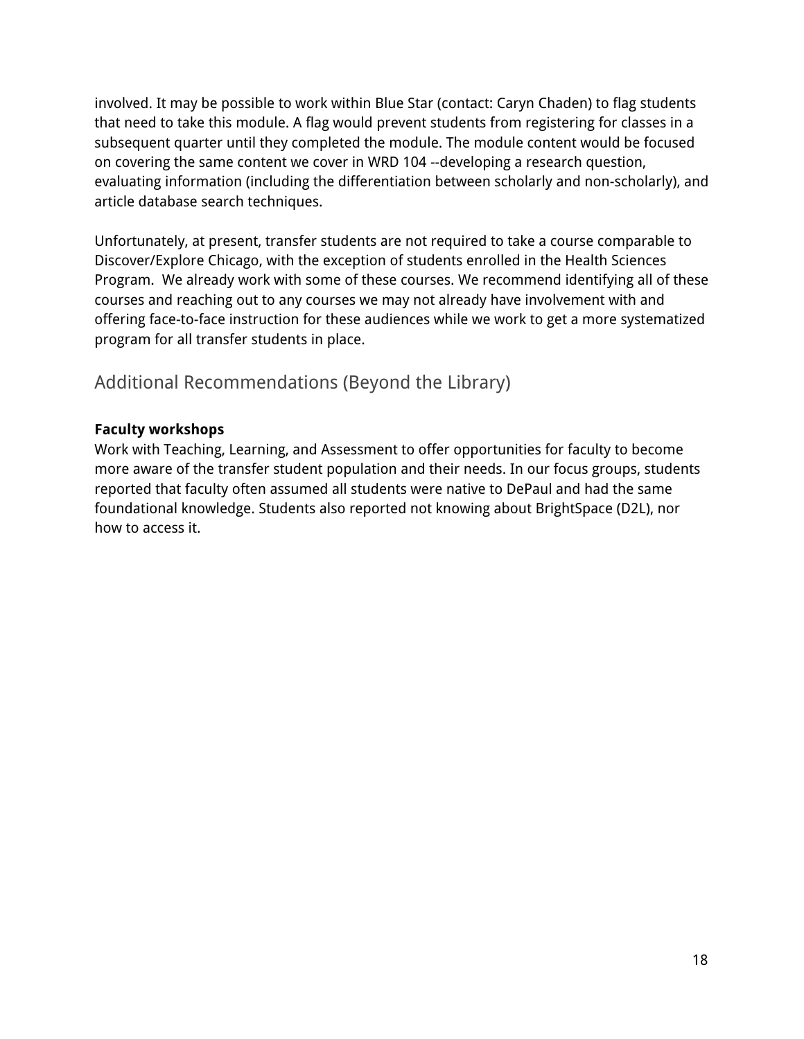involved. It may be possible to work within Blue Star (contact: Caryn Chaden) to flag students that need to take this module. A flag would prevent students from registering for classes in a subsequent quarter until they completed the module. The module content would be focused on covering the same content we cover in WRD 104 --developing a research question, evaluating information (including the differentiation between scholarly and non-scholarly), and article database search techniques.

Unfortunately, at present, transfer students are not required to take a course comparable to Discover/Explore Chicago, with the exception of students enrolled in the Health Sciences Program. We already work with some of these courses. We recommend identifying all of these courses and reaching out to any courses we may not already have involvement with and offering face-to-face instruction for these audiences while we work to get a more systematized program for all transfer students in place.

## Additional Recommendations (Beyond the Library)

**Faculty workshops**

Work with Teaching, Learning, and Assessment to offer opportunities for faculty to become more aware of the transfer student population and their needs. In our focus groups, students reported that faculty often assumed all students were native to DePaul and had the same foundational knowledge. Students also reported not knowing about BrightSpace (D2L), nor how to access it.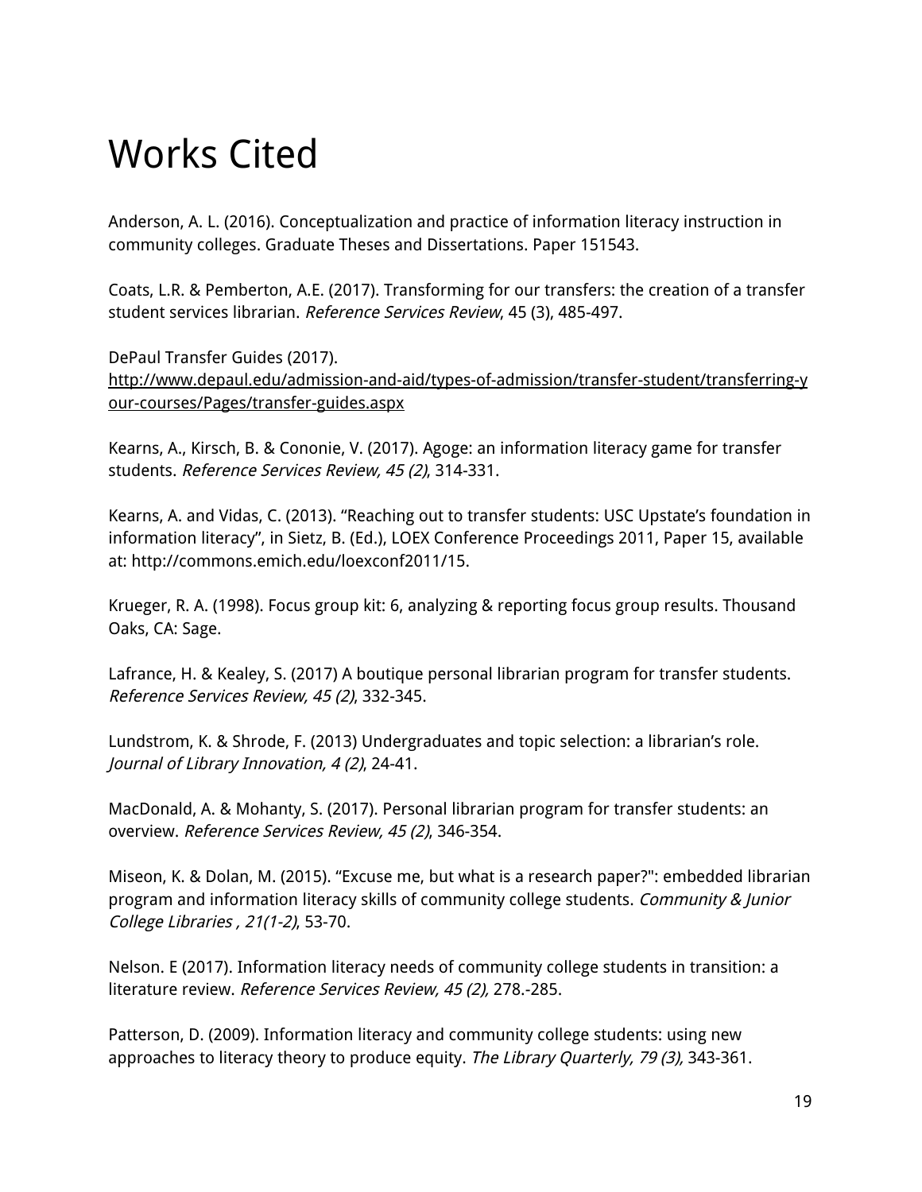# Works Cited

Anderson, A. L. (2016). Conceptualization and practice of information literacy instruction in community colleges. Graduate Theses and Dissertations. Paper 151543.

Coats, L.R. & Pemberton, A.E. (2017). Transforming for our transfers: the creation of a transfer student services librarian. *Reference Services Review*, 45 (3), 485-497.

DePaul Transfer Guides (2017).
http://www.depaul.edu/admission-and-aid/types-of-admission/transfer-student/transferring-your-courses/Pages/transfer-guides.aspx

Kearns, A., Kirsch, B. & Cononie, V. (2017). Agoge: an information literacy game for transfer students. *Reference Services Review, 45 (2)*, 314-331.

Kearns, A. and Vidas, C. (2013). "Reaching out to transfer students: USC Upstate's foundation in information literacy", in Sietz, B. (Ed.), LOEX Conference Proceedings 2011, Paper 15, available at: http://commons.emich.edu/loexconf2011/15.

Krueger, R. A. (1998). Focus group kit: 6, analyzing & reporting focus group results. Thousand Oaks, CA: Sage.

Lafrance, H. & Kealey, S. (2017) A boutique personal librarian program for transfer students. *Reference Services Review, 45 (2)*, 332-345.

Lundstrom, K. & Shrode, F. (2013) Undergraduates and topic selection: a librarian's role. *Journal of Library Innovation, 4 (2)*, 24-41.

MacDonald, A. & Mohanty, S. (2017). Personal librarian program for transfer students: an overview. *Reference Services Review, 45 (2)*, 346-354.

Miseon, K. & Dolan, M. (2015). "Excuse me, but what is a research paper?": embedded librarian program and information literacy skills of community college students. *Community & Junior College Libraries , 21(1-2)*, 53-70.

Nelson. E (2017). Information literacy needs of community college students in transition: a literature review. *Reference Services Review, 45 (2),* 278.-285.

Patterson, D. (2009). Information literacy and community college students: using new approaches to literacy theory to produce equity. *The Library Quarterly, 79 (3),* 343-361.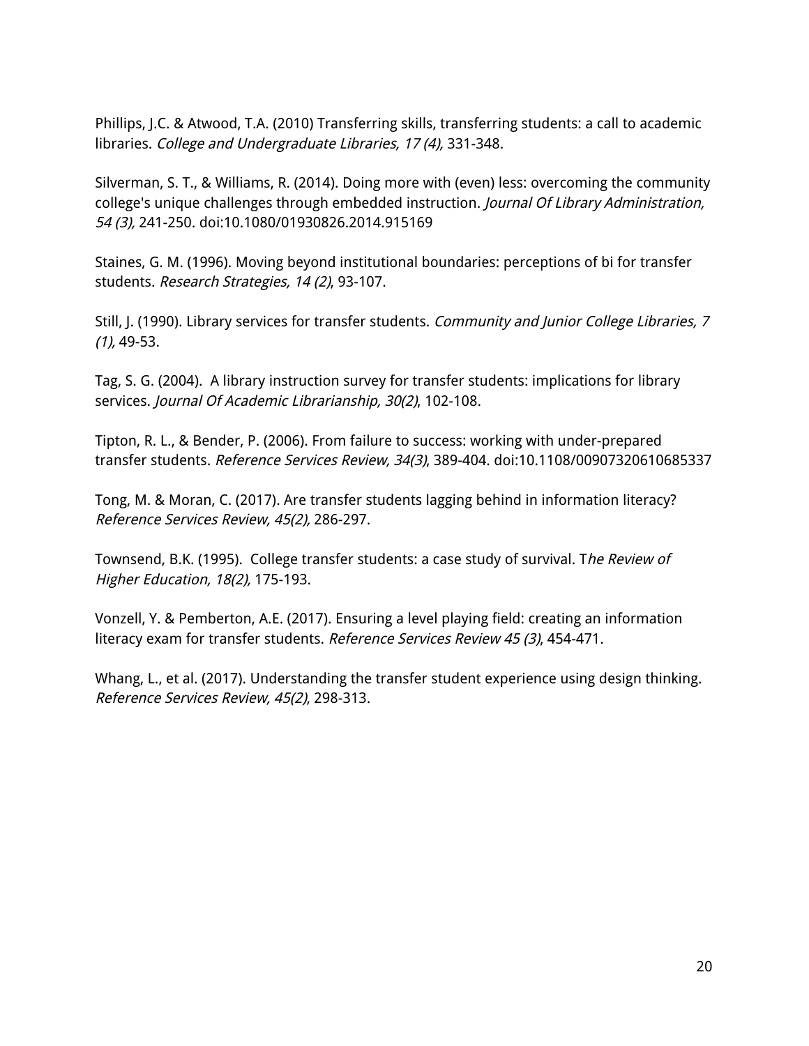Phillips, J.C. & Atwood, T.A. (2010) Transferring skills, transferring students: a call to academic libraries. *College and Undergraduate Libraries, 17 (4),* 331-348.

Silverman, S. T., & Williams, R. (2014). Doing more with (even) less: overcoming the community college's unique challenges through embedded instruction. *Journal Of Library Administration, 54 (3),* 241-250. doi:10.1080/01930826.2014.915169

Staines, G. M. (1996). Moving beyond institutional boundaries: perceptions of bi for transfer students. *Research Strategies, 14 (2)*, 93-107.

Still, J. (1990). Library services for transfer students. *Community and Junior College Libraries, 7 (1),* 49-53.

Tag, S. G. (2004). A library instruction survey for transfer students: implications for library services. *Journal Of Academic Librarianship, 30(2)*, 102-108.

Tipton, R. L., & Bender, P. (2006). From failure to success: working with under-prepared transfer students. *Reference Services Review, 34(3)*, 389-404. doi:10.1108/00907320610685337

Tong, M. & Moran, C. (2017). Are transfer students lagging behind in information literacy? *Reference Services Review, 45(2),* 286-297.

Townsend, B.K. (1995). College transfer students: a case study of survival. T*he Review of Higher Education, 18(2),* 175-193.

Vonzell, Y. & Pemberton, A.E. (2017). Ensuring a level playing field: creating an information literacy exam for transfer students. *Reference Services Review 45 (3)*, 454-471.

Whang, L., et al. (2017). Understanding the transfer student experience using design thinking. *Reference Services Review, 45(2)*, 298-313.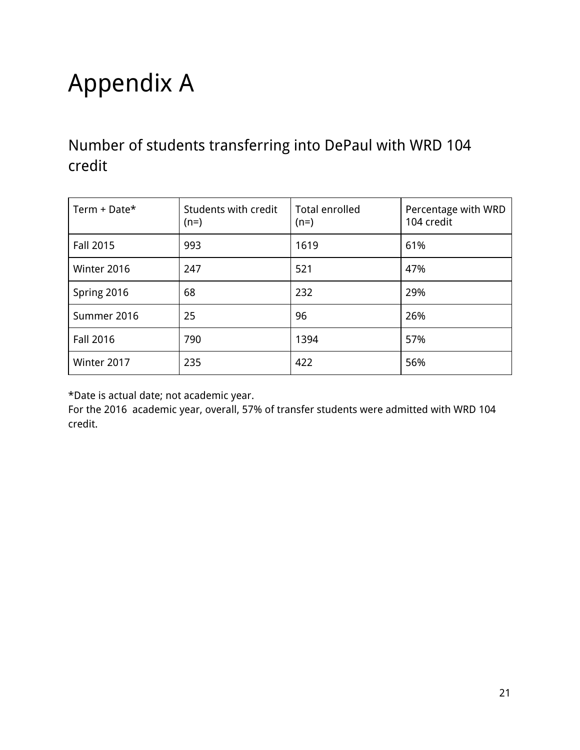# Appendix A

## Number of students transferring into DePaul with WRD 104 credit

| Term + Date* | Students with credit (n=) | Total enrolled (n=) | Percentage with WRD 104 credit |
|---|---|---|---|
| Fall 2015 | 993 | 1619 | 61% |
| Winter 2016 | 247 | 521 | 47% |
| Spring 2016 | 68 | 232 | 29% |
| Summer 2016 | 25 | 96 | 26% |
| Fall 2016 | 790 | 1394 | 57% |
| Winter 2017 | 235 | 422 | 56% |

*Date is actual date; not academic year.
For the 2016 academic year, overall, 57% of transfer students were admitted with WRD 104 credit.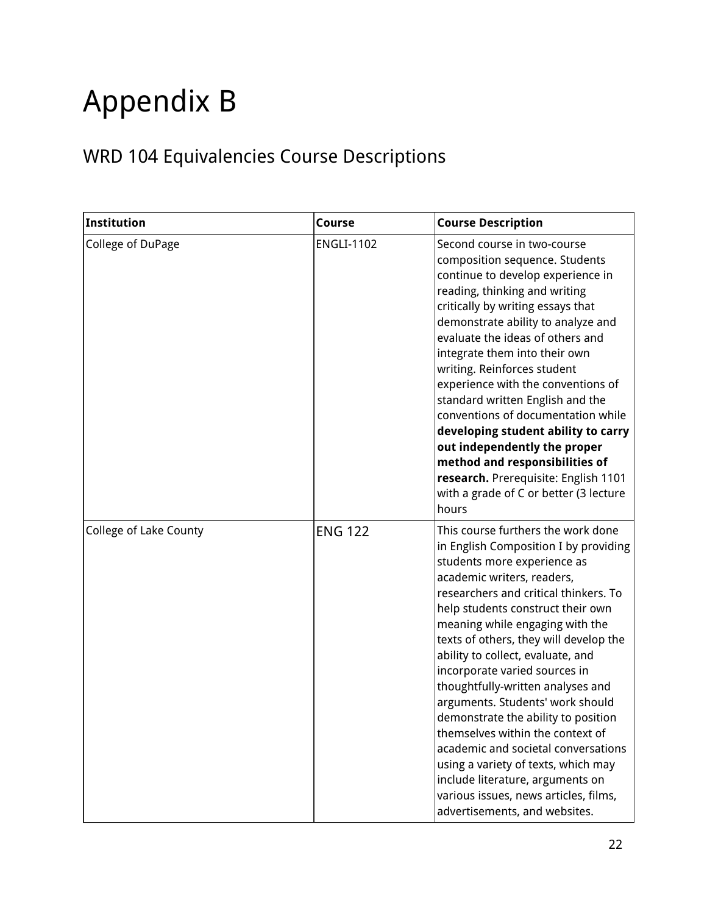# Appendix B

## WRD 104 Equivalencies Course Descriptions

| Institution | Course | Course Description |
|---|---|---|
| College of DuPage | ENGLI-1102 | Second course in two-course composition sequence. Students continue to develop experience in reading, thinking and writing critically by writing essays that demonstrate ability to analyze and evaluate the ideas of others and integrate them into their own writing. Reinforces student experience with the conventions of standard written English and the conventions of documentation while **developing student ability to carry out independently the proper method and responsibilities of research.** Prerequisite: English 1101 with a grade of C or better (3 lecture hours |
| College of Lake County | ENG 122 | This course furthers the work done in English Composition I by providing students more experience as academic writers, readers, researchers and critical thinkers. To help students construct their own meaning while engaging with the texts of others, they will develop the ability to collect, evaluate, and incorporate varied sources in thoughtfully-written analyses and arguments. Students' work should demonstrate the ability to position themselves within the context of academic and societal conversations using a variety of texts, which may include literature, arguments on various issues, news articles, films, advertisements, and websites. |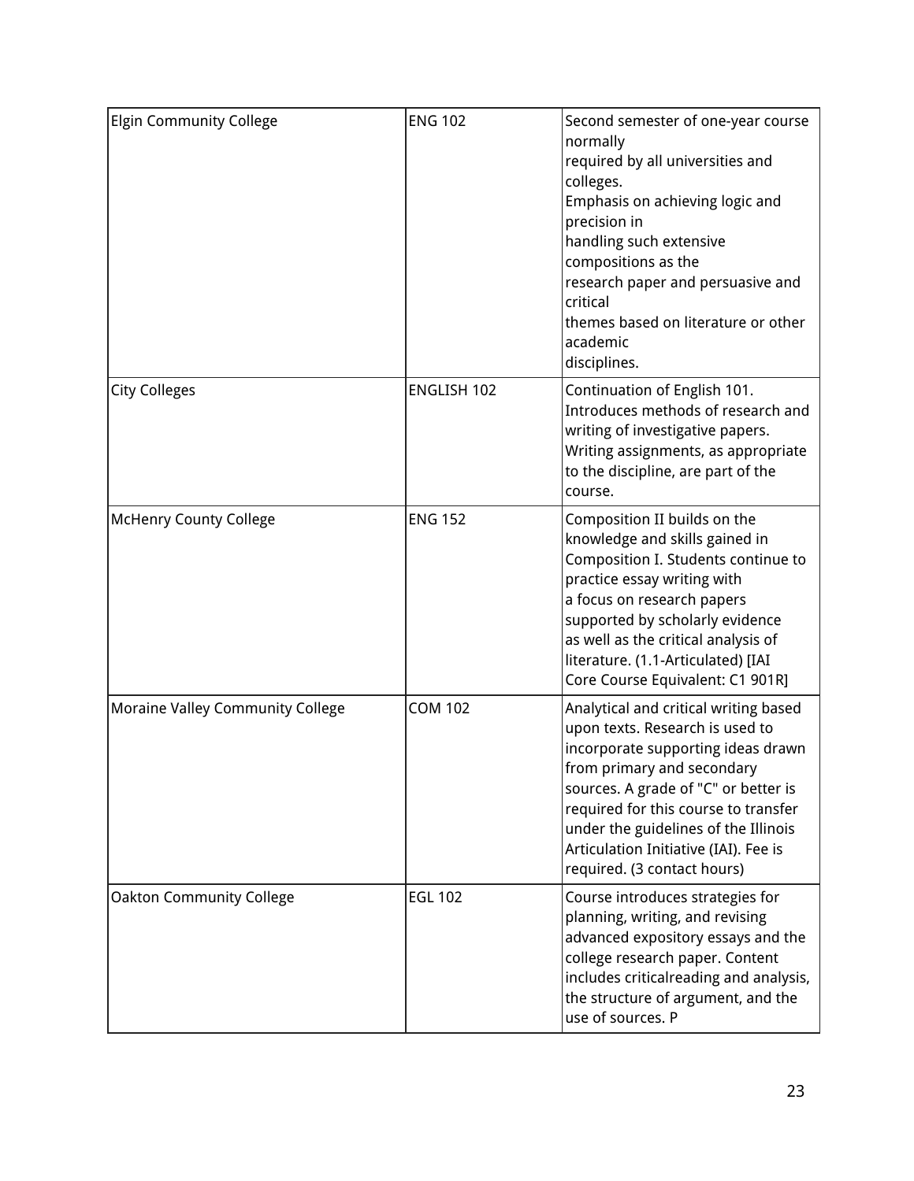| | | |
|---|---|---|
| Elgin Community College | ENG 102 | Second semester of one-year course normally required by all universities and colleges. Emphasis on achieving logic and precision in handling such extensive compositions as the research paper and persuasive and critical themes based on literature or other academic disciplines. |
| City Colleges | ENGLISH 102 | Continuation of English 101. Introduces methods of research and writing of investigative papers. Writing assignments, as appropriate to the discipline, are part of the course. |
| McHenry County College | ENG 152 | Composition II builds on the knowledge and skills gained in Composition I. Students continue to practice essay writing with a focus on research papers supported by scholarly evidence as well as the critical analysis of literature. (1.1-Articulated) [IAI Core Course Equivalent: C1 901R] |
| Moraine Valley Community College | COM 102 | Analytical and critical writing based upon texts. Research is used to incorporate supporting ideas drawn from primary and secondary sources. A grade of "C" or better is required for this course to transfer under the guidelines of the Illinois Articulation Initiative (IAI). Fee is required. (3 contact hours) |
| Oakton Community College | EGL 102 | Course introduces strategies for planning, writing, and revising advanced expository essays and the college research paper. Content includes criticalreading and analysis, the structure of argument, and the use of sources. P |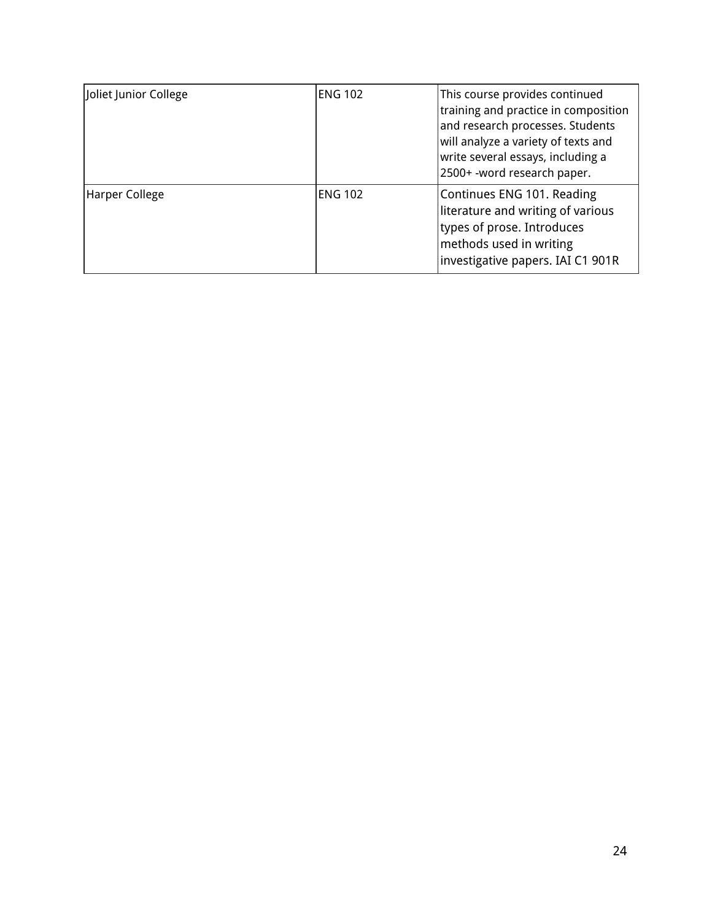| | | |
|---|---|---|
| Joliet Junior College | ENG 102 | This course provides continued training and practice in composition and research processes. Students will analyze a variety of texts and write several essays, including a 2500+ -word research paper. |
| Harper College | ENG 102 | Continues ENG 101. Reading literature and writing of various types of prose. Introduces methods used in writing investigative papers. IAI C1 901R |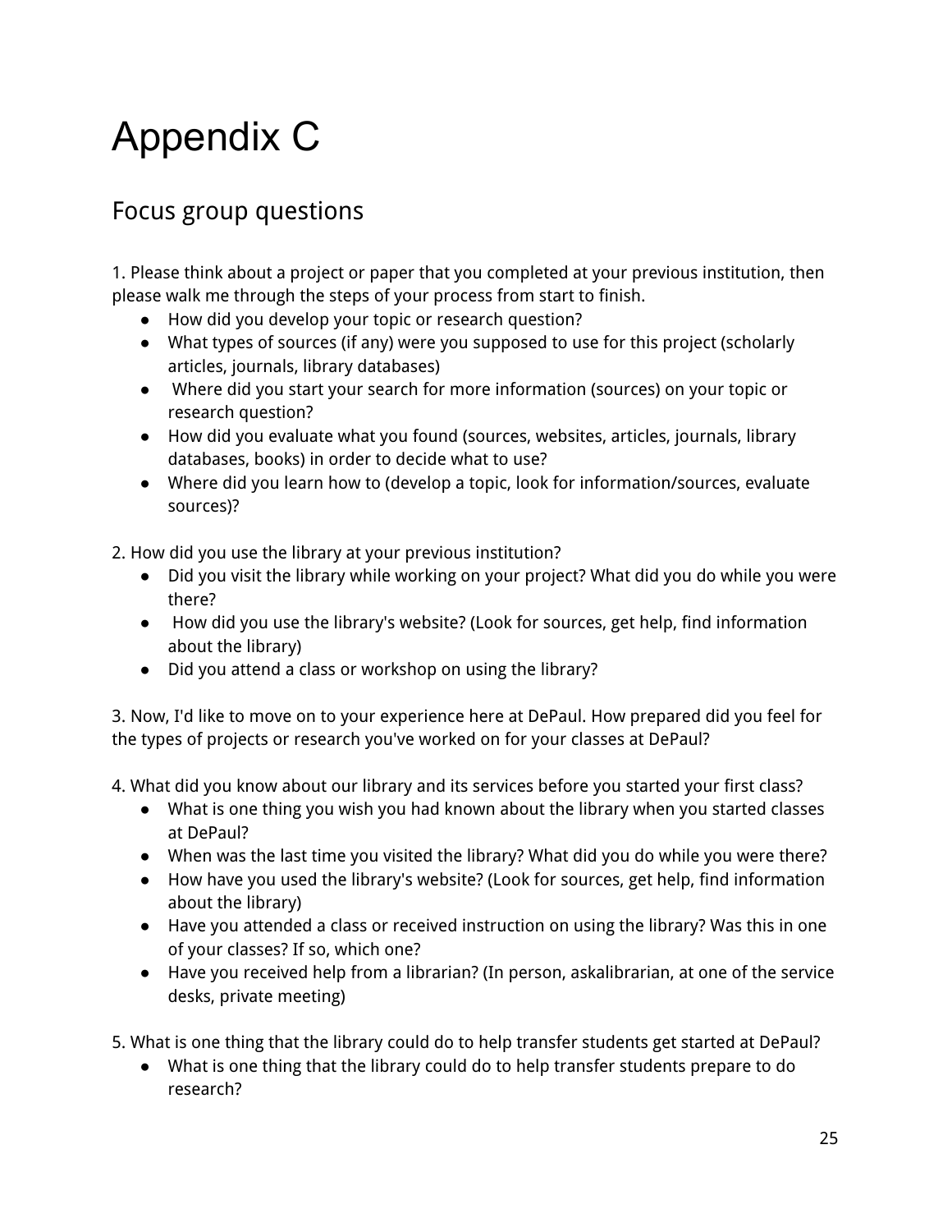# Appendix C

## Focus group questions

1. Please think about a project or paper that you completed at your previous institution, then please walk me through the steps of your process from start to finish.
   - How did you develop your topic or research question?
   - What types of sources (if any) were you supposed to use for this project (scholarly articles, journals, library databases)
   - Where did you start your search for more information (sources) on your topic or research question?
   - How did you evaluate what you found (sources, websites, articles, journals, library databases, books) in order to decide what to use?
   - Where did you learn how to (develop a topic, look for information/sources, evaluate sources)?

2. How did you use the library at your previous institution?
   - Did you visit the library while working on your project? What did you do while you were there?
   - How did you use the library's website? (Look for sources, get help, find information about the library)
   - Did you attend a class or workshop on using the library?

3. Now, I'd like to move on to your experience here at DePaul. How prepared did you feel for the types of projects or research you've worked on for your classes at DePaul?

4. What did you know about our library and its services before you started your first class?
   - What is one thing you wish you had known about the library when you started classes at DePaul?
   - When was the last time you visited the library? What did you do while you were there?
   - How have you used the library's website? (Look for sources, get help, find information about the library)
   - Have you attended a class or received instruction on using the library? Was this in one of your classes? If so, which one?
   - Have you received help from a librarian? (In person, askalibrarian, at one of the service desks, private meeting)

5. What is one thing that the library could do to help transfer students get started at DePaul?
   - What is one thing that the library could do to help transfer students prepare to do research?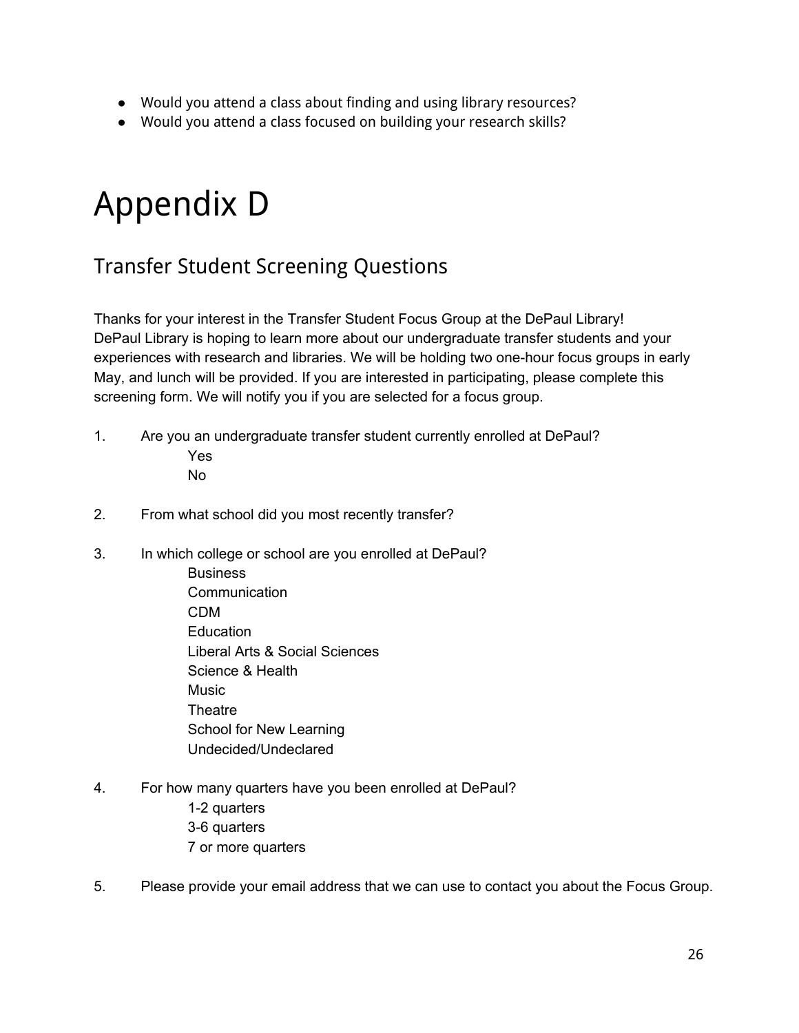- Would you attend a class about finding and using library resources?
- Would you attend a class focused on building your research skills?

# Appendix D

## Transfer Student Screening Questions

Thanks for your interest in the Transfer Student Focus Group at the DePaul Library!
DePaul Library is hoping to learn more about our undergraduate transfer students and your experiences with research and libraries. We will be holding two one-hour focus groups in early May, and lunch will be provided. If you are interested in participating, please complete this screening form. We will notify you if you are selected for a focus group.

1. Are you an undergraduate transfer student currently enrolled at DePaul?
   - Yes
   - No

2. From what school did you most recently transfer?

3. In which college or school are you enrolled at DePaul?
   - Business
   - Communication
   - CDM
   - Education
   - Liberal Arts & Social Sciences
   - Science & Health
   - Music
   - Theatre
   - School for New Learning
   - Undecided/Undeclared

4. For how many quarters have you been enrolled at DePaul?
   - 1-2 quarters
   - 3-6 quarters
   - 7 or more quarters

5. Please provide your email address that we can use to contact you about the Focus Group.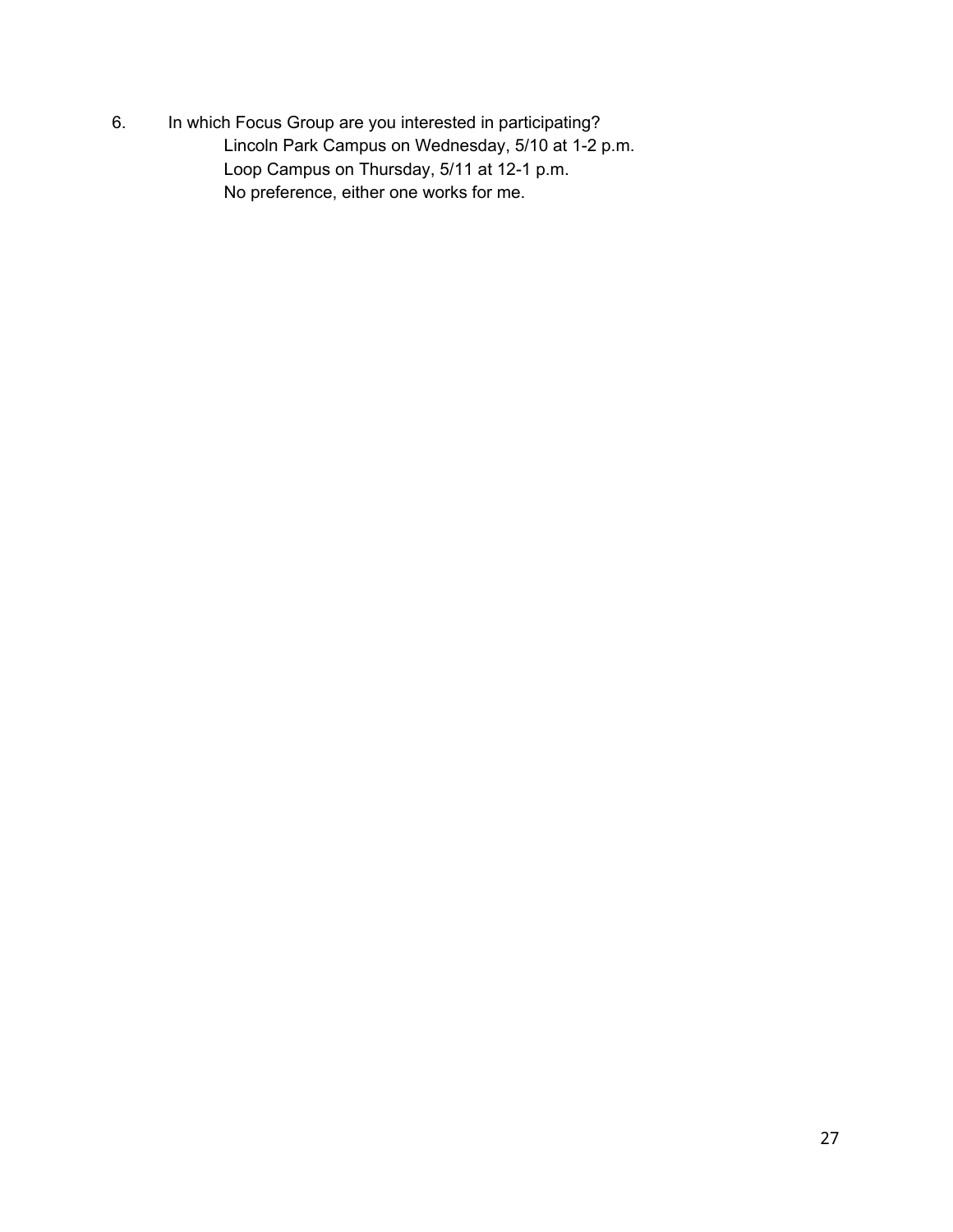6. In which Focus Group are you interested in participating?
   - Lincoln Park Campus on Wednesday, 5/10 at 1-2 p.m.
   - Loop Campus on Thursday, 5/11 at 12-1 p.m.
   - No preference, either one works for me.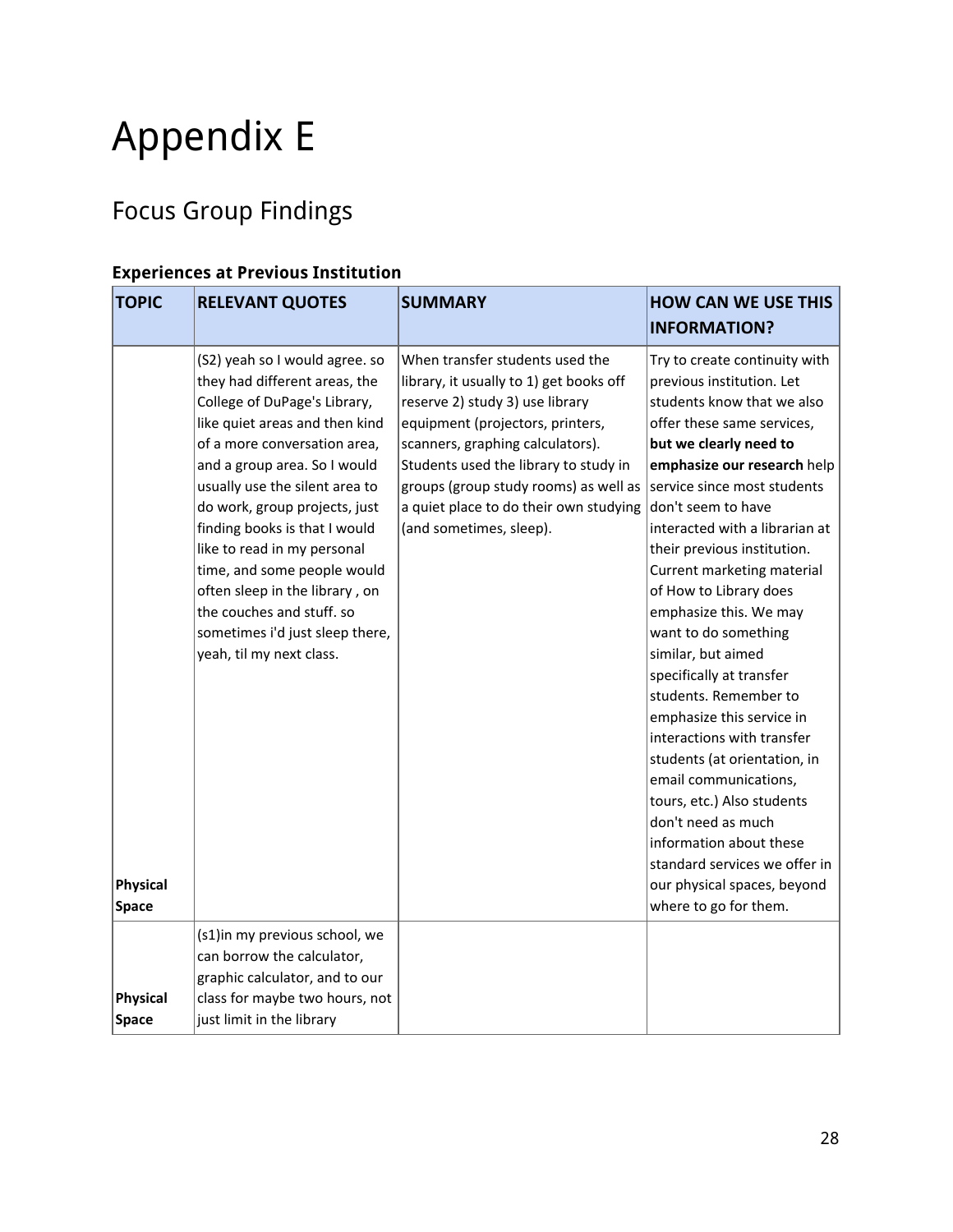# Appendix E

## Focus Group Findings

### Experiences at Previous Institution

| TOPIC | RELEVANT QUOTES | SUMMARY | HOW CAN WE USE THIS INFORMATION? |
|---|---|---|---|
| Physical Space | (S2) yeah so I would agree. so they had different areas, the College of DuPage's Library, like quiet areas and then kind of a more conversation area, and a group area. So I would usually use the silent area to do work, group projects, just finding books is that I would like to read in my personal time, and some people would often sleep in the library , on the couches and stuff. so sometimes i'd just sleep there, yeah, til my next class. | When transfer students used the library, it usually to 1) get books off reserve 2) study 3) use library equipment (projectors, printers, scanners, graphing calculators). Students used the library to study in groups (group study rooms) as well as a quiet place to do their own studying (and sometimes, sleep). | Try to create continuity with previous institution. Let students know that we also offer these same services, **but we clearly need to emphasize our research** help service since most students don't seem to have interacted with a librarian at their previous institution. Current marketing material of How to Library does emphasize this. We may want to do something similar, but aimed specifically at transfer students. Remember to emphasize this service in interactions with transfer students (at orientation, in email communications, tours, etc.) Also students don't need as much information about these standard services we offer in our physical spaces, beyond where to go for them. |
| Physical Space | (s1)in my previous school, we can borrow the calculator, graphic calculator, and to our class for maybe two hours, not just limit in the library | | |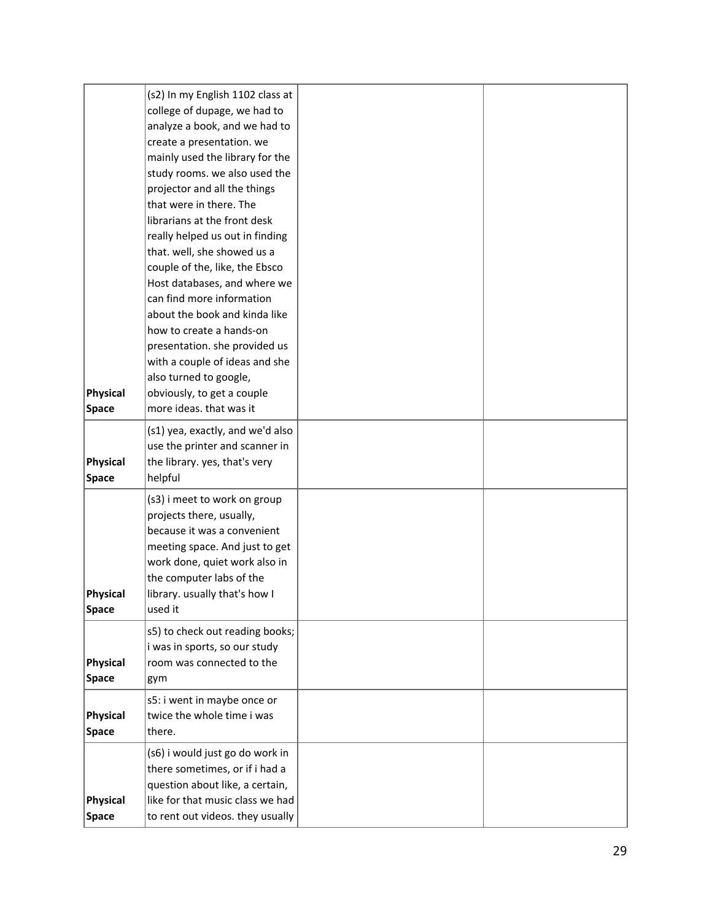| | | | |
|---|---|---|---|
| Physical Space | (s2) In my English 1102 class at college of dupage, we had to analyze a book, and we had to create a presentation. we mainly used the library for the study rooms. we also used the projector and all the things that were in there. The librarians at the front desk really helped us out in finding that. well, she showed us a couple of the, like, the Ebsco Host databases, and where we can find more information about the book and kinda like how to create a hands-on presentation. she provided us with a couple of ideas and she also turned to google, obviously, to get a couple more ideas. that was it | | |
| Physical Space | (s1) yea, exactly, and we'd also use the printer and scanner in the library. yes, that's very helpful | | |
| Physical Space | (s3) i meet to work on group projects there, usually, because it was a convenient meeting space. And just to get work done, quiet work also in the computer labs of the library. usually that's how I used it | | |
| Physical Space | s5) to check out reading books; i was in sports, so our study room was connected to the gym | | |
| Physical Space | s5: i went in maybe once or twice the whole time i was there. | | |
| Physical Space | (s6) i would just go do work in there sometimes, or if i had a question about like, a certain, like for that music class we had to rent out videos. they usually | | |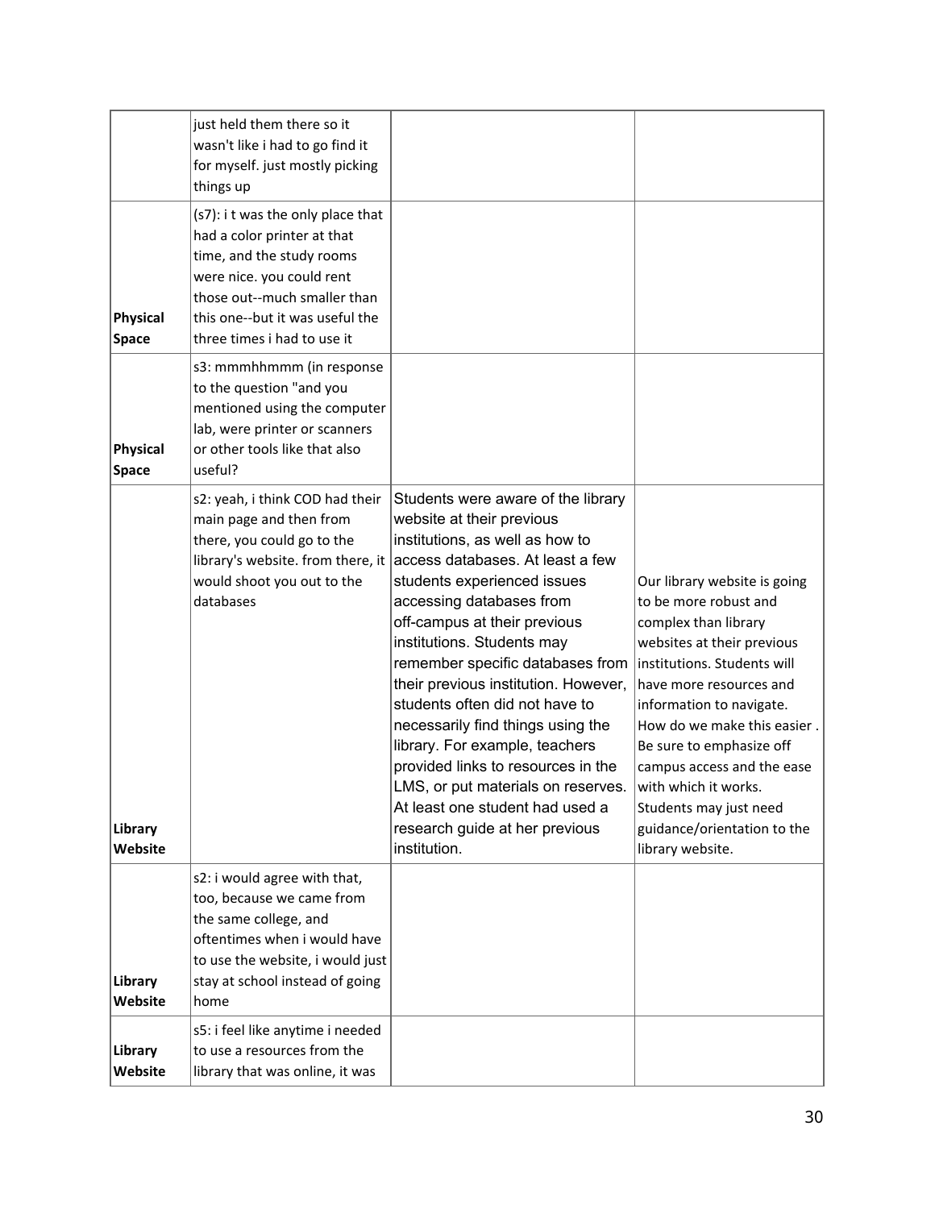| | just held them there so it wasn't like i had to go find it for myself. just mostly picking things up | | |
|---|---|---|---|
| **Physical Space** | (s7): i t was the only place that had a color printer at that time, and the study rooms were nice. you could rent those out--much smaller than this one--but it was useful the three times i had to use it | | |
| **Physical Space** | s3: mmmhhmmm (in response to the question "and you mentioned using the computer lab, were printer or scanners or other tools like that also useful? | | |
| **Library Website** | s2: yeah, i think COD had their main page and then from there, you could go to the library's website. from there, it would shoot you out to the databases | Students were aware of the library website at their previous institutions, as well as how to access databases. At least a few students experienced issues accessing databases from off-campus at their previous institutions. Students may remember specific databases from their previous institution. However, students often did not have to necessarily find things using the library. For example, teachers provided links to resources in the LMS, or put materials on reserves. At least one student had used a research guide at her previous institution. | Our library website is going to be more robust and complex than library websites at their previous institutions. Students will have more resources and information to navigate. How do we make this easier . Be sure to emphasize off campus access and the ease with which it works. Students may just need guidance/orientation to the library website. |
| **Library Website** | s2: i would agree with that, too, because we came from the same college, and oftentimes when i would have to use the website, i would just stay at school instead of going home | | |
| **Library Website** | s5: i feel like anytime i needed to use a resources from the library that was online, it was | | |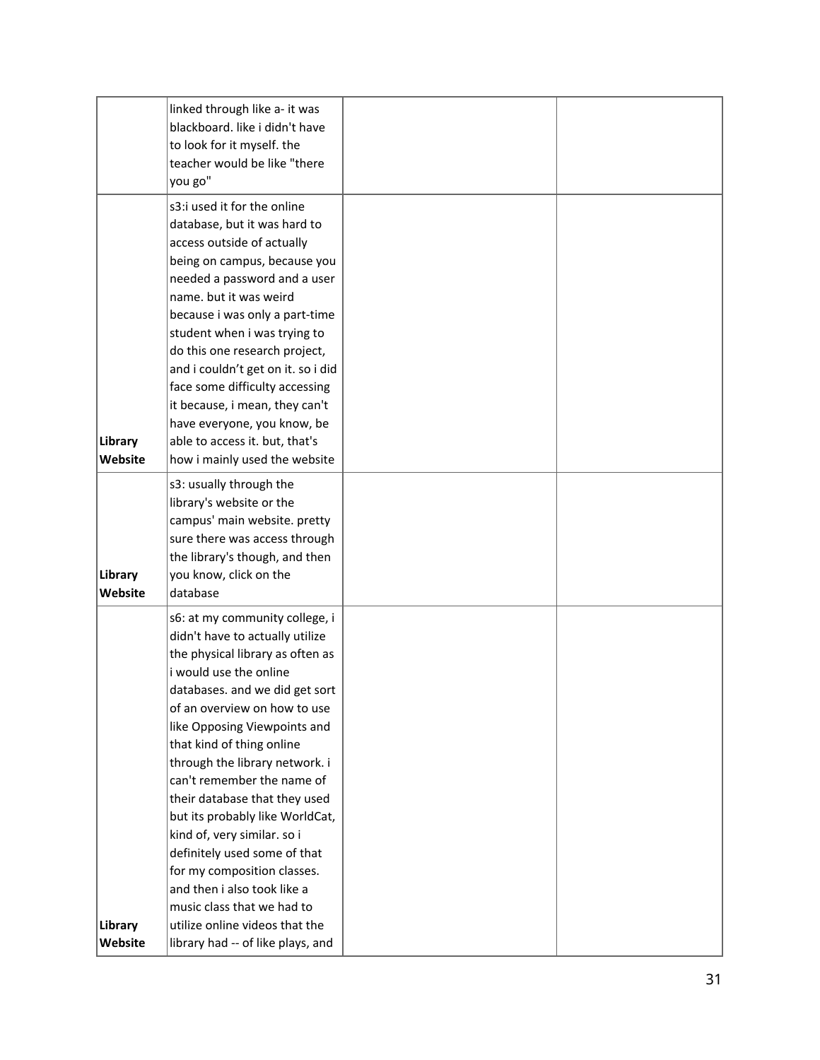|  |  |  |  |
|---|---|---|---|
|  | linked through like a- it was blackboard. like i didn't have to look for it myself. the teacher would be like "there you go" |  |  |
| **Library Website** | s3:i used it for the online database, but it was hard to access outside of actually being on campus, because you needed a password and a user name. but it was weird because i was only a part-time student when i was trying to do this one research project, and i couldn't get on it. so i did face some difficulty accessing it because, i mean, they can't have everyone, you know, be able to access it. but, that's how i mainly used the website |  |  |
| **Library Website** | s3: usually through the library's website or the campus' main website. pretty sure there was access through the library's though, and then you know, click on the database |  |  |
| **Library Website** | s6: at my community college, i didn't have to actually utilize the physical library as often as i would use the online databases. and we did get sort of an overview on how to use like Opposing Viewpoints and that kind of thing online through the library network. i can't remember the name of their database that they used but its probably like WorldCat, kind of, very similar. so i definitely used some of that for my composition classes. and then i also took like a music class that we had to utilize online videos that the library had -- of like plays, and |  |  |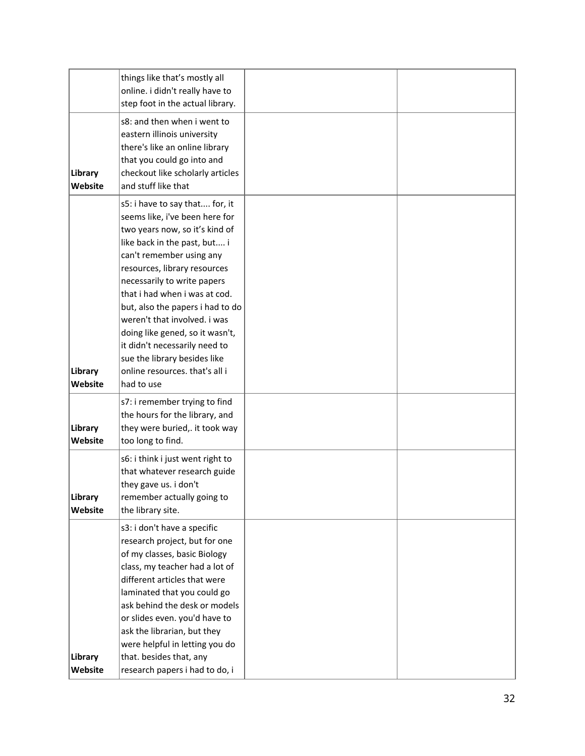| | | | |
|---|---|---|---|
| | things like that's mostly all online. i didn't really have to step foot in the actual library. | | |
| Library Website | s8: and then when i went to eastern illinois university there's like an online library that you could go into and checkout like scholarly articles and stuff like that | | |
| Library Website | s5: i have to say that.... for, it seems like, i've been here for two years now, so it's kind of like back in the past, but.... i can't remember using any resources, library resources necessarily to write papers that i had when i was at cod. but, also the papers i had to do weren't that involved. i was doing like gened, so it wasn't, it didn't necessarily need to sue the library besides like online resources. that's all i had to use | | |
| Library Website | s7: i remember trying to find the hours for the library, and they were buried,. it took way too long to find. | | |
| Library Website | s6: i think i just went right to that whatever research guide they gave us. i don't remember actually going to the library site. | | |
| Library Website | s3: i don't have a specific research project, but for one of my classes, basic Biology class, my teacher had a lot of different articles that were laminated that you could go ask behind the desk or models or slides even. you'd have to ask the librarian, but they were helpful in letting you do that. besides that, any research papers i had to do, i | | |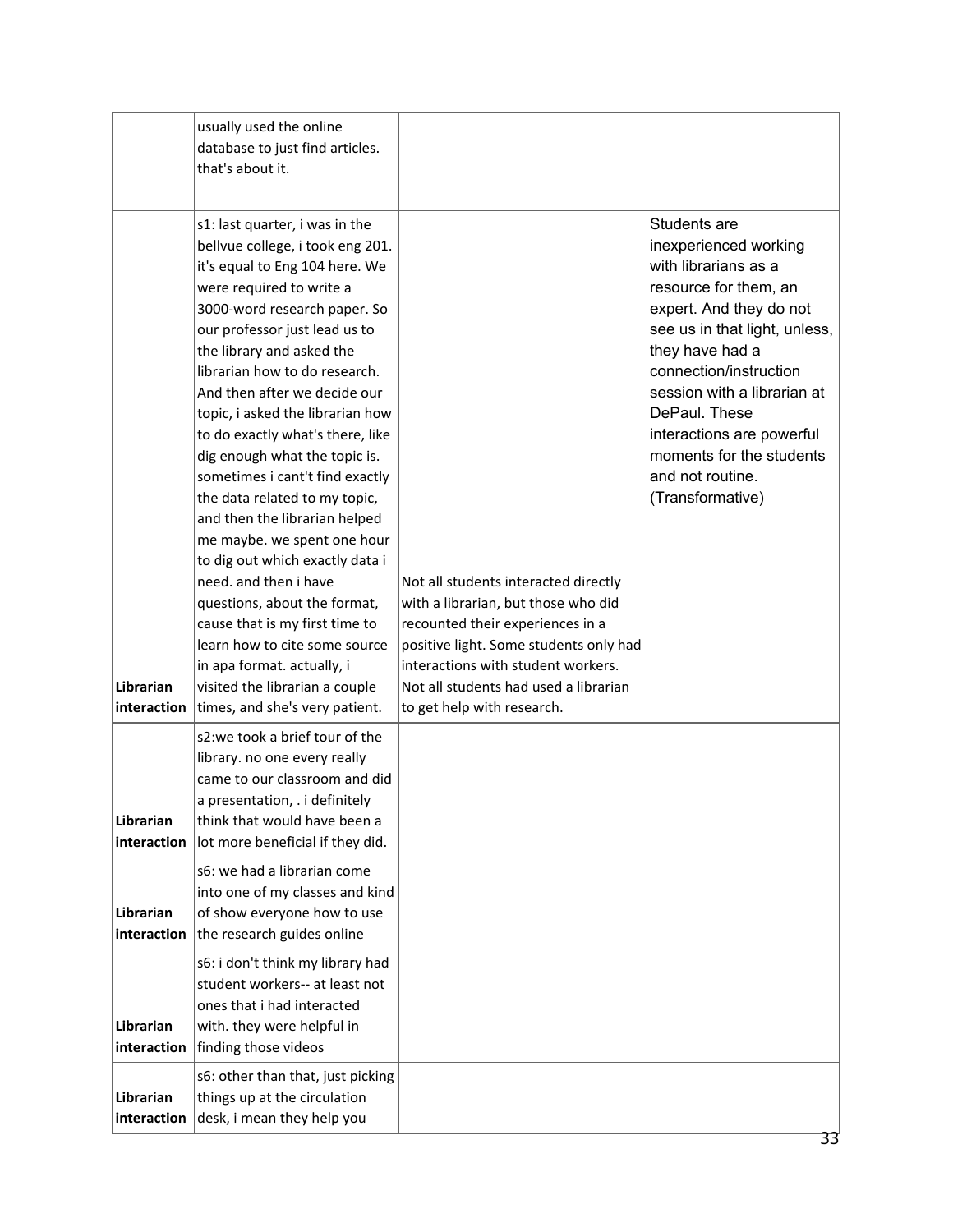| | | | |
|---|---|---|---|
| | usually used the online database to just find articles. that's about it. | | |
| Librarian interaction | s1: last quarter, i was in the bellvue college, i took eng 201. it's equal to Eng 104 here. We were required to write a 3000-word research paper. So our professor just lead us to the library and asked the librarian how to do research. And then after we decide our topic, i asked the librarian how to do exactly what's there, like dig enough what the topic is. sometimes i cant't find exactly the data related to my topic, and then the librarian helped me maybe. we spent one hour to dig out which exactly data i need. and then i have questions, about the format, cause that is my first time to learn how to cite some source in apa format. actually, i visited the librarian a couple times, and she's very patient. | Not all students interacted directly with a librarian, but those who did recounted their experiences in a positive light. Some students only had interactions with student workers. Not all students had used a librarian to get help with research. | Students are inexperienced working with librarians as a resource for them, an expert. And they do not see us in that light, unless, they have had a connection/instruction session with a librarian at DePaul. These interactions are powerful moments for the students and not routine. (Transformative) |
| Librarian interaction | s2:we took a brief tour of the library. no one every really came to our classroom and did a presentation, . i definitely think that would have been a lot more beneficial if they did. | | |
| Librarian interaction | s6: we had a librarian come into one of my classes and kind of show everyone how to use the research guides online | | |
| Librarian interaction | s6: i don't think my library had student workers-- at least not ones that i had interacted with. they were helpful in finding those videos | | |
| Librarian interaction | s6: other than that, just picking things up at the circulation desk, i mean they help you | | |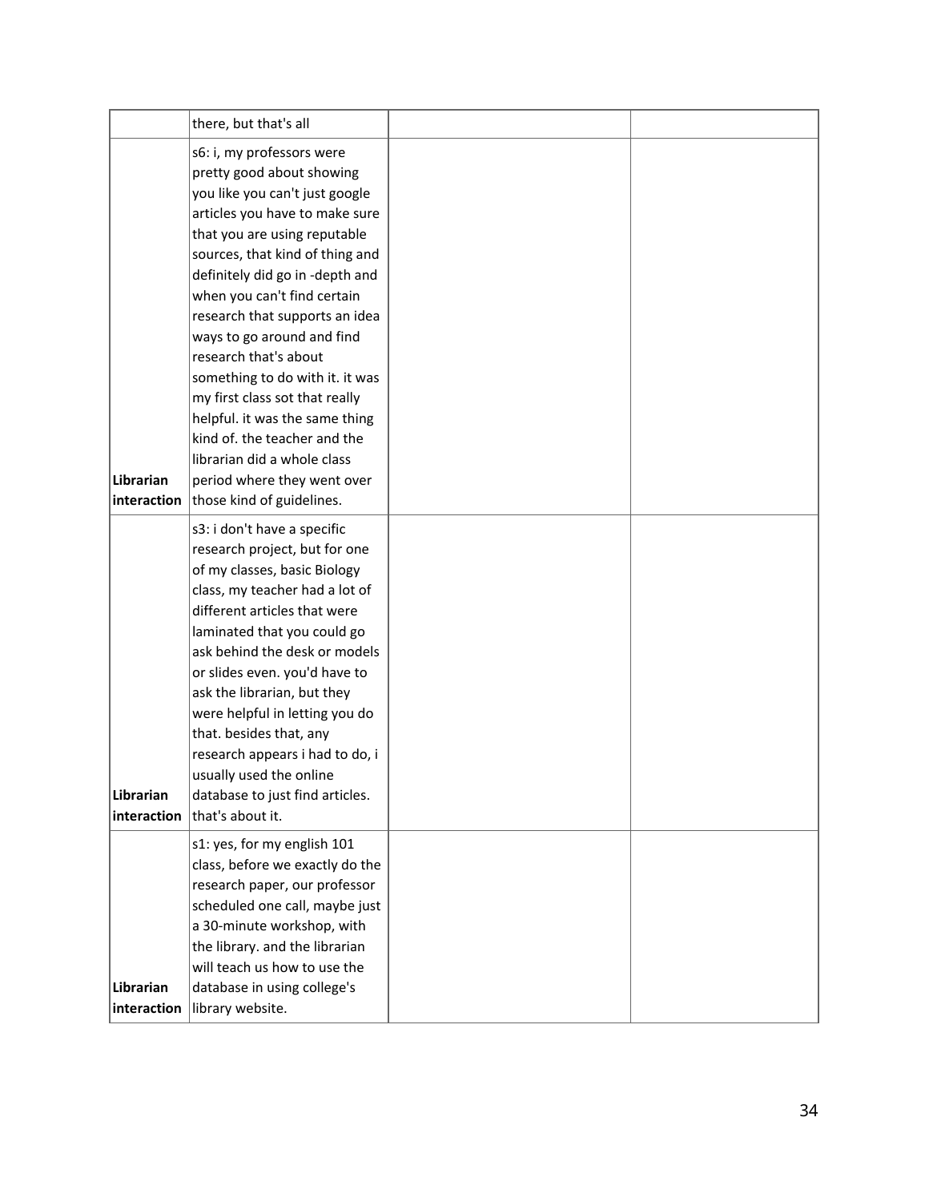| | | | |
|---|---|---|---|
| | there, but that's all | | |
| **Librarian interaction** | s6: i, my professors were pretty good about showing you like you can't just google articles you have to make sure that you are using reputable sources, that kind of thing and definitely did go in -depth and when you can't find certain research that supports an idea ways to go around and find research that's about something to do with it. it was my first class sot that really helpful. it was the same thing kind of. the teacher and the librarian did a whole class period where they went over those kind of guidelines. | | |
| **Librarian interaction** | s3: i don't have a specific research project, but for one of my classes, basic Biology class, my teacher had a lot of different articles that were laminated that you could go ask behind the desk or models or slides even. you'd have to ask the librarian, but they were helpful in letting you do that. besides that, any research appears i had to do, i usually used the online database to just find articles. that's about it. | | |
| **Librarian interaction** | s1: yes, for my english 101 class, before we exactly do the research paper, our professor scheduled one call, maybe just a 30-minute workshop, with the library. and the librarian will teach us how to use the database in using college's library website. | | |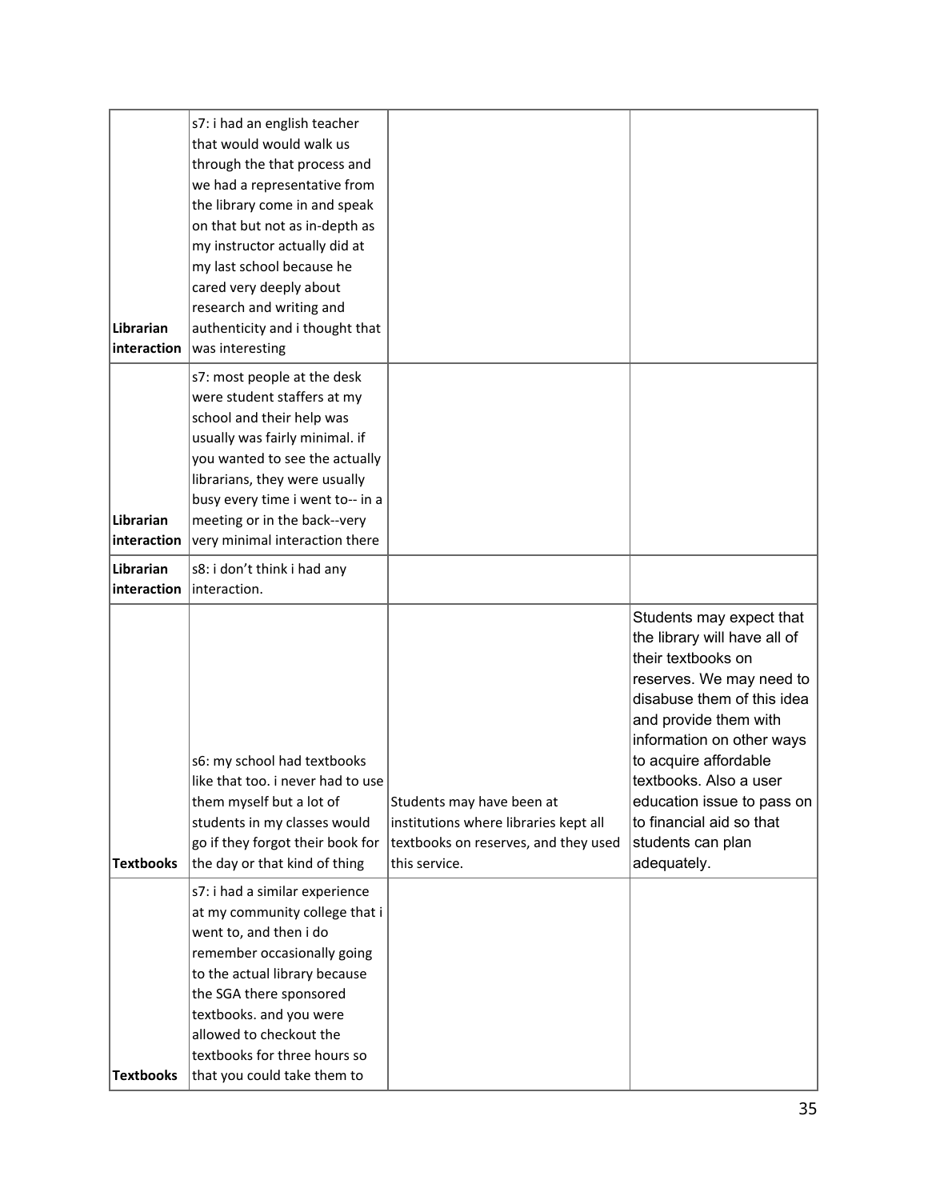| | | | |
|---|---|---|---|
| Librarian interaction | s7: i had an english teacher that would would walk us through the that process and we had a representative from the library come in and speak on that but not as in-depth as my instructor actually did at my last school because he cared very deeply about research and writing and authenticity and i thought that was interesting | | |
| Librarian interaction | s7: most people at the desk were student staffers at my school and their help was usually was fairly minimal. if you wanted to see the actually librarians, they were usually busy every time i went to-- in a meeting or in the back--very very minimal interaction there | | |
| Librarian interaction | s8: i don't think i had any interaction. | | |
| Textbooks | s6: my school had textbooks like that too. i never had to use them myself but a lot of students in my classes would go if they forgot their book for the day or that kind of thing | Students may have been at institutions where libraries kept all textbooks on reserves, and they used this service. | Students may expect that the library will have all of their textbooks on reserves. We may need to disabuse them of this idea and provide them with information on other ways to acquire affordable textbooks. Also a user education issue to pass on to financial aid so that students can plan adequately. |
| Textbooks | s7: i had a similar experience at my community college that i went to, and then i do remember occasionally going to the actual library because the SGA there sponsored textbooks. and you were allowed to checkout the textbooks for three hours so that you could take them to | | |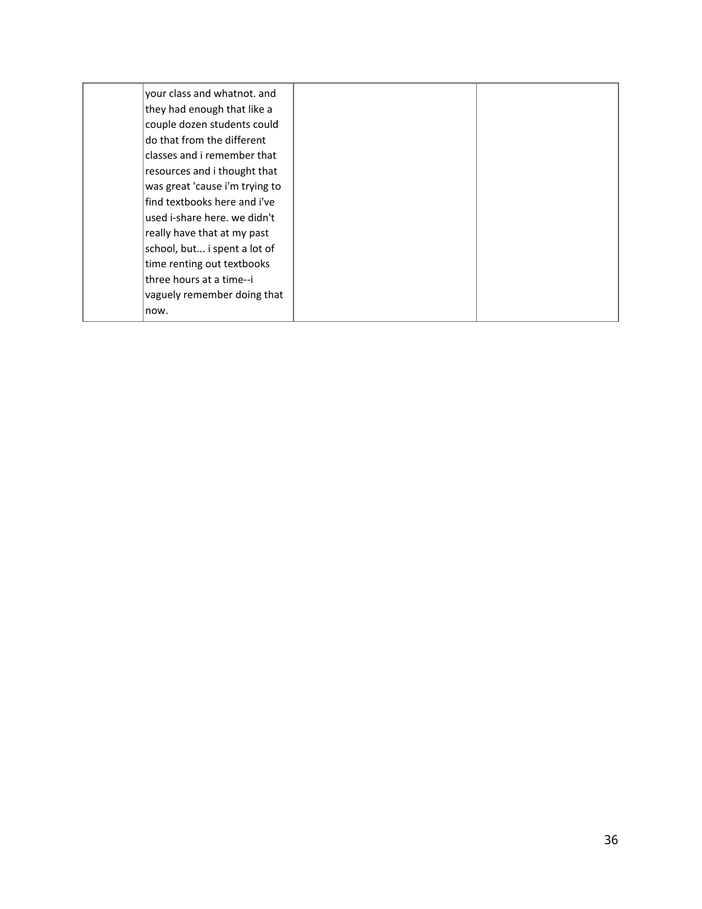| | | | |
|---|---|---|---|
| | your class and whatnot. and they had enough that like a couple dozen students could do that from the different classes and i remember that resources and i thought that was great 'cause i'm trying to find textbooks here and i've used i-share here. we didn't really have that at my past school, but... i spent a lot of time renting out textbooks three hours at a time--i vaguely remember doing that now. | | |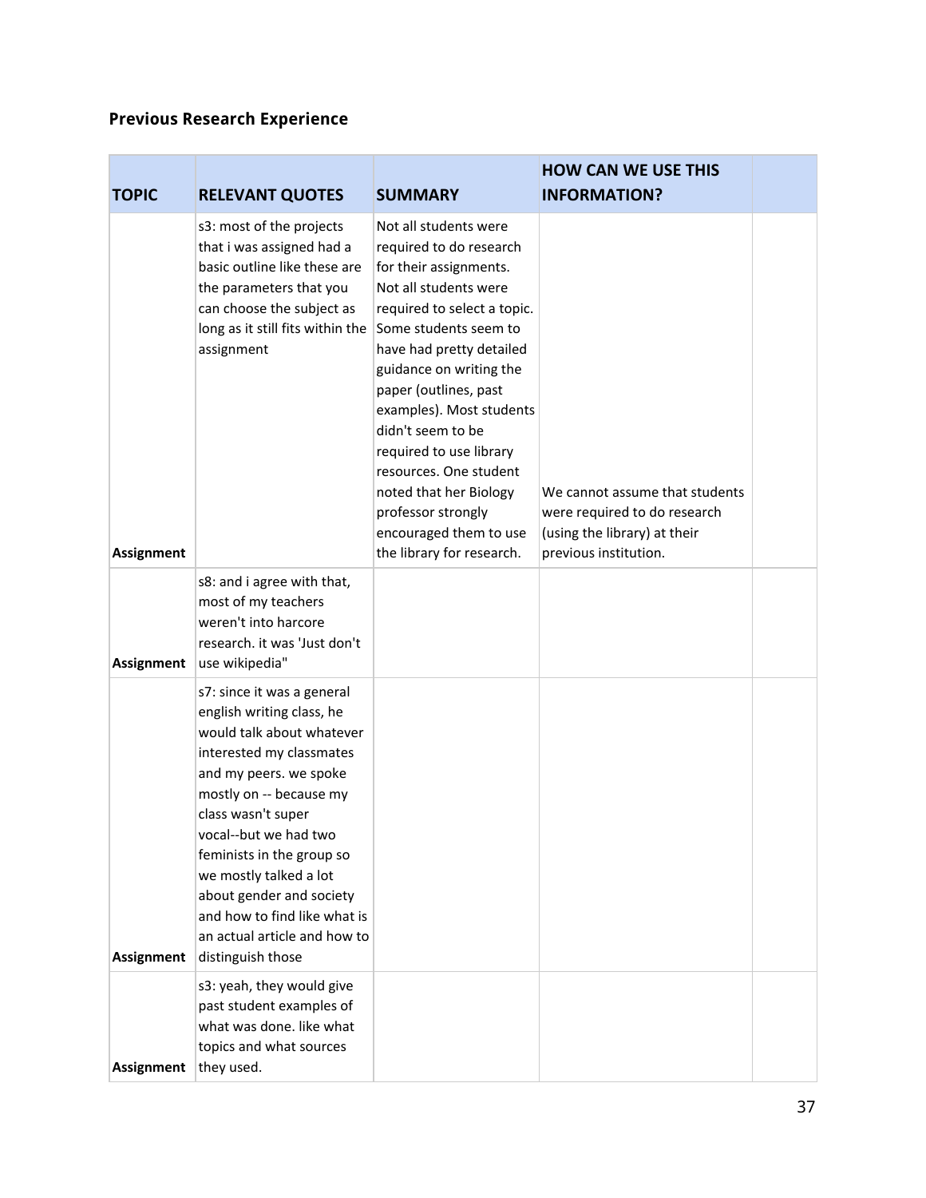### Previous Research Experience

| TOPIC | RELEVANT QUOTES | SUMMARY | HOW CAN WE USE THIS INFORMATION? | |
|---|---|---|---|---|
| Assignment | s3: most of the projects that i was assigned had a basic outline like these are the parameters that you can choose the subject as long as it still fits within the assignment | Not all students were required to do research for their assignments. Not all students were required to select a topic. Some students seem to have had pretty detailed guidance on writing the paper (outlines, past examples). Most students didn't seem to be required to use library resources. One student noted that her Biology professor strongly encouraged them to use the library for research. | We cannot assume that students were required to do research (using the library) at their previous institution. | |
| Assignment | s8: and i agree with that, most of my teachers weren't into harcore research. it was 'Just don't use wikipedia" | | | |
| Assignment | s7: since it was a general english writing class, he would talk about whatever interested my classmates and my peers. we spoke mostly on -- because my class wasn't super vocal--but we had two feminists in the group so we mostly talked a lot about gender and society and how to find like what is an actual article and how to distinguish those | | | |
| Assignment | s3: yeah, they would give past student examples of what was done. like what topics and what sources they used. | | | |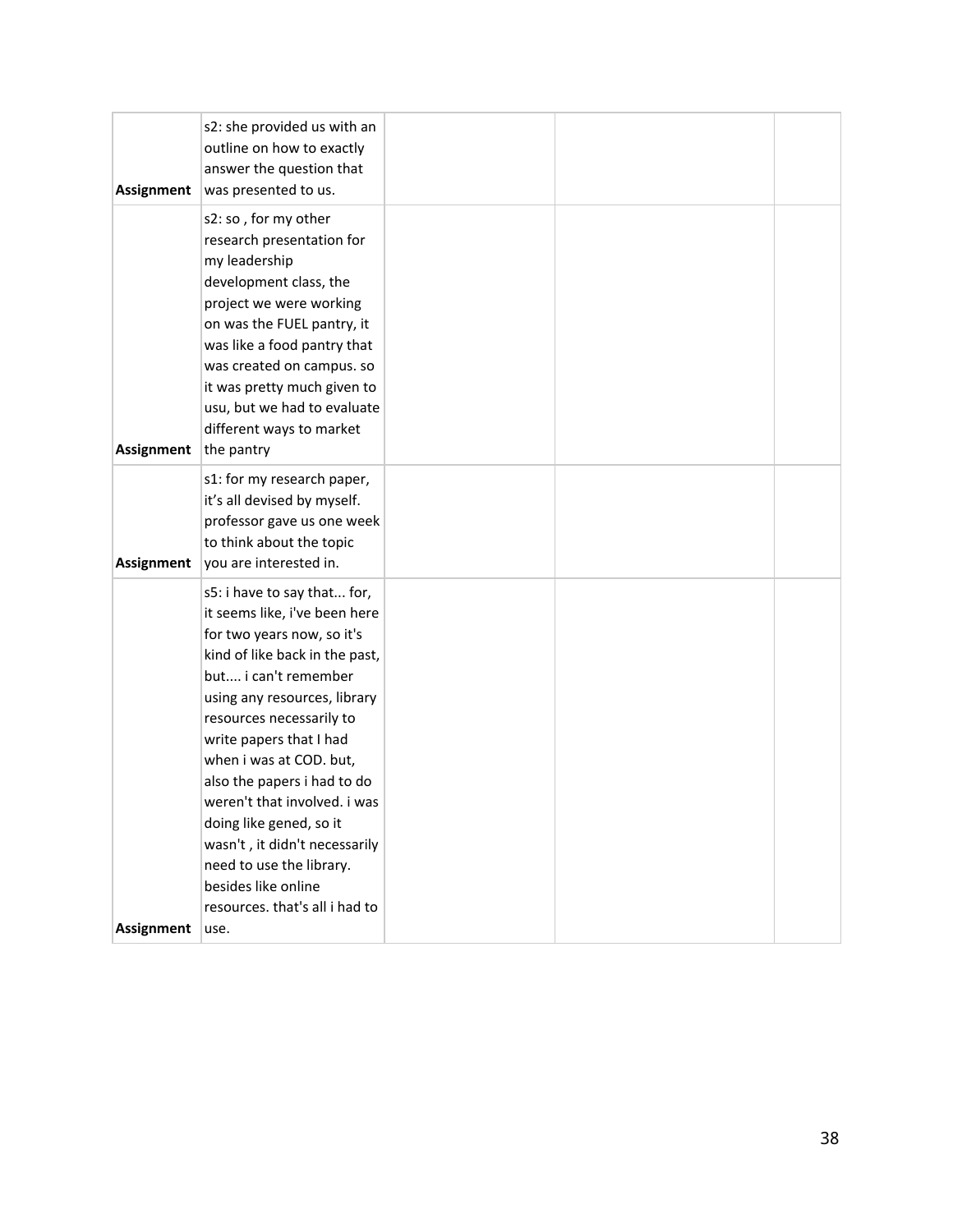| | | | | |
|---|---|---|---|---|
| **Assignment** | s2: she provided us with an outline on how to exactly answer the question that was presented to us. | | | |
| **Assignment** | s2: so , for my other research presentation for my leadership development class, the project we were working on was the FUEL pantry, it was like a food pantry that was created on campus. so it was pretty much given to usu, but we had to evaluate different ways to market the pantry | | | |
| **Assignment** | s1: for my research paper, it's all devised by myself. professor gave us one week to think about the topic you are interested in. | | | |
| **Assignment** | s5: i have to say that... for, it seems like, i've been here for two years now, so it's kind of like back in the past, but.... i can't remember using any resources, library resources necessarily to write papers that I had when i was at COD. but, also the papers i had to do weren't that involved. i was doing like gened, so it wasn't , it didn't necessarily need to use the library. besides like online resources. that's all i had to use. | | | |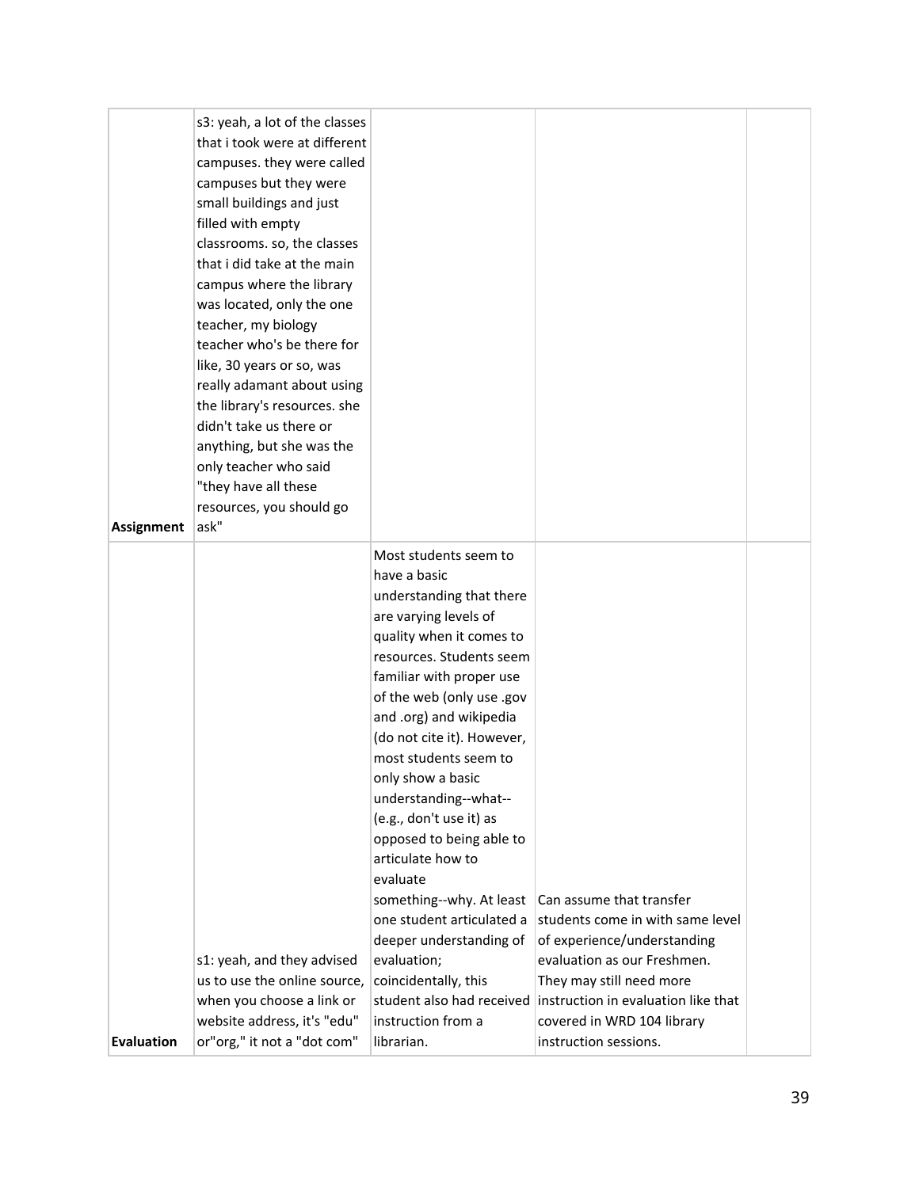| | | | | |
|---|---|---|---|---|
| **Assignment** | s3: yeah, a lot of the classes that i took were at different campuses. they were called campuses but they were small buildings and just filled with empty classrooms. so, the classes that i did take at the main campus where the library was located, only the one teacher, my biology teacher who's be there for like, 30 years or so, was really adamant about using the library's resources. she didn't take us there or anything, but she was the only teacher who said "they have all these resources, you should go ask" | | | |
| **Evaluation** | s1: yeah, and they advised us to use the online source, when you choose a link or website address, it's "edu" or"org," it not a "dot com" | Most students seem to have a basic understanding that there are varying levels of quality when it comes to resources. Students seem familiar with proper use of the web (only use .gov and .org) and wikipedia (do not cite it). However, most students seem to only show a basic understanding--what-- (e.g., don't use it) as opposed to being able to articulate how to evaluate something--why. At least one student articulated a deeper understanding of evaluation; coincidentally, this student also had received instruction from a librarian. | Can assume that transfer students come in with same level of experience/understanding evaluation as our Freshmen. They may still need more instruction in evaluation like that covered in WRD 104 library instruction sessions. | |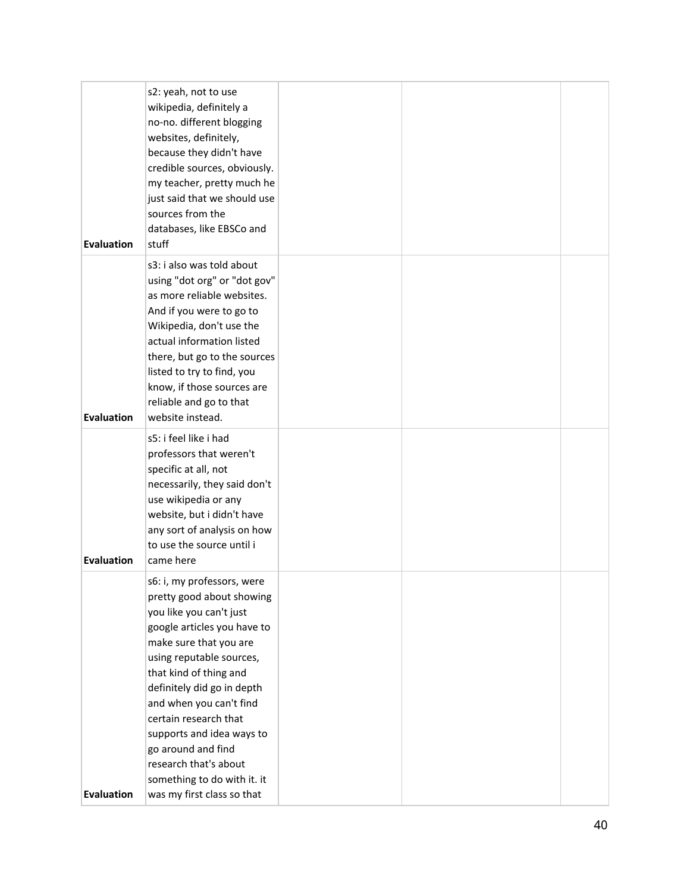| | | | | |
|---|---|---|---|---|
| Evaluation | s2: yeah, not to use wikipedia, definitely a no-no. different blogging websites, definitely, because they didn't have credible sources, obviously. my teacher, pretty much he just said that we should use sources from the databases, like EBSCo and stuff | | | |
| Evaluation | s3: i also was told about using "dot org" or "dot gov" as more reliable websites. And if you were to go to Wikipedia, don't use the actual information listed there, but go to the sources listed to try to find, you know, if those sources are reliable and go to that website instead. | | | |
| Evaluation | s5: i feel like i had professors that weren't specific at all, not necessarily, they said don't use wikipedia or any website, but i didn't have any sort of analysis on how to use the source until i came here | | | |
| Evaluation | s6: i, my professors, were pretty good about showing you like you can't just google articles you have to make sure that you are using reputable sources, that kind of thing and definitely did go in depth and when you can't find certain research that supports and idea ways to go around and find research that's about something to do with it. it was my first class so that | | | |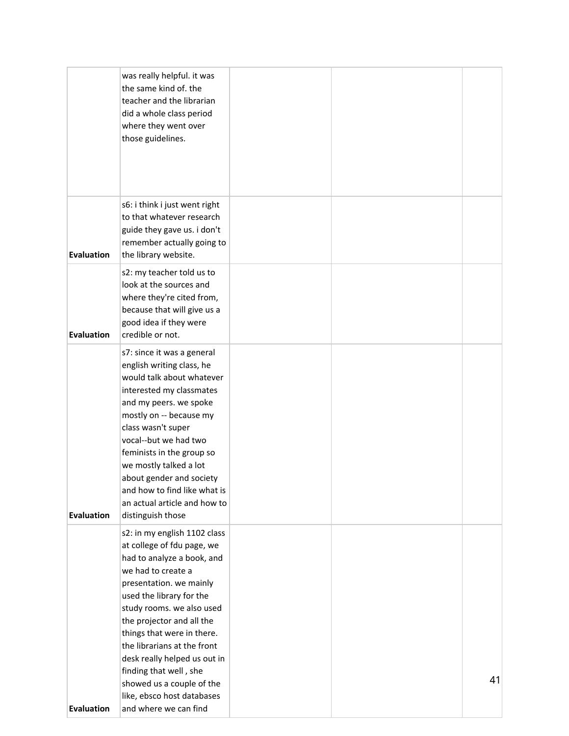| | | | | |
|---|---|---|---|---|
| | was really helpful. it was the same kind of. the teacher and the librarian did a whole class period where they went over those guidelines. | | | |
| **Evaluation** | s6: i think i just went right to that whatever research guide they gave us. i don't remember actually going to the library website. | | | |
| **Evaluation** | s2: my teacher told us to look at the sources and where they're cited from, because that will give us a good idea if they were credible or not. | | | |
| **Evaluation** | s7: since it was a general english writing class, he would talk about whatever interested my classmates and my peers. we spoke mostly on -- because my class wasn't super vocal--but we had two feminists in the group so we mostly talked a lot about gender and society and how to find like what is an actual article and how to distinguish those | | | |
| **Evaluation** | s2: in my english 1102 class at college of fdu page, we had to analyze a book, and we had to create a presentation. we mainly used the library for the study rooms. we also used the projector and all the things that were in there. the librarians at the front desk really helped us out in finding that well , she showed us a couple of the like, ebsco host databases and where we can find | | | |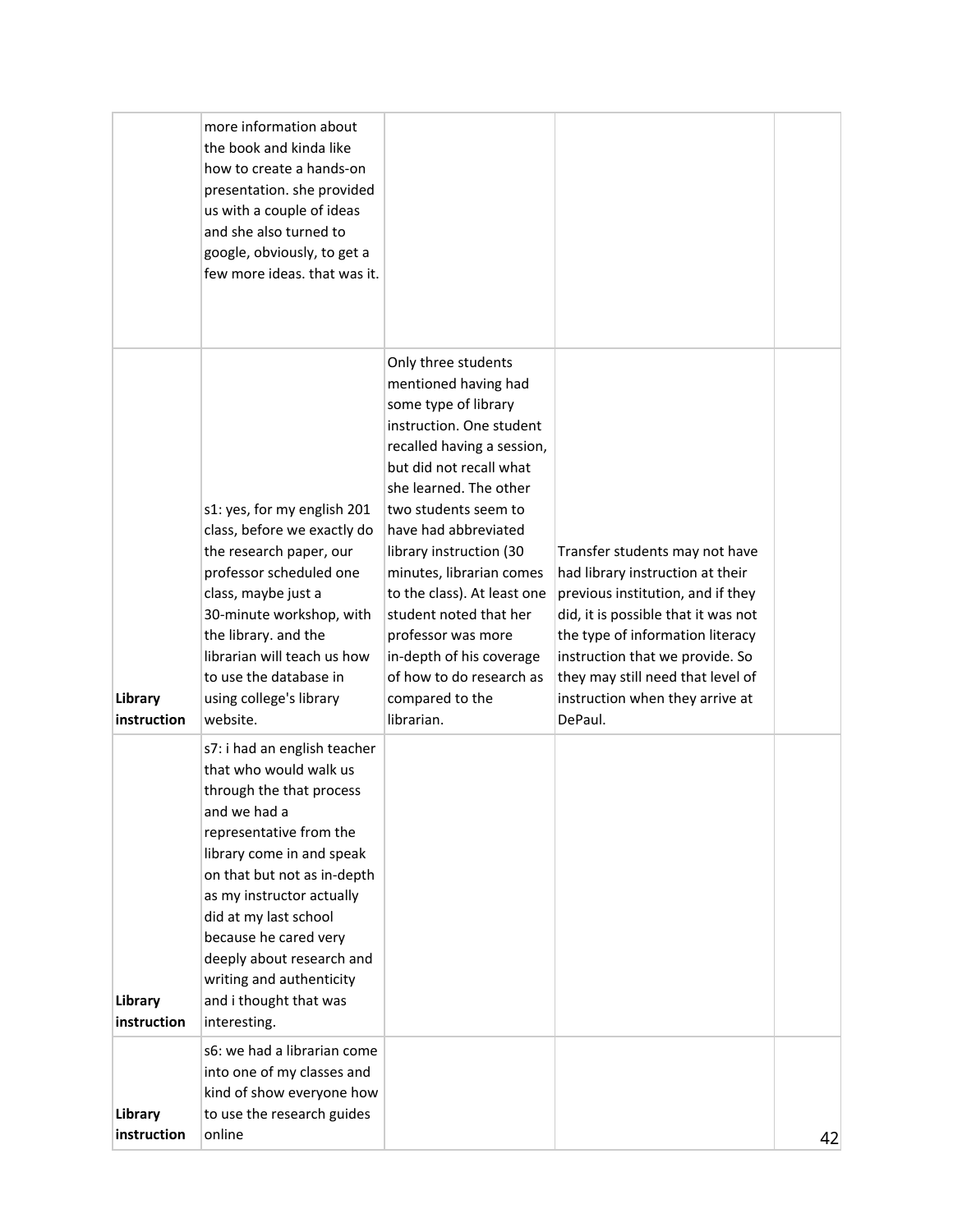| | | | | |
|---|---|---|---|---|
| | more information about the book and kinda like how to create a hands-on presentation. she provided us with a couple of ideas and she also turned to google, obviously, to get a few more ideas. that was it. | | | |
| **Library instruction** | s1: yes, for my english 201 class, before we exactly do the research paper, our professor scheduled one class, maybe just a 30-minute workshop, with the library. and the librarian will teach us how to use the database in using college's library website. | Only three students mentioned having had some type of library instruction. One student recalled having a session, but did not recall what she learned. The other two students seem to have had abbreviated library instruction (30 minutes, librarian comes to the class). At least one student noted that her professor was more in-depth of his coverage of how to do research as compared to the librarian. | Transfer students may not have had library instruction at their previous institution, and if they did, it is possible that it was not the type of information literacy instruction that we provide. So they may still need that level of instruction when they arrive at DePaul. | |
| **Library instruction** | s7: i had an english teacher that who would walk us through the that process and we had a representative from the library come in and speak on that but not as in-depth as my instructor actually did at my last school because he cared very deeply about research and writing and authenticity and i thought that was interesting. | | | |
| **Library instruction** | s6: we had a librarian come into one of my classes and kind of show everyone how to use the research guides online | | | |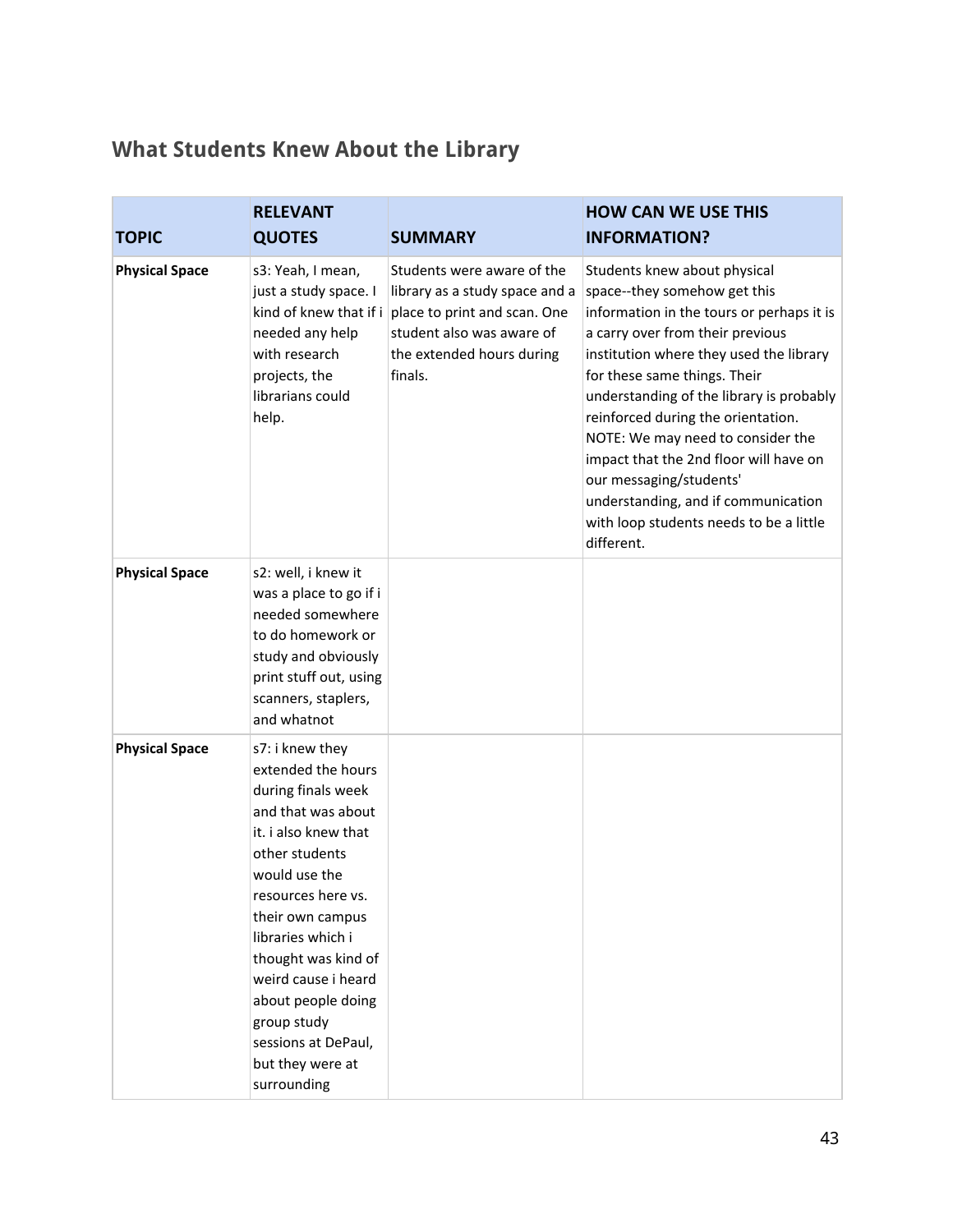## What Students Knew About the Library

| TOPIC | RELEVANT QUOTES | SUMMARY | HOW CAN WE USE THIS INFORMATION? |
|---|---|---|---|
| **Physical Space** | s3: Yeah, I mean, just a study space. I kind of knew that if i needed any help with research projects, the librarians could help. | Students were aware of the library as a study space and a place to print and scan. One student also was aware of the extended hours during finals. | Students knew about physical space--they somehow get this information in the tours or perhaps it is a carry over from their previous institution where they used the library for these same things. Their understanding of the library is probably reinforced during the orientation. NOTE: We may need to consider the impact that the 2nd floor will have on our messaging/students' understanding, and if communication with loop students needs to be a little different. |
| **Physical Space** | s2: well, i knew it was a place to go if i needed somewhere to do homework or study and obviously print stuff out, using scanners, staplers, and whatnot | | |
| **Physical Space** | s7: i knew they extended the hours during finals week and that was about it. i also knew that other students would use the resources here vs. their own campus libraries which i thought was kind of weird cause i heard about people doing group study sessions at DePaul, but they were at surrounding | | |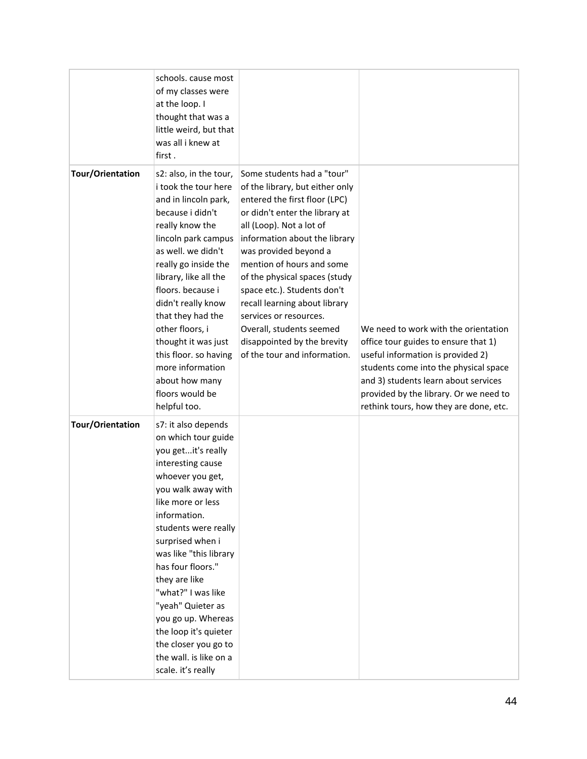| | | | |
|---|---|---|---|
| | schools. cause most of my classes were at the loop. I thought that was a little weird, but that was all i knew at first . | | |
| **Tour/Orientation** | s2: also, in the tour, i took the tour here and in lincoln park, because i didn't really know the lincoln park campus as well. we didn't really go inside the library, like all the floors. because i didn't really know that they had the other floors, i thought it was just this floor. so having more information about how many floors would be helpful too. | Some students had a "tour" of the library, but either only entered the first floor (LPC) or didn't enter the library at all (Loop). Not a lot of information about the library was provided beyond a mention of hours and some of the physical spaces (study space etc.). Students don't recall learning about library services or resources. Overall, students seemed disappointed by the brevity of the tour and information. | We need to work with the orientation office tour guides to ensure that 1) useful information is provided 2) students come into the physical space and 3) students learn about services provided by the library. Or we need to rethink tours, how they are done, etc. |
| **Tour/Orientation** | s7: it also depends on which tour guide you get...it's really interesting cause whoever you get, you walk away with like more or less information. students were really surprised when i was like "this library has four floors." they are like "what?" I was like "yeah" Quieter as you go up. Whereas the loop it's quieter the closer you go to the wall. is like on a scale. it's really | | |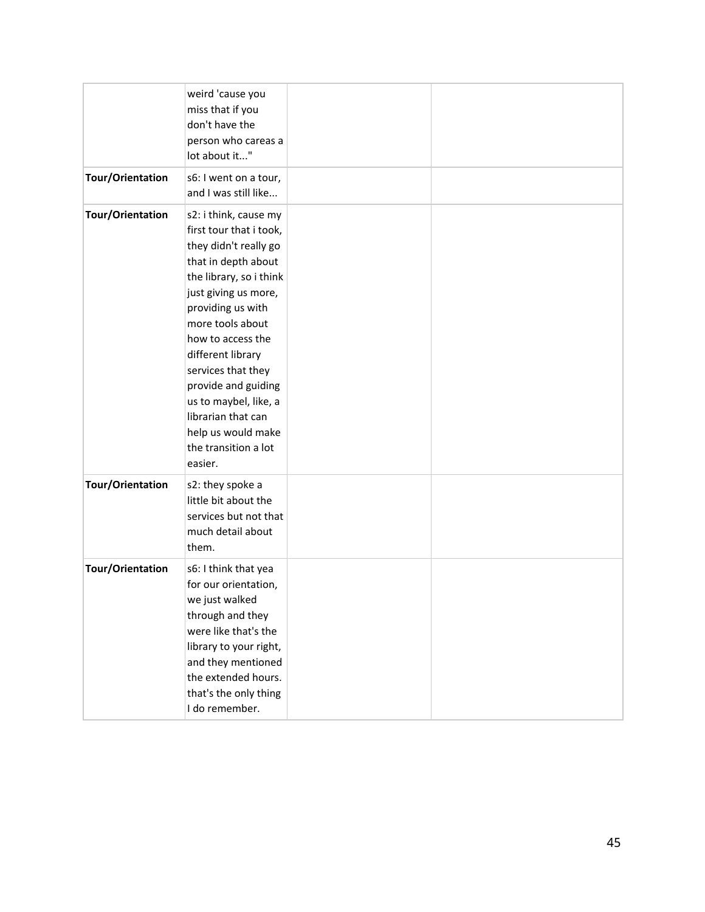| | | | |
|---|---|---|---|
| | weird 'cause you miss that if you don't have the person who careas a lot about it..." | | |
| **Tour/Orientation** | s6: I went on a tour, and I was still like... | | |
| **Tour/Orientation** | s2: i think, cause my first tour that i took, they didn't really go that in depth about the library, so i think just giving us more, providing us with more tools about how to access the different library services that they provide and guiding us to maybel, like, a librarian that can help us would make the transition a lot easier. | | |
| **Tour/Orientation** | s2: they spoke a little bit about the services but not that much detail about them. | | |
| **Tour/Orientation** | s6: I think that yea for our orientation, we just walked through and they were like that's the library to your right, and they mentioned the extended hours. that's the only thing I do remember. | | |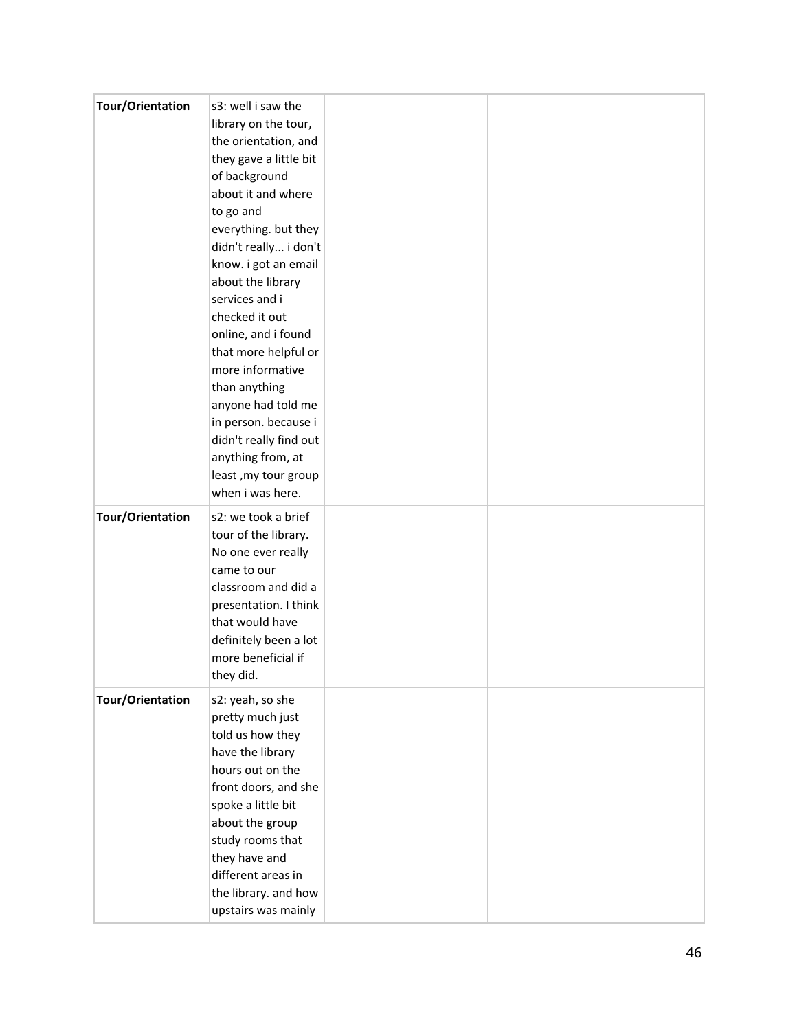| Tour/Orientation | s3: well i saw the library on the tour, the orientation, and they gave a little bit of background about it and where to go and everything. but they didn't really... i don't know. i got an email about the library services and i checked it out online, and i found that more helpful or more informative than anything anyone had told me in person. because i didn't really find out anything from, at least ,my tour group when i was here. | | |
|---|---|---|---|
| **Tour/Orientation** | s2: we took a brief tour of the library. No one ever really came to our classroom and did a presentation. I think that would have definitely been a lot more beneficial if they did. | | |
| **Tour/Orientation** | s2: yeah, so she pretty much just told us how they have the library hours out on the front doors, and she spoke a little bit about the group study rooms that they have and different areas in the library. and how upstairs was mainly | | |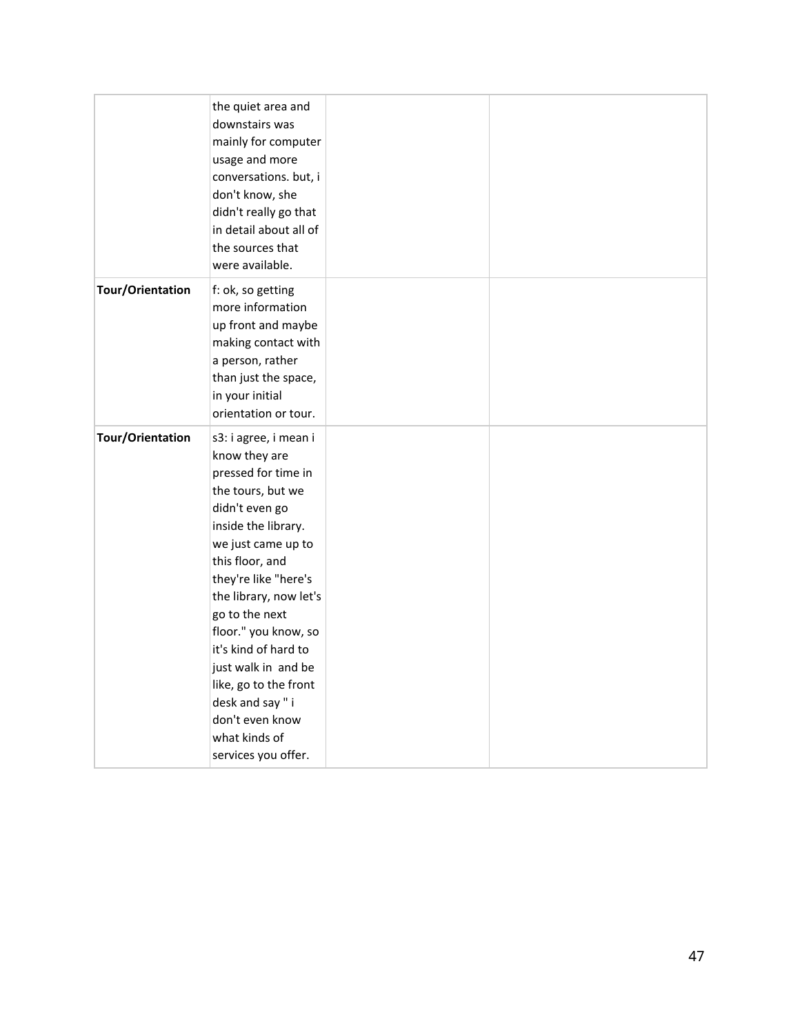| | | | |
|---|---|---|---|
| | the quiet area and downstairs was mainly for computer usage and more conversations. but, i don't know, she didn't really go that in detail about all of the sources that were available. | | |
| **Tour/Orientation** | f: ok, so getting more information up front and maybe making contact with a person, rather than just the space, in your initial orientation or tour. | | |
| **Tour/Orientation** | s3: i agree, i mean i know they are pressed for time in the tours, but we didn't even go inside the library. we just came up to this floor, and they're like "here's the library, now let's go to the next floor." you know, so it's kind of hard to just walk in and be like, go to the front desk and say " i don't even know what kinds of services you offer. | | |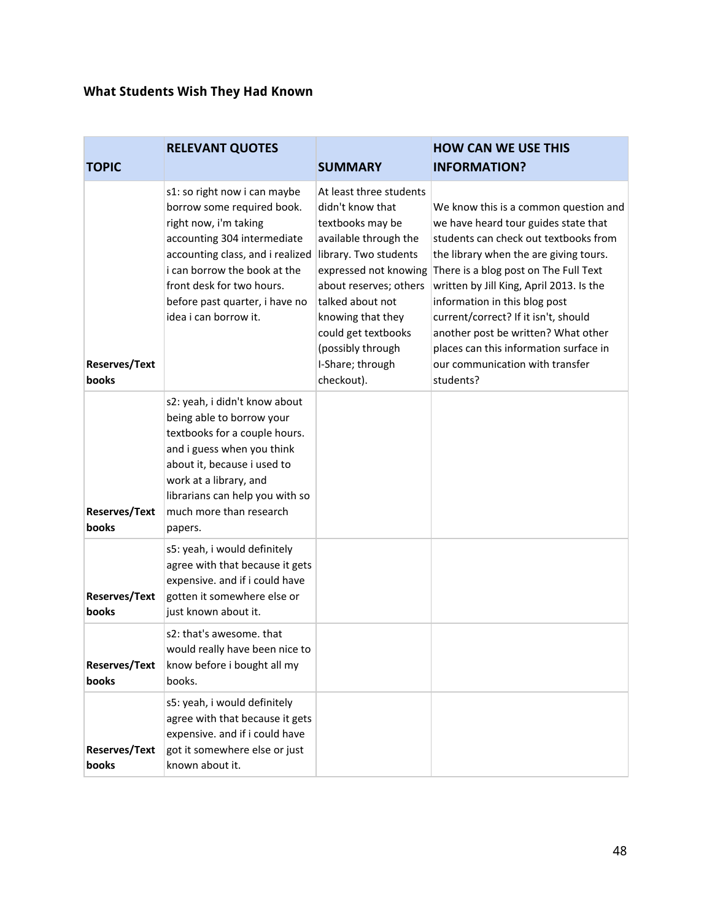### What Students Wish They Had Known

| TOPIC | RELEVANT QUOTES | SUMMARY | HOW CAN WE USE THIS INFORMATION? |
|---|---|---|---|
| Reserves/Textbooks | s1: so right now i can maybe borrow some required book. right now, i'm taking accounting 304 intermediate accounting class, and i realized i can borrow the book at the front desk for two hours. before past quarter, i have no idea i can borrow it. | At least three students didn't know that textbooks may be available through the library. Two students expressed not knowing about reserves; others talked about not knowing that they could get textbooks (possibly through I-Share; through checkout). | We know this is a common question and we have heard tour guides state that students can check out textbooks from the library when the are giving tours. There is a blog post on The Full Text written by Jill King, April 2013. Is the information in this blog post current/correct? If it isn't, should another post be written? What other places can this information surface in our communication with transfer students? |
| Reserves/Textbooks | s2: yeah, i didn't know about being able to borrow your textbooks for a couple hours. and i guess when you think about it, because i used to work at a library, and librarians can help you with so much more than research papers. | | |
| Reserves/Textbooks | s5: yeah, i would definitely agree with that because it gets expensive. and if i could have gotten it somewhere else or just known about it. | | |
| Reserves/Textbooks | s2: that's awesome. that would really have been nice to know before i bought all my books. | | |
| Reserves/Textbooks | s5: yeah, i would definitely agree with that because it gets expensive. and if i could have got it somewhere else or just known about it. | | |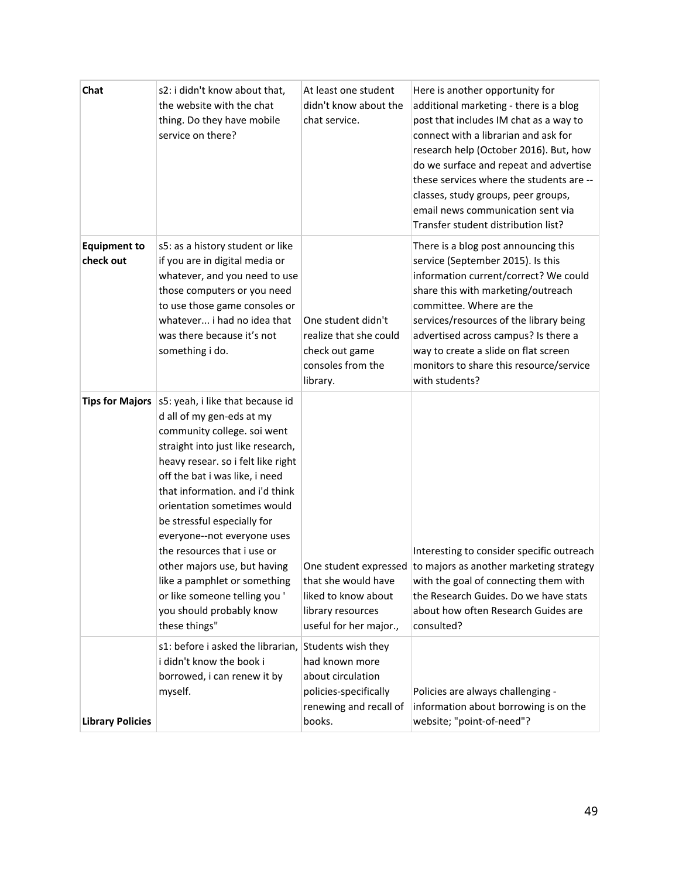| **Chat** | s2: i didn't know about that, the website with the chat thing. Do they have mobile service on there? | At least one student didn't know about the chat service. | Here is another opportunity for additional marketing - there is a blog post that includes IM chat as a way to connect with a librarian and ask for research help (October 2016). But, how do we surface and repeat and advertise these services where the students are -- classes, study groups, peer groups, email news communication sent via Transfer student distribution list? |
|---|---|---|---|
| **Equipment to check out** | s5: as a history student or like if you are in digital media or whatever, and you need to use those computers or you need to use those game consoles or whatever... i had no idea that was there because it's not something i do. | One student didn't realize that she could check out game consoles from the library. | There is a blog post announcing this service (September 2015). Is this information current/correct? We could share this with marketing/outreach committee. Where are the services/resources of the library being advertised across campus? Is there a way to create a slide on flat screen monitors to share this resource/service with students? |
| **Tips for Majors** | s5: yeah, i like that because id d all of my gen-eds at my community college. soi went straight into just like research, heavy resear. so i felt like right off the bat i was like, i need that information. and i'd think orientation sometimes would be stressful especially for everyone--not everyone uses the resources that i use or other majors use, but having like a pamphlet or something or like someone telling you ' you should probably know these things" | One student expressed that she would have liked to know about library resources useful for her major., | Interesting to consider specific outreach to majors as another marketing strategy with the goal of connecting them with the Research Guides. Do we have stats about how often Research Guides are consulted? |
| **Library Policies** | s1: before i asked the librarian, i didn't know the book i borrowed, i can renew it by myself. | Students wish they had known more about circulation policies-specifically renewing and recall of books. | Policies are always challenging - information about borrowing is on the website; "point-of-need"? |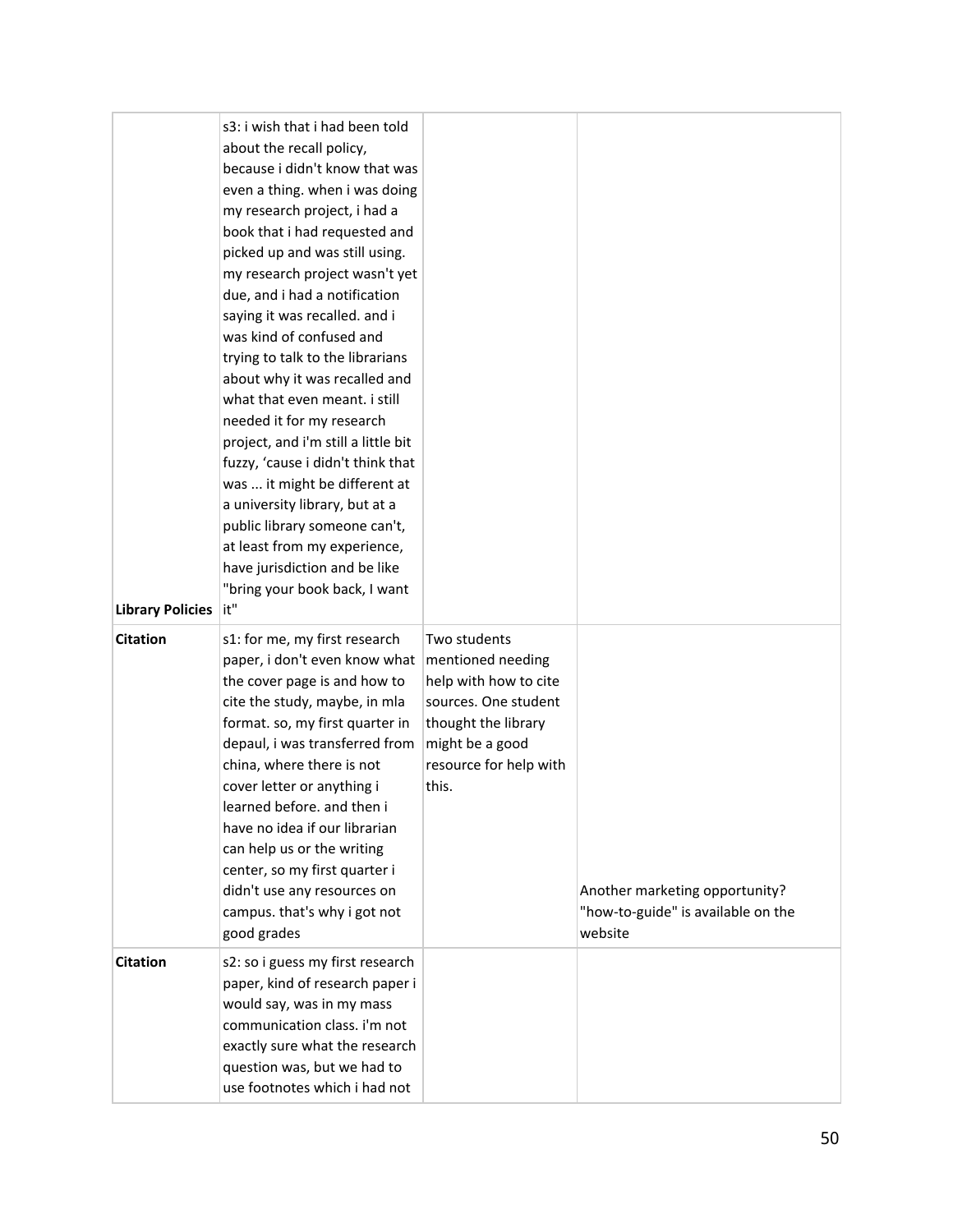| | | | |
|---|---|---|---|
| Library Policies | s3: i wish that i had been told about the recall policy, because i didn't know that was even a thing. when i was doing my research project, i had a book that i had requested and picked up and was still using. my research project wasn't yet due, and i had a notification saying it was recalled. and i was kind of confused and trying to talk to the librarians about why it was recalled and what that even meant. i still needed it for my research project, and i'm still a little bit fuzzy, 'cause i didn't think that was ... it might be different at a university library, but at a public library someone can't, at least from my experience, have jurisdiction and be like "bring your book back, I want it" | | |
| **Citation** | s1: for me, my first research paper, i don't even know what the cover page is and how to cite the study, maybe, in mla format. so, my first quarter in depaul, i was transferred from china, where there is not cover letter or anything i learned before. and then i have no idea if our librarian can help us or the writing center, so my first quarter i didn't use any resources on campus. that's why i got not good grades | Two students mentioned needing help with how to cite sources. One student thought the library might be a good resource for help with this. | Another marketing opportunity? "how-to-guide" is available on the website |
| **Citation** | s2: so i guess my first research paper, kind of research paper i would say, was in my mass communication class. i'm not exactly sure what the research question was, but we had to use footnotes which i had not | | |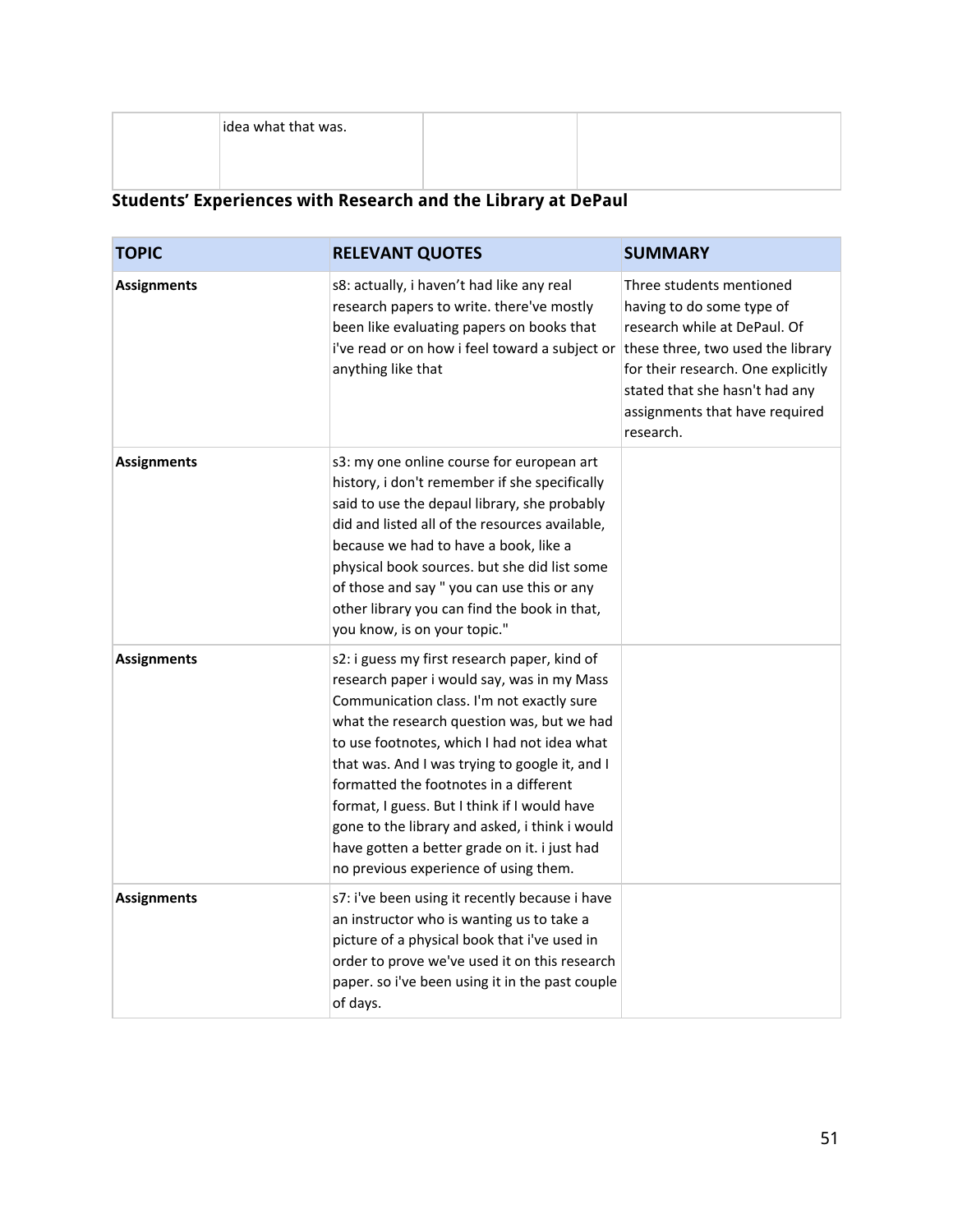| | idea what that was. | | |
|---|---|---|---|

### Students' Experiences with Research and the Library at DePaul

| TOPIC | RELEVANT QUOTES | SUMMARY |
|---|---|---|
| **Assignments** | s8: actually, i haven't had like any real research papers to write. there've mostly been like evaluating papers on books that i've read or on how i feel toward a subject or anything like that | Three students mentioned having to do some type of research while at DePaul. Of these three, two used the library for their research. One explicitly stated that she hasn't had any assignments that have required research. |
| **Assignments** | s3: my one online course for european art history, i don't remember if she specifically said to use the depaul library, she probably did and listed all of the resources available, because we had to have a book, like a physical book sources. but she did list some of those and say " you can use this or any other library you can find the book in that, you know, is on your topic." | |
| **Assignments** | s2: i guess my first research paper, kind of research paper i would say, was in my Mass Communication class. I'm not exactly sure what the research question was, but we had to use footnotes, which I had not idea what that was. And I was trying to google it, and I formatted the footnotes in a different format, I guess. But I think if I would have gone to the library and asked, i think i would have gotten a better grade on it. i just had no previous experience of using them. | |
| **Assignments** | s7: i've been using it recently because i have an instructor who is wanting us to take a picture of a physical book that i've used in order to prove we've used it on this research paper. so i've been using it in the past couple of days. | |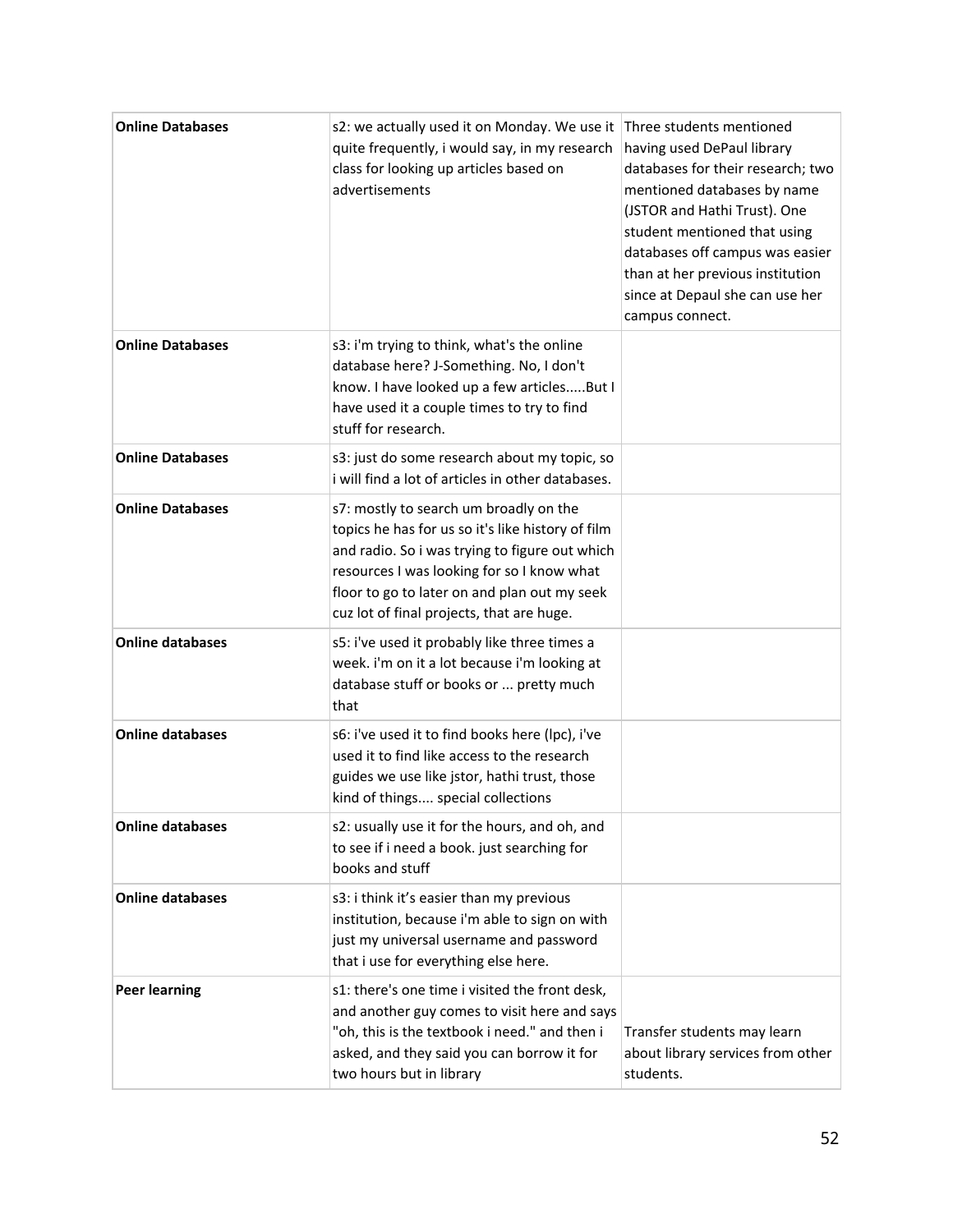| Online Databases | s2: we actually used it on Monday. We use it quite frequently, i would say, in my research class for looking up articles based on advertisements | Three students mentioned having used DePaul library databases for their research; two mentioned databases by name (JSTOR and Hathi Trust). One student mentioned that using databases off campus was easier than at her previous institution since at Depaul she can use her campus connect. |
|---|---|---|
| Online Databases | s3: i'm trying to think, what's the online database here? J-Something. No, I don't know. I have looked up a few articles.....But I have used it a couple times to try to find stuff for research. | |
| Online Databases | s3: just do some research about my topic, so i will find a lot of articles in other databases. | |
| Online Databases | s7: mostly to search um broadly on the topics he has for us so it's like history of film and radio. So i was trying to figure out which resources I was looking for so I know what floor to go to later on and plan out my seek cuz lot of final projects, that are huge. | |
| Online databases | s5: i've used it probably like three times a week. i'm on it a lot because i'm looking at database stuff or books or ... pretty much that | |
| Online databases | s6: i've used it to find books here (lpc), i've used it to find like access to the research guides we use like jstor, hathi trust, those kind of things.... special collections | |
| Online databases | s2: usually use it for the hours, and oh, and to see if i need a book. just searching for books and stuff | |
| Online databases | s3: i think it's easier than my previous institution, because i'm able to sign on with just my universal username and password that i use for everything else here. | |
| Peer learning | s1: there's one time i visited the front desk, and another guy comes to visit here and says "oh, this is the textbook i need." and then i asked, and they said you can borrow it for two hours but in library | Transfer students may learn about library services from other students. |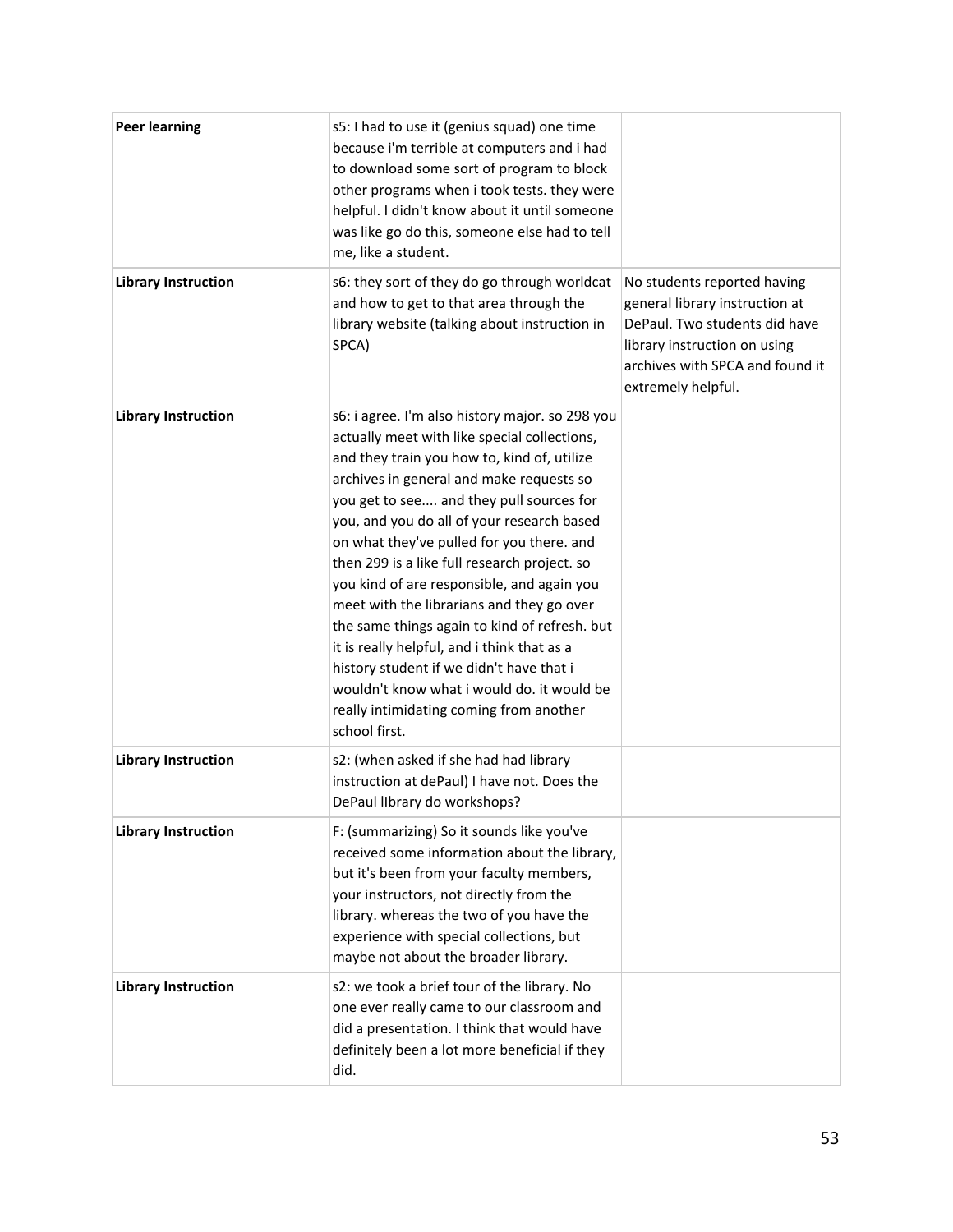| | | |
|---|---|---|
| **Peer learning** | s5: I had to use it (genius squad) one time because i'm terrible at computers and i had to download some sort of program to block other programs when i took tests. they were helpful. I didn't know about it until someone was like go do this, someone else had to tell me, like a student. | |
| **Library Instruction** | s6: they sort of they do go through worldcat and how to get to that area through the library website (talking about instruction in SPCA) | No students reported having general library instruction at DePaul. Two students did have library instruction on using archives with SPCA and found it extremely helpful. |
| **Library Instruction** | s6: i agree. I'm also history major. so 298 you actually meet with like special collections, and they train you how to, kind of, utilize archives in general and make requests so you get to see.... and they pull sources for you, and you do all of your research based on what they've pulled for you there. and then 299 is a like full research project. so you kind of are responsible, and again you meet with the librarians and they go over the same things again to kind of refresh. but it is really helpful, and i think that as a history student if we didn't have that i wouldn't know what i would do. it would be really intimidating coming from another school first. | |
| **Library Instruction** | s2: (when asked if she had had library instruction at dePaul) I have not. Does the DePaul lIbrary do workshops? | |
| **Library Instruction** | F: (summarizing) So it sounds like you've received some information about the library, but it's been from your faculty members, your instructors, not directly from the library. whereas the two of you have the experience with special collections, but maybe not about the broader library. | |
| **Library Instruction** | s2: we took a brief tour of the library. No one ever really came to our classroom and did a presentation. I think that would have definitely been a lot more beneficial if they did. | |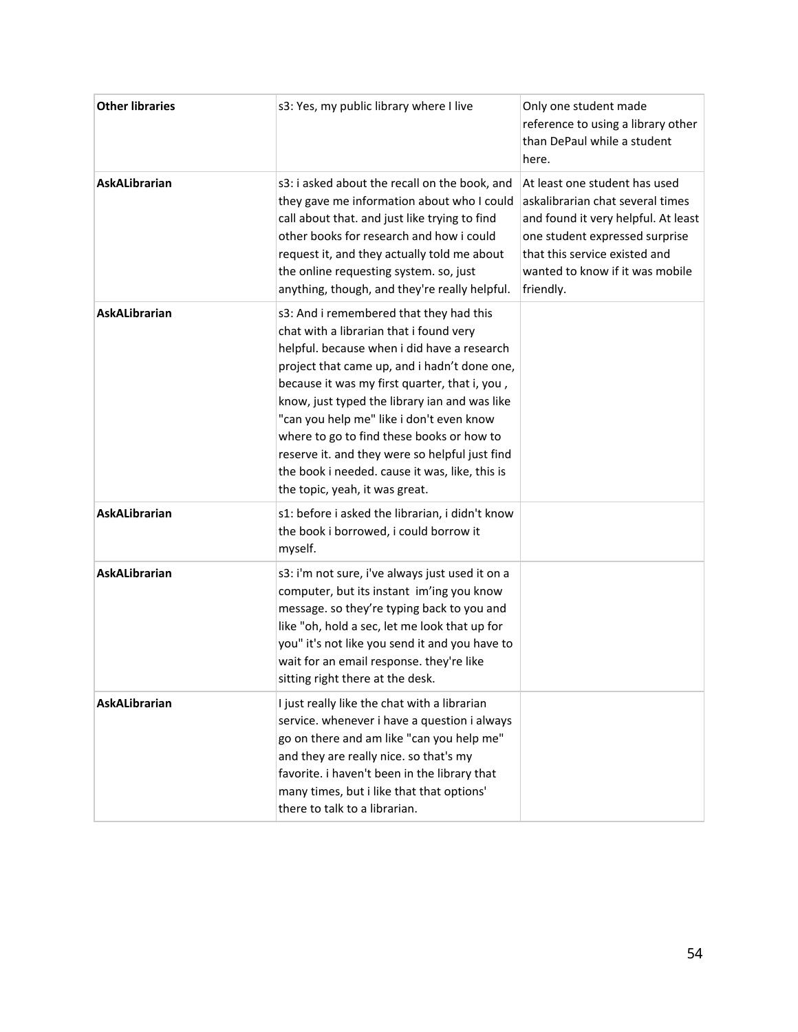| **Other libraries** | s3: Yes, my public library where I live | Only one student made reference to using a library other than DePaul while a student here. |
|---|---|---|
| **AskALibrarian** | s3: i asked about the recall on the book, and they gave me information about who I could call about that. and just like trying to find other books for research and how i could request it, and they actually told me about the online requesting system. so, just anything, though, and they're really helpful. | At least one student has used askalibrarian chat several times and found it very helpful. At least one student expressed surprise that this service existed and wanted to know if it was mobile friendly. |
| **AskALibrarian** | s3: And i remembered that they had this chat with a librarian that i found very helpful. because when i did have a research project that came up, and i hadn't done one, because it was my first quarter, that i, you , know, just typed the library ian and was like "can you help me" like i don't even know where to go to find these books or how to reserve it. and they were so helpful just find the book i needed. cause it was, like, this is the topic, yeah, it was great. | |
| **AskALibrarian** | s1: before i asked the librarian, i didn't know the book i borrowed, i could borrow it myself. | |
| **AskALibrarian** | s3: i'm not sure, i've always just used it on a computer, but its instant im'ing you know message. so they're typing back to you and like "oh, hold a sec, let me look that up for you" it's not like you send it and you have to wait for an email response. they're like sitting right there at the desk. | |
| **AskALibrarian** | I just really like the chat with a librarian service. whenever i have a question i always go on there and am like "can you help me" and they are really nice. so that's my favorite. i haven't been in the library that many times, but i like that that options' there to talk to a librarian. | |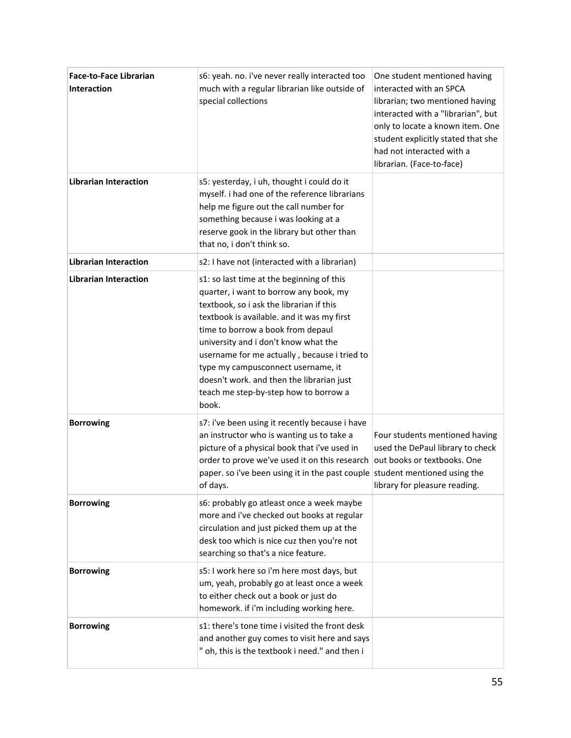| | | |
|---|---|---|
| **Face-to-Face Librarian Interaction** | s6: yeah. no. i've never really interacted too much with a regular librarian like outside of special collections | One student mentioned having interacted with an SPCA librarian; two mentioned having interacted with a "librarian", but only to locate a known item. One student explicitly stated that she had not interacted with a librarian. (Face-to-face) |
| **Librarian Interaction** | s5: yesterday, i uh, thought i could do it myself. i had one of the reference librarians help me figure out the call number for something because i was looking at a reserve gook in the library but other than that no, i don't think so. | |
| **Librarian Interaction** | s2: I have not (interacted with a librarian) | |
| **Librarian Interaction** | s1: so last time at the beginning of this quarter, i want to borrow any book, my textbook, so i ask the librarian if this textbook is available. and it was my first time to borrow a book from depaul university and i don't know what the username for me actually , because i tried to type my campusconnect username, it doesn't work. and then the librarian just teach me step-by-step how to borrow a book. | |
| **Borrowing** | s7: i've been using it recently because i have an instructor who is wanting us to take a picture of a physical book that i've used in order to prove we've used it on this research paper. so i've been using it in the past couple of days. | Four students mentioned having used the DePaul library to check out books or textbooks. One student mentioned using the library for pleasure reading. |
| **Borrowing** | s6: probably go atleast once a week maybe more and i've checked out books at regular circulation and just picked them up at the desk too which is nice cuz then you're not searching so that's a nice feature. | |
| **Borrowing** | s5: I work here so i'm here most days, but um, yeah, probably go at least once a week to either check out a book or just do homework. if i'm including working here. | |
| **Borrowing** | s1: there's tone time i visited the front desk and another guy comes to visit here and says " oh, this is the textbook i need." and then i | |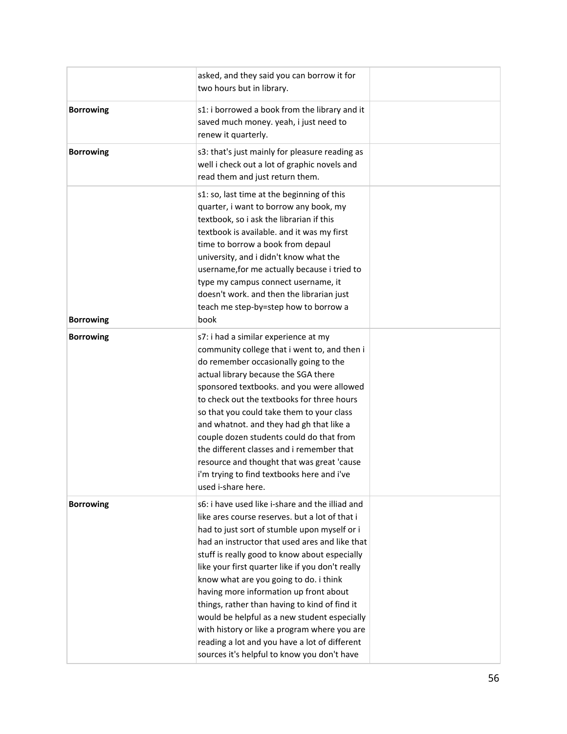|  |  |  |
|---|---|---|
|  | asked, and they said you can borrow it for two hours but in library. |  |
| **Borrowing** | s1: i borrowed a book from the library and it saved much money. yeah, i just need to renew it quarterly. |  |
| **Borrowing** | s3: that's just mainly for pleasure reading as well i check out a lot of graphic novels and read them and just return them. |  |
| **Borrowing** | s1: so, last time at the beginning of this quarter, i want to borrow any book, my textbook, so i ask the librarian if this textbook is available. and it was my first time to borrow a book from depaul university, and i didn't know what the username,for me actually because i tried to type my campus connect username, it doesn't work. and then the librarian just teach me step-by=step how to borrow a book |  |
| **Borrowing** | s7: i had a similar experience at my community college that i went to, and then i do remember occasionally going to the actual library because the SGA there sponsored textbooks. and you were allowed to check out the textbooks for three hours so that you could take them to your class and whatnot. and they had gh that like a couple dozen students could do that from the different classes and i remember that resource and thought that was great 'cause i'm trying to find textbooks here and i've used i-share here. |  |
| **Borrowing** | s6: i have used like i-share and the illiad and like ares course reserves. but a lot of that i had to just sort of stumble upon myself or i had an instructor that used ares and like that stuff is really good to know about especially like your first quarter like if you don't really know what are you going to do. i think having more information up front about things, rather than having to kind of find it would be helpful as a new student especially with history or like a program where you are reading a lot and you have a lot of different sources it's helpful to know you don't have |  |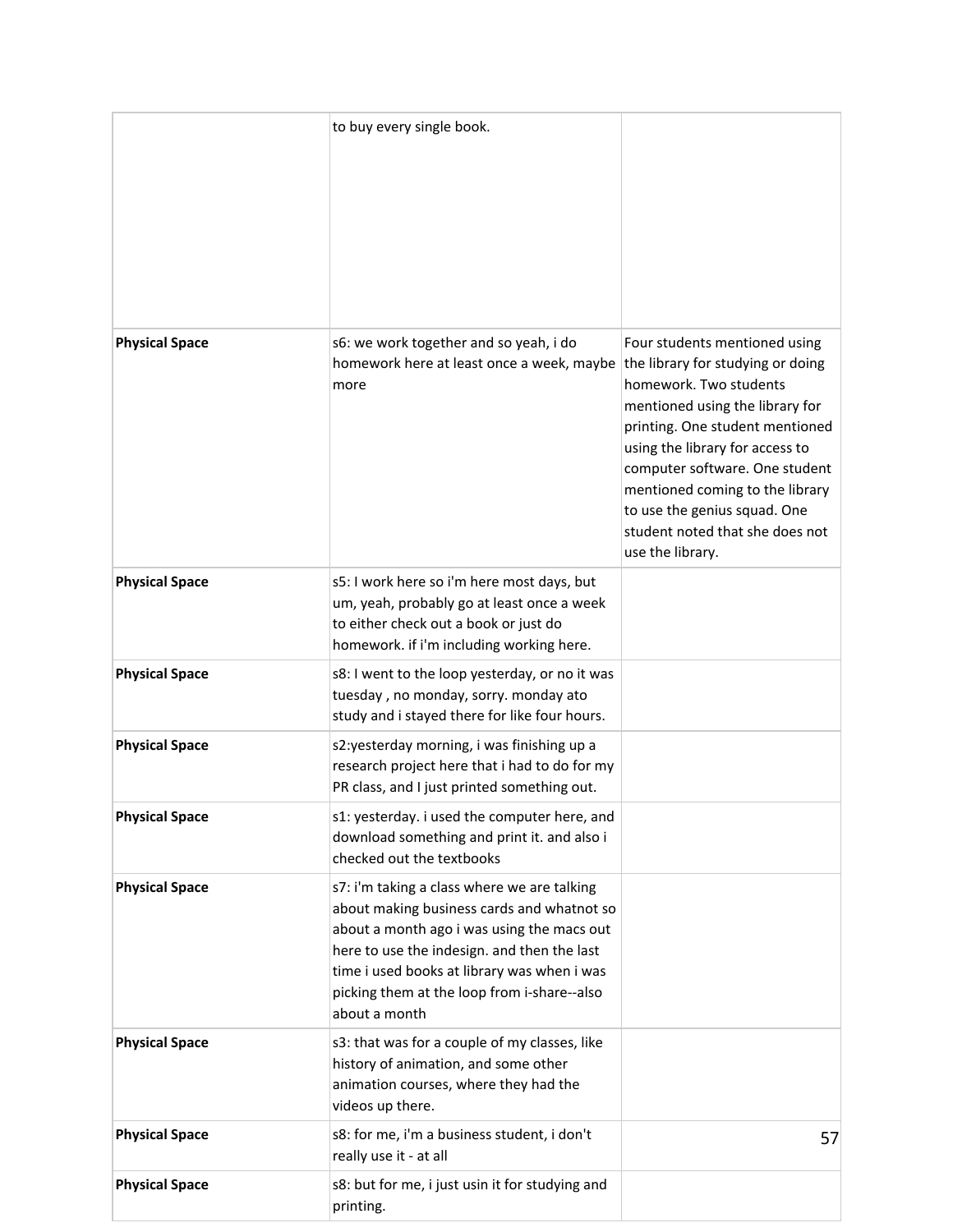| | | |
|---|---|---|
| | to buy every single book. | |
| **Physical Space** | s6: we work together and so yeah, i do homework here at least once a week, maybe more | Four students mentioned using the library for studying or doing homework. Two students mentioned using the library for printing. One student mentioned using the library for access to computer software. One student mentioned coming to the library to use the genius squad. One student noted that she does not use the library. |
| **Physical Space** | s5: I work here so i'm here most days, but um, yeah, probably go at least once a week to either check out a book or just do homework. if i'm including working here. | |
| **Physical Space** | s8: I went to the loop yesterday, or no it was tuesday , no monday, sorry. monday ato study and i stayed there for like four hours. | |
| **Physical Space** | s2:yesterday morning, i was finishing up a research project here that i had to do for my PR class, and I just printed something out. | |
| **Physical Space** | s1: yesterday. i used the computer here, and download something and print it. and also i checked out the textbooks | |
| **Physical Space** | s7: i'm taking a class where we are talking about making business cards and whatnot so about a month ago i was using the macs out here to use the indesign. and then the last time i used books at library was when i was picking them at the loop from i-share--also about a month | |
| **Physical Space** | s3: that was for a couple of my classes, like history of animation, and some other animation courses, where they had the videos up there. | |
| **Physical Space** | s8: for me, i'm a business student, i don't really use it - at all | |
| **Physical Space** | s8: but for me, i just usin it for studying and printing. | |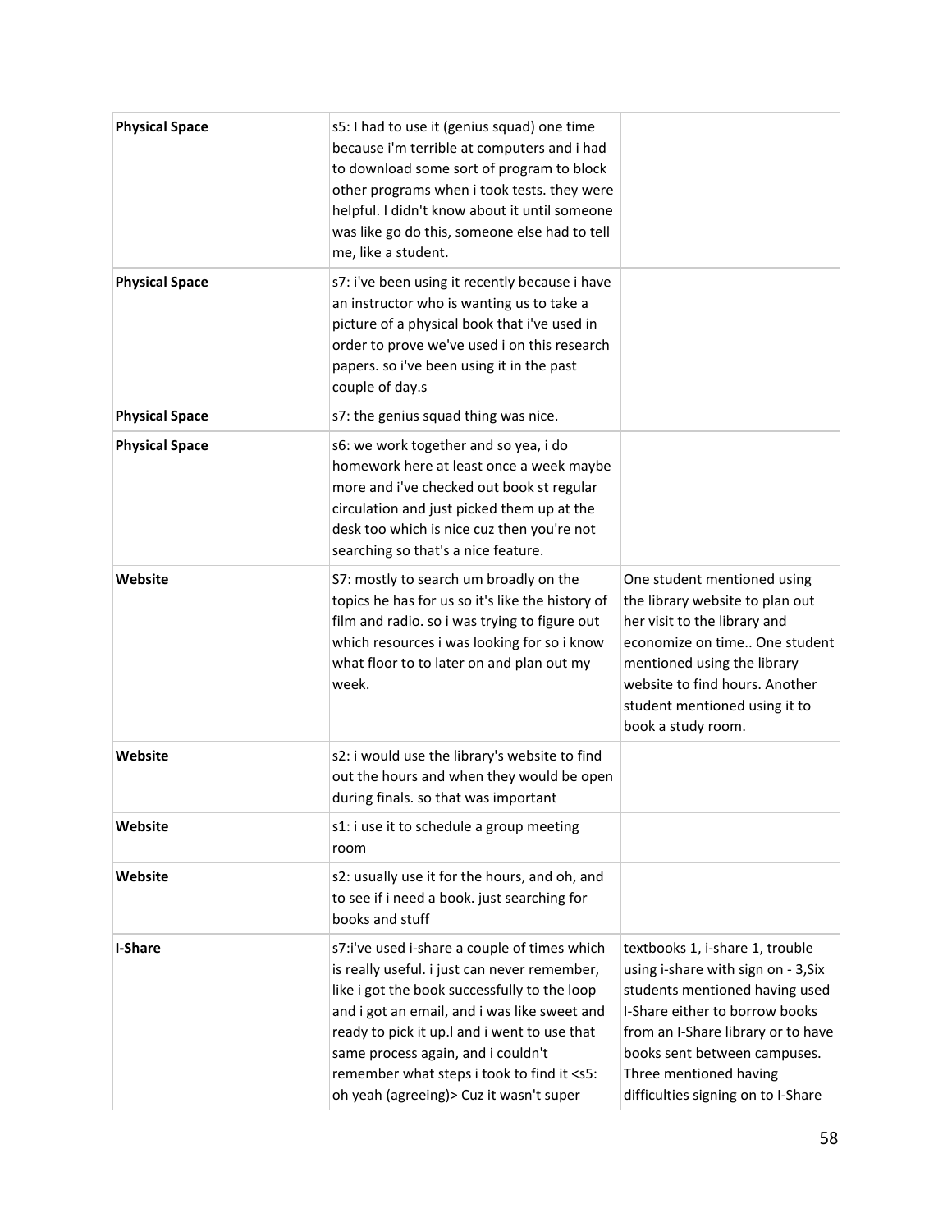| | | |
|---|---|---|
| **Physical Space** | s5: I had to use it (genius squad) one time because i'm terrible at computers and i had to download some sort of program to block other programs when i took tests. they were helpful. I didn't know about it until someone was like go do this, someone else had to tell me, like a student. | |
| **Physical Space** | s7: i've been using it recently because i have an instructor who is wanting us to take a picture of a physical book that i've used in order to prove we've used i on this research papers. so i've been using it in the past couple of day.s | |
| **Physical Space** | s7: the genius squad thing was nice. | |
| **Physical Space** | s6: we work together and so yea, i do homework here at least once a week maybe more and i've checked out book st regular circulation and just picked them up at the desk too which is nice cuz then you're not searching so that's a nice feature. | |
| **Website** | S7: mostly to search um broadly on the topics he has for us so it's like the history of film and radio. so i was trying to figure out which resources i was looking for so i know what floor to to later on and plan out my week. | One student mentioned using the library website to plan out her visit to the library and economize on time.. One student mentioned using the library website to find hours. Another student mentioned using it to book a study room. |
| **Website** | s2: i would use the library's website to find out the hours and when they would be open during finals. so that was important | |
| **Website** | s1: i use it to schedule a group meeting room | |
| **Website** | s2: usually use it for the hours, and oh, and to see if i need a book. just searching for books and stuff | |
| **I-Share** | s7:i've used i-share a couple of times which is really useful. i just can never remember, like i got the book successfully to the loop and i got an email, and i was like sweet and ready to pick it up.l and i went to use that same process again, and i couldn't remember what steps i took to find it <s5: oh yeah (agreeing)> Cuz it wasn't super | textbooks 1, i-share 1, trouble using i-share with sign on - 3,Six students mentioned having used I-Share either to borrow books from an I-Share library or to have books sent between campuses. Three mentioned having difficulties signing on to I-Share |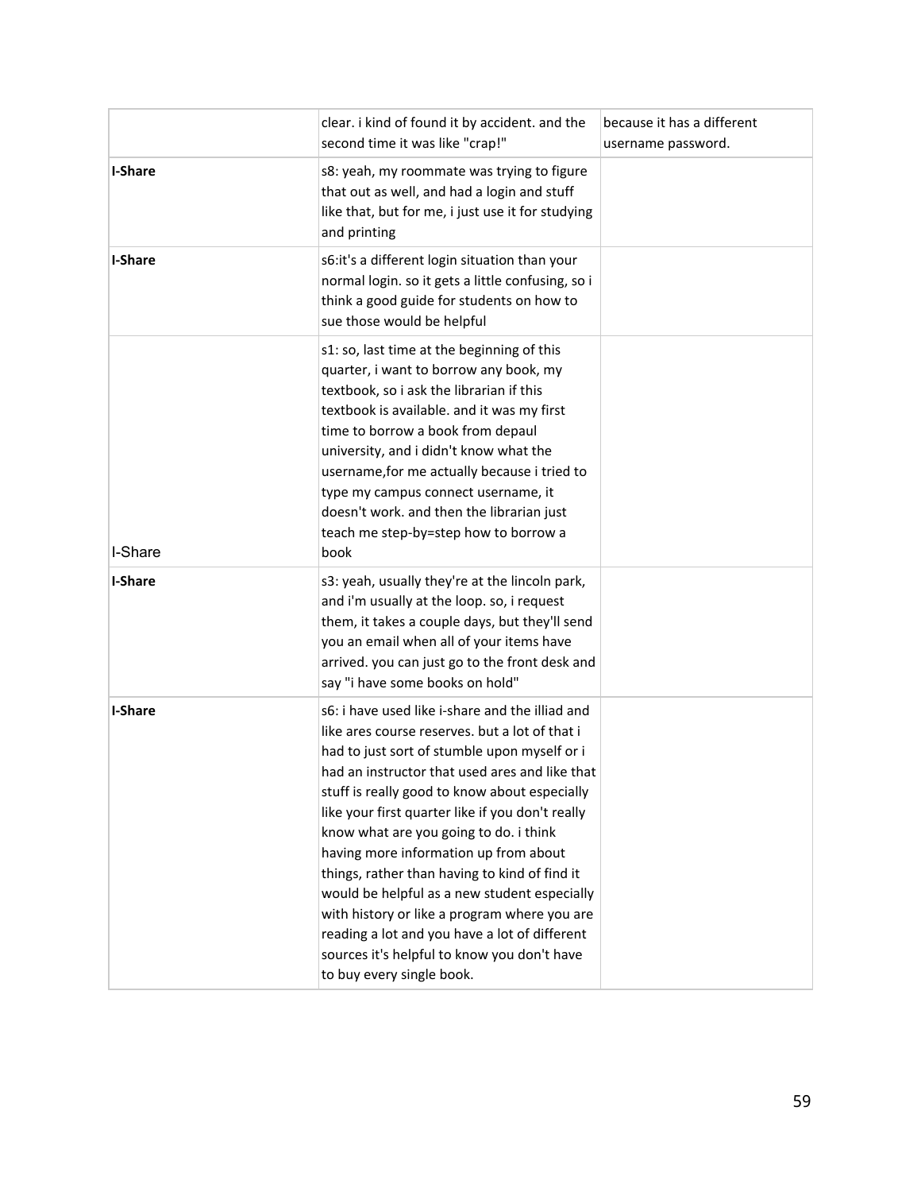| | | |
|---|---|---|
| | clear. i kind of found it by accident. and the second time it was like "crap!" | because it has a different username password. |
| **I-Share** | s8: yeah, my roommate was trying to figure that out as well, and had a login and stuff like that, but for me, i just use it for studying and printing | |
| **I-Share** | s6:it's a different login situation than your normal login. so it gets a little confusing, so i think a good guide for students on how to sue those would be helpful | |
| I-Share | s1: so, last time at the beginning of this quarter, i want to borrow any book, my textbook, so i ask the librarian if this textbook is available. and it was my first time to borrow a book from depaul university, and i didn't know what the username,for me actually because i tried to type my campus connect username, it doesn't work. and then the librarian just teach me step-by=step how to borrow a book | |
| **I-Share** | s3: yeah, usually they're at the lincoln park, and i'm usually at the loop. so, i request them, it takes a couple days, but they'll send you an email when all of your items have arrived. you can just go to the front desk and say "i have some books on hold" | |
| **I-Share** | s6: i have used like i-share and the illiad and like ares course reserves. but a lot of that i had to just sort of stumble upon myself or i had an instructor that used ares and like that stuff is really good to know about especially like your first quarter like if you don't really know what are you going to do. i think having more information up from about things, rather than having to kind of find it would be helpful as a new student especially with history or like a program where you are reading a lot and you have a lot of different sources it's helpful to know you don't have to buy every single book. | |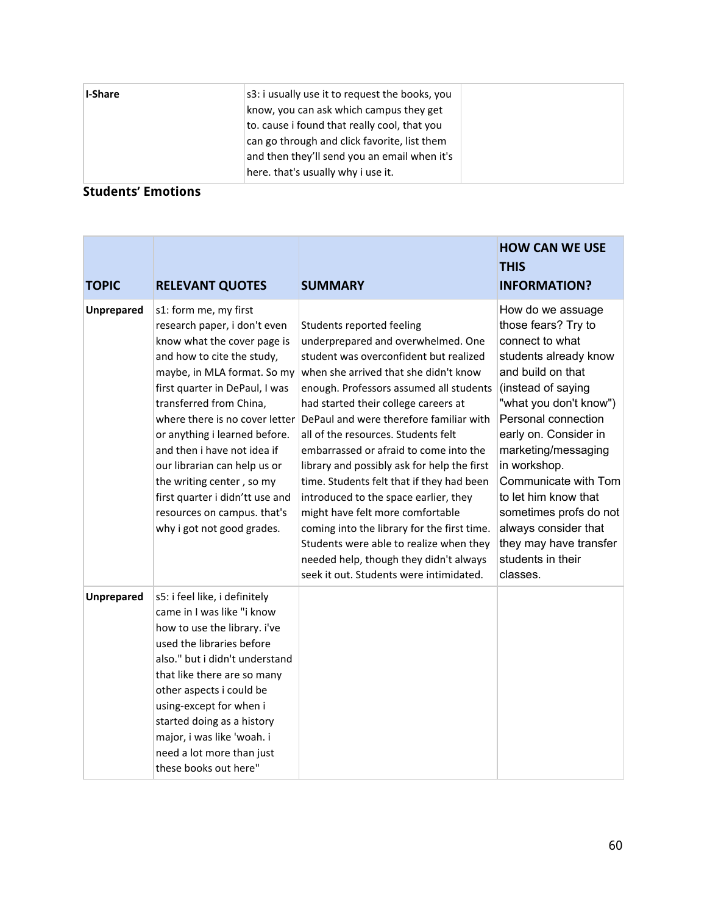| I-Share | s3: i usually use it to request the books, you know, you can ask which campus they get to. cause i found that really cool, that you can go through and click favorite, list them and then they'll send you an email when it's here. that's usually why i use it. | |
|---|---|---|

**Students' Emotions**

| TOPIC | RELEVANT QUOTES | SUMMARY | HOW CAN WE USE THIS INFORMATION? |
|---|---|---|---|
| **Unprepared** | s1: form me, my first research paper, i don't even know what the cover page is and how to cite the study, maybe, in MLA format. So my first quarter in DePaul, I was transferred from China, where there is no cover letter or anything i learned before. and then i have not idea if our librarian can help us or the writing center , so my first quarter i didn'tt use and resources on campus. that's why i got not good grades. | Students reported feeling underprepared and overwhelmed. One student was overconfident but realized when she arrived that she didn't know enough. Professors assumed all students had started their college careers at DePaul and were therefore familiar with all of the resources. Students felt embarrassed or afraid to come into the library and possibly ask for help the first time. Students felt that if they had been introduced to the space earlier, they might have felt more comfortable coming into the library for the first time. Students were able to realize when they needed help, though they didn't always seek it out. Students were intimidated. | How do we assuage those fears? Try to connect to what students already know and build on that (instead of saying "what you don't know") Personal connection early on. Consider in marketing/messaging in workshop. Communicate with Tom to let him know that sometimes profs do not always consider that they may have transfer students in their classes. |
| **Unprepared** | s5: i feel like, i definitely came in I was like "i know how to use the library. i've used the libraries before also." but i didn't understand that like there are so many other aspects i could be using-except for when i started doing as a history major, i was like 'woah. i need a lot more than just these books out here" | | |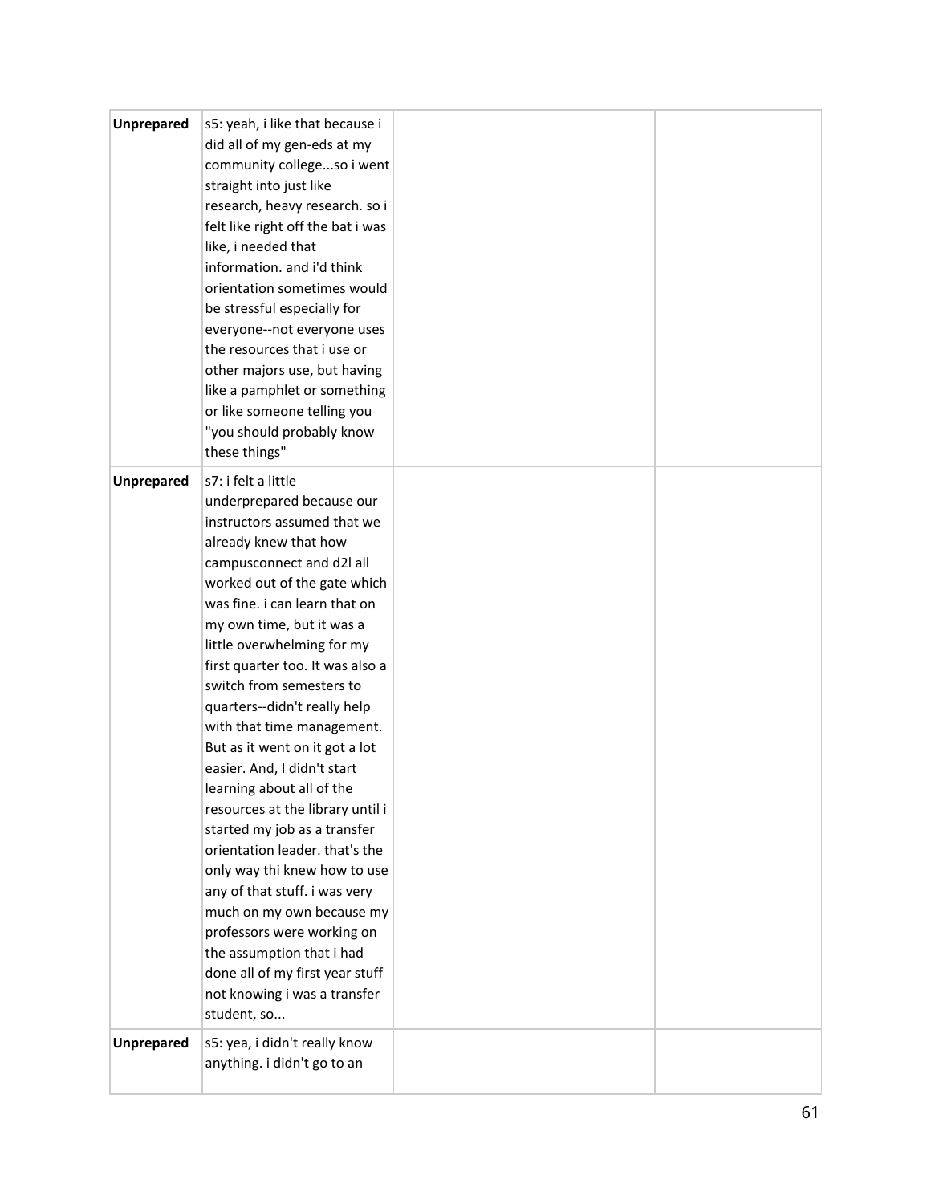| | | | |
|---|---|---|---|
| **Unprepared** | s5: yeah, i like that because i did all of my gen-eds at my community college...so i went straight into just like research, heavy research. so i felt like right off the bat i was like, i needed that information. and i'd think orientation sometimes would be stressful especially for everyone--not everyone uses the resources that i use or other majors use, but having like a pamphlet or something or like someone telling you "you should probably know these things" | | |
| **Unprepared** | s7: i felt a little underprepared because our instructors assumed that we already knew that how campusconnect and d2l all worked out of the gate which was fine. i can learn that on my own time, but it was a little overwhelming for my first quarter too. It was also a switch from semesters to quarters--didn't really help with that time management. But as it went on it got a lot easier. And, I didn't start learning about all of the resources at the library until i started my job as a transfer orientation leader. that's the only way thi knew how to use any of that stuff. i was very much on my own because my professors were working on the assumption that i had done all of my first year stuff not knowing i was a transfer student, so... | | |
| **Unprepared** | s5: yea, i didn't really know anything. i didn't go to an | | |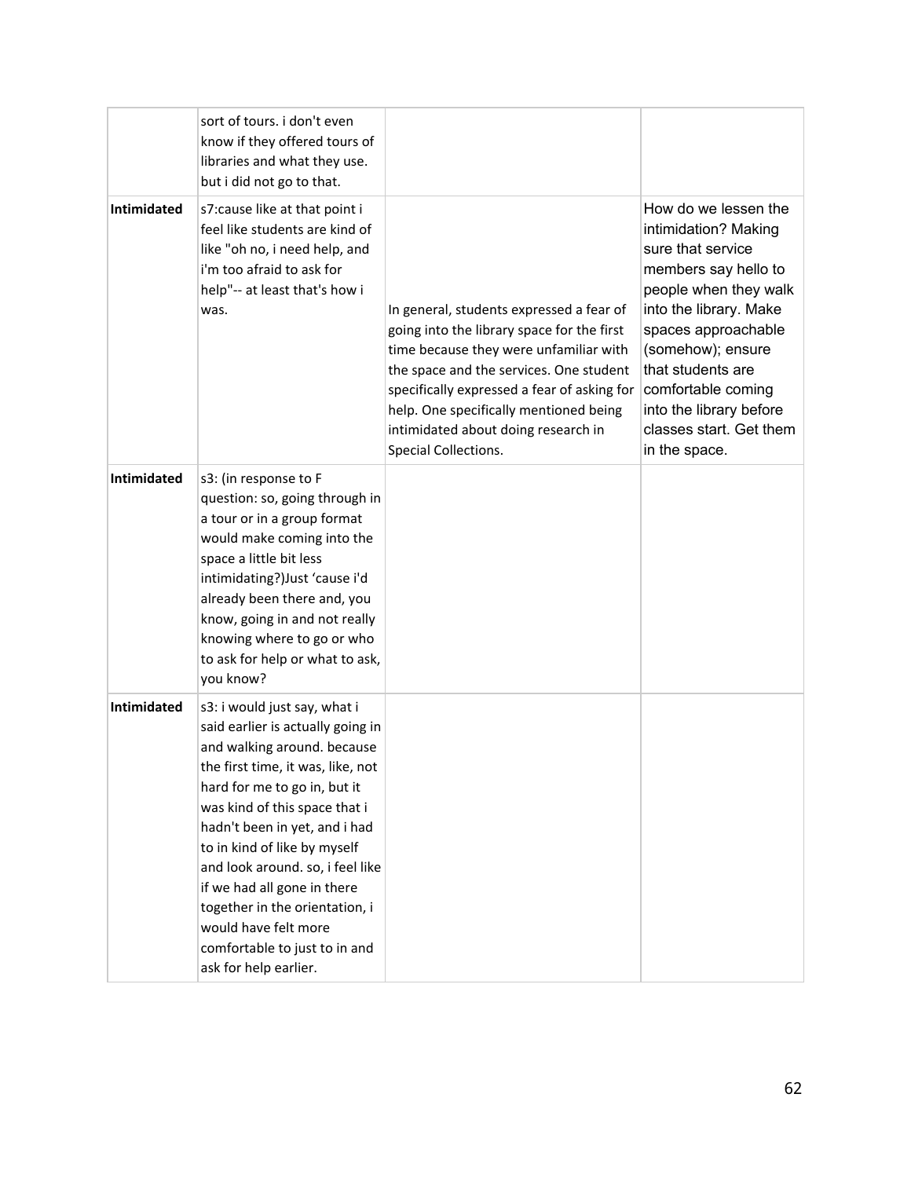| | | | |
|---|---|---|---|
| | sort of tours. i don't even know if they offered tours of libraries and what they use. but i did not go to that. | | |
| **Intimidated** | s7:cause like at that point i feel like students are kind of like "oh no, i need help, and i'm too afraid to ask for help"-- at least that's how i was. | In general, students expressed a fear of going into the library space for the first time because they were unfamiliar with the space and the services. One student specifically expressed a fear of asking for help. One specifically mentioned being intimidated about doing research in Special Collections. | How do we lessen the intimidation? Making sure that service members say hello to people when they walk into the library. Make spaces approachable (somehow); ensure that students are comfortable coming into the library before classes start. Get them in the space. |
| **Intimidated** | s3: (in response to F question: so, going through in a tour or in a group format would make coming into the space a little bit less intimidating?)Just 'cause i'd already been there and, you know, going in and not really knowing where to go or who to ask for help or what to ask, you know? | | |
| **Intimidated** | s3: i would just say, what i said earlier is actually going in and walking around. because the first time, it was, like, not hard for me to go in, but it was kind of this space that i hadn't been in yet, and i had to in kind of like by myself and look around. so, i feel like if we had all gone in there together in the orientation, i would have felt more comfortable to just to in and ask for help earlier. | | |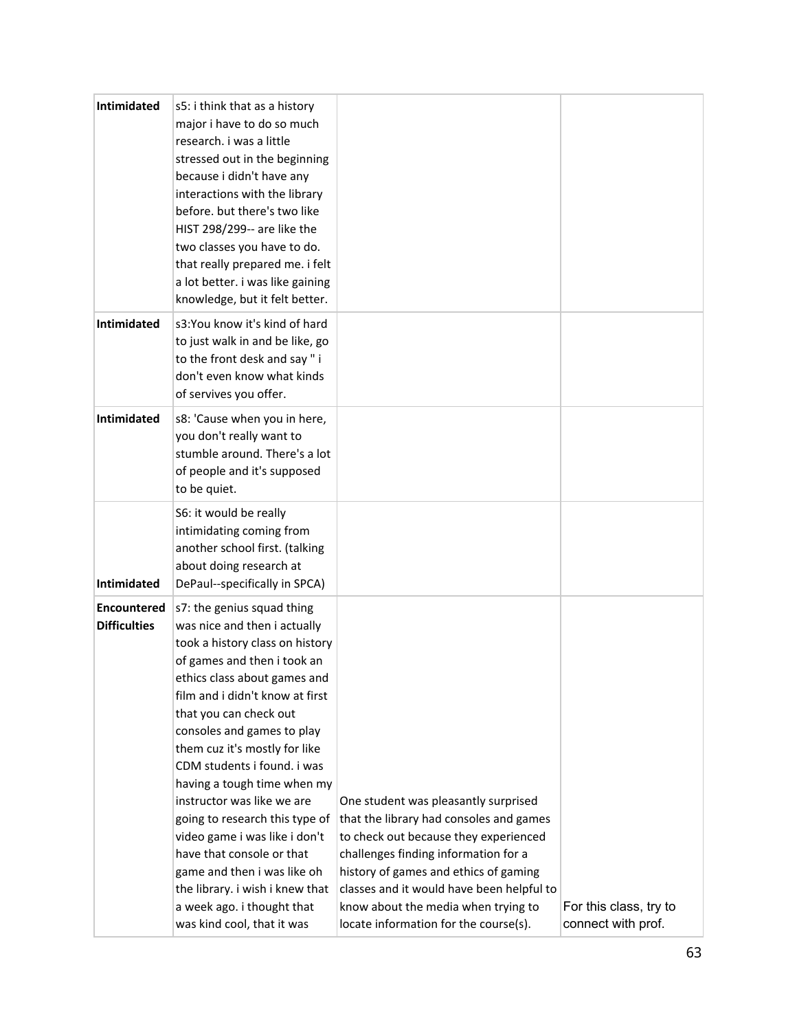| **Intimidated** | s5: i think that as a history major i have to do so much research. i was a little stressed out in the beginning because i didn't have any interactions with the library before. but there's two like HIST 298/299-- are like the two classes you have to do. that really prepared me. i felt a lot better. i was like gaining knowledge, but it felt better. | | |
|---|---|---|---|
| **Intimidated** | s3:You know it's kind of hard to just walk in and be like, go to the front desk and say " i don't even know what kinds of servives you offer. | | |
| **Intimidated** | s8: 'Cause when you in here, you don't really want to stumble around. There's a lot of people and it's supposed to be quiet. | | |
| **Intimidated** | S6: it would be really intimidating coming from another school first. (talking about doing research at DePaul--specifically in SPCA) | | |
| **Encountered Difficulties** | s7: the genius squad thing was nice and then i actually took a history class on history of games and then i took an ethics class about games and film and i didn't know at first that you can check out consoles and games to play them cuz it's mostly for like CDM students i found. i was having a tough time when my instructor was like we are going to research this type of video game i was like i don't have that console or that game and then i was like oh the library. i wish i knew that a week ago. i thought that was kind cool, that it was | One student was pleasantly surprised that the library had consoles and games to check out because they experienced challenges finding information for a history of games and ethics of gaming classes and it would have been helpful to know about the media when trying to locate information for the course(s). | For this class, try to connect with prof. |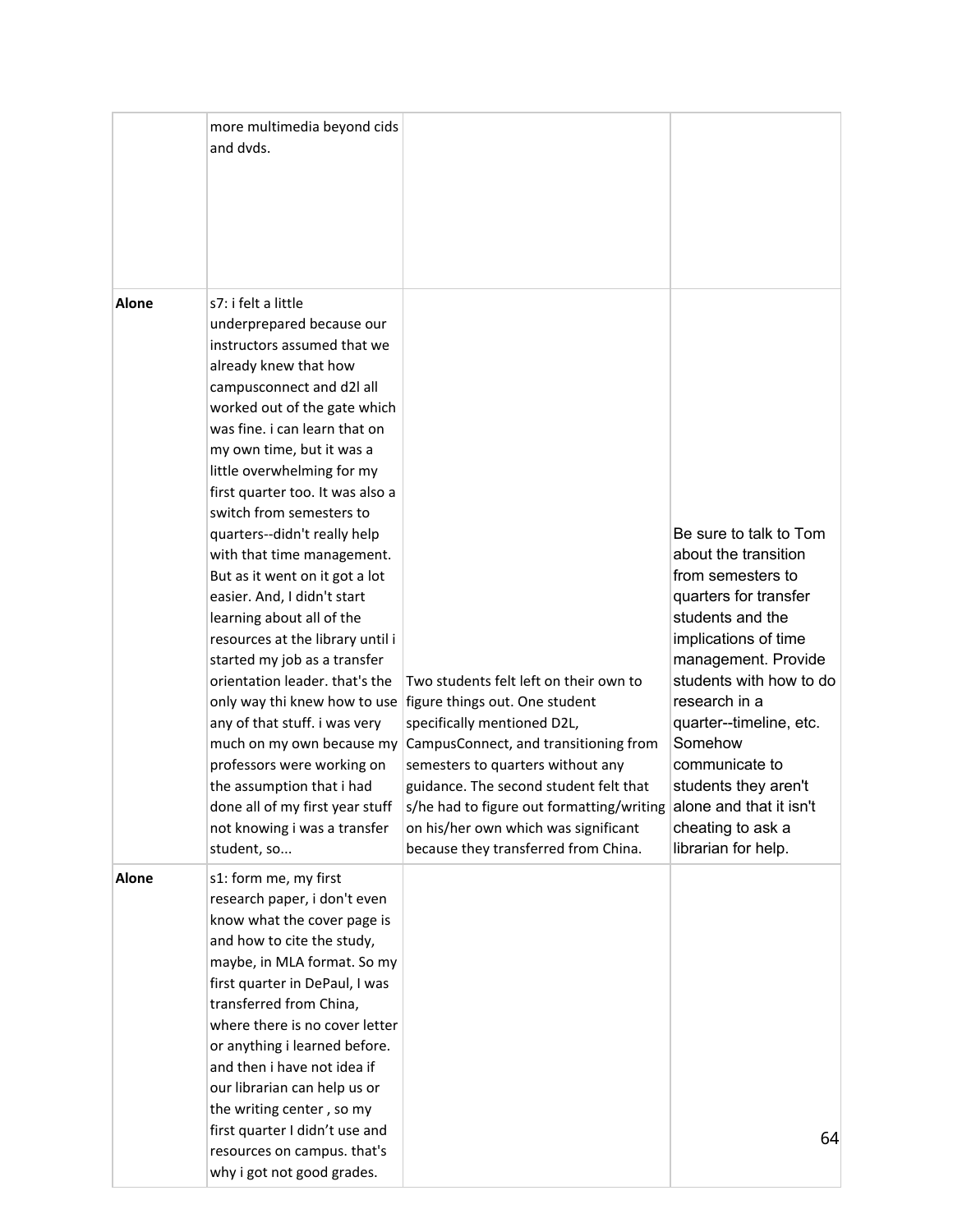| | | | |
|---|---|---|---|
| | more multimedia beyond cids and dvds. | | |
| **Alone** | s7: i felt a little underprepared because our instructors assumed that we already knew that how campusconnect and d2l all worked out of the gate which was fine. i can learn that on my own time, but it was a little overwhelming for my first quarter too. It was also a switch from semesters to quarters--didn't really help with that time management. But as it went on it got a lot easier. And, I didn't start learning about all of the resources at the library until i started my job as a transfer orientation leader. that's the only way thi knew how to use any of that stuff. i was very much on my own because my professors were working on the assumption that i had done all of my first year stuff not knowing i was a transfer student, so... | Two students felt left on their own to figure things out. One student specifically mentioned D2L, CampusConnect, and transitioning from semesters to quarters without any guidance. The second student felt that s/he had to figure out formatting/writing on his/her own which was significant because they transferred from China. | Be sure to talk to Tom about the transition from semesters to quarters for transfer students and the implications of time management. Provide students with how to do research in a quarter--timeline, etc. Somehow communicate to students they aren't alone and that it isn't cheating to ask a librarian for help. |
| **Alone** | s1: form me, my first research paper, i don't even know what the cover page is and how to cite the study, maybe, in MLA format. So my first quarter in DePaul, I was transferred from China, where there is no cover letter or anything i learned before. and then i have not idea if our librarian can help us or the writing center , so my first quarter I didn't use and resources on campus. that's why i got not good grades. | | |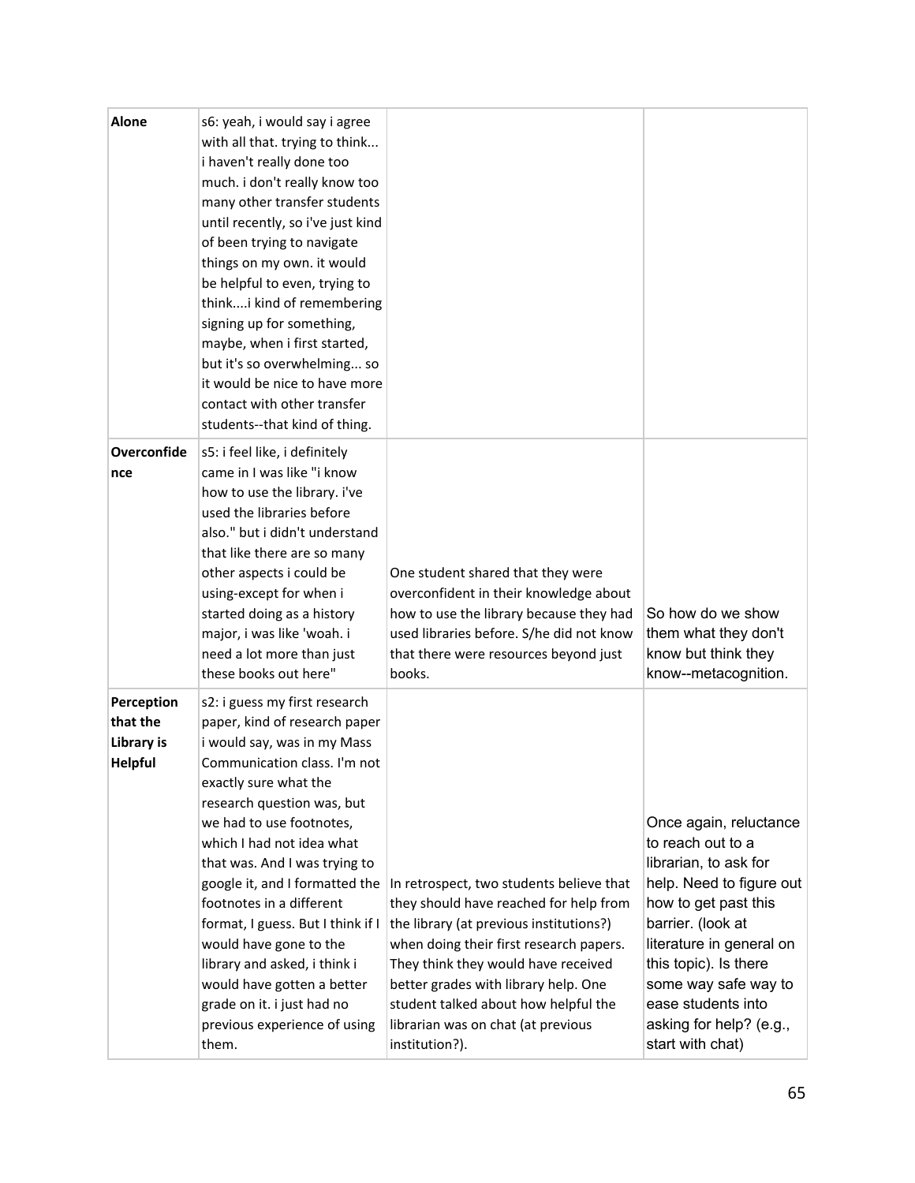| | | | |
|---|---|---|---|
| **Alone** | s6: yeah, i would say i agree with all that. trying to think... i haven't really done too much. i don't really know too many other transfer students until recently, so i've just kind of been trying to navigate things on my own. it would be helpful to even, trying to think....i kind of remembering signing up for something, maybe, when i first started, but it's so overwhelming... so it would be nice to have more contact with other transfer students--that kind of thing. | | |
| **Overconfidence** | s5: i feel like, i definitely came in I was like "i know how to use the library. i've used the libraries before also." but i didn't understand that like there are so many other aspects i could be using-except for when i started doing as a history major, i was like 'woah. i need a lot more than just these books out here" | One student shared that they were overconfident in their knowledge about how to use the library because they had used libraries before. S/he did not know that there were resources beyond just books. | So how do we show them what they don't know but think they know--metacognition. |
| **Perception that the Library is Helpful** | s2: i guess my first research paper, kind of research paper i would say, was in my Mass Communication class. I'm not exactly sure what the research question was, but we had to use footnotes, which I had not idea what that was. And I was trying to google it, and I formatted the footnotes in a different format, I guess. But I think if I would have gone to the library and asked, i think i would have gotten a better grade on it. i just had no previous experience of using them. | In retrospect, two students believe that they should have reached for help from the library (at previous institutions?) when doing their first research papers. They think they would have received better grades with library help. One student talked about how helpful the librarian was on chat (at previous institution?). | Once again, reluctance to reach out to a librarian, to ask for help. Need to figure out how to get past this barrier. (look at literature in general on this topic). Is there some way safe way to ease students into asking for help? (e.g., start with chat) |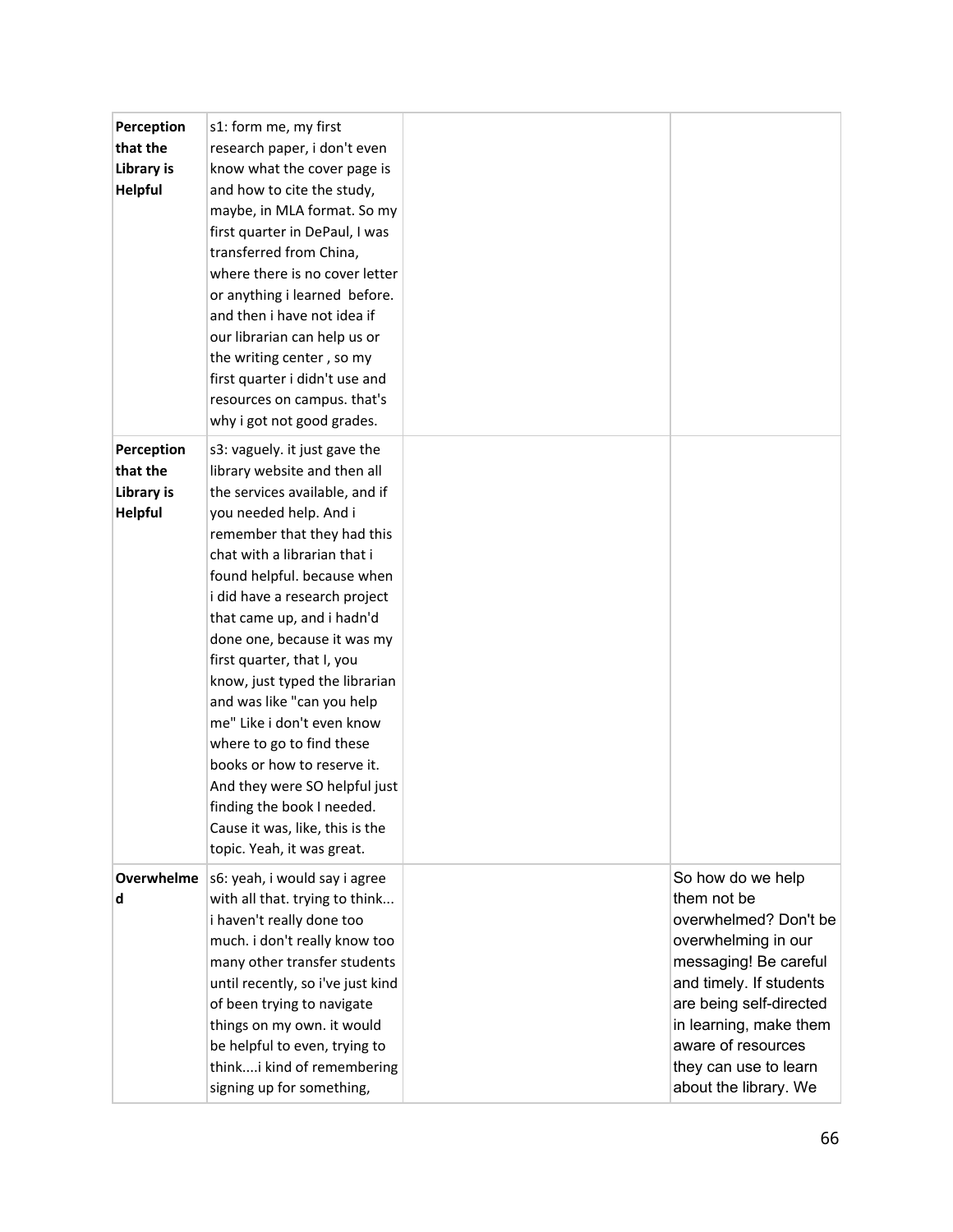| | | | |
|---|---|---|---|
| **Perception that the Library is Helpful** | s1: form me, my first research paper, i don't even know what the cover page is and how to cite the study, maybe, in MLA format. So my first quarter in DePaul, I was transferred from China, where there is no cover letter or anything i learned before. and then i have not idea if our librarian can help us or the writing center , so my first quarter i didn't use and resources on campus. that's why i got not good grades. | | |
| **Perception that the Library is Helpful** | s3: vaguely. it just gave the library website and then all the services available, and if you needed help. And i remember that they had this chat with a librarian that i found helpful. because when i did have a research project that came up, and i hadn'd done one, because it was my first quarter, that I, you know, just typed the librarian and was like "can you help me" Like i don't even know where to go to find these books or how to reserve it. And they were SO helpful just finding the book I needed. Cause it was, like, this is the topic. Yeah, it was great. | | |
| **Overwhelmed** | s6: yeah, i would say i agree with all that. trying to think... i haven't really done too much. i don't really know too many other transfer students until recently, so i've just kind of been trying to navigate things on my own. it would be helpful to even, trying to think....i kind of remembering signing up for something, | | So how do we help them not be overwhelmed? Don't be overwhelming in our messaging! Be careful and timely. If students are being self-directed in learning, make them aware of resources they can use to learn about the library. We |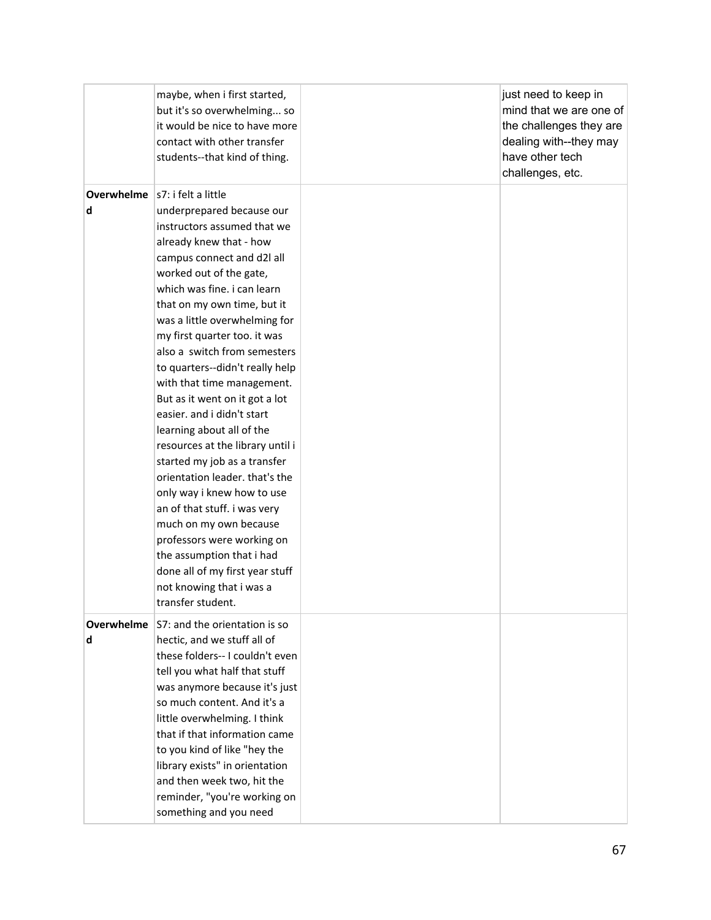| | | | |
|---|---|---|---|
| | maybe, when i first started, but it's so overwhelming... so it would be nice to have more contact with other transfer students--that kind of thing. | | just need to keep in mind that we are one of the challenges they are dealing with--they may have other tech challenges, etc. |
| **Overwhelmed** | s7: i felt a little underprepared because our instructors assumed that we already knew that - how campus connect and d2l all worked out of the gate, which was fine. i can learn that on my own time, but it was a little overwhelming for my first quarter too. it was also a switch from semesters to quarters--didn't really help with that time management. But as it went on it got a lot easier. and i didn't start learning about all of the resources at the library until i started my job as a transfer orientation leader. that's the only way i knew how to use an of that stuff. i was very much on my own because professors were working on the assumption that i had done all of my first year stuff not knowing that i was a transfer student. | | |
| **Overwhelmed** | S7: and the orientation is so hectic, and we stuff all of these folders-- I couldn't even tell you what half that stuff was anymore because it's just so much content. And it's a little overwhelming. I think that if that information came to you kind of like "hey the library exists" in orientation and then week two, hit the reminder, "you're working on something and you need | | |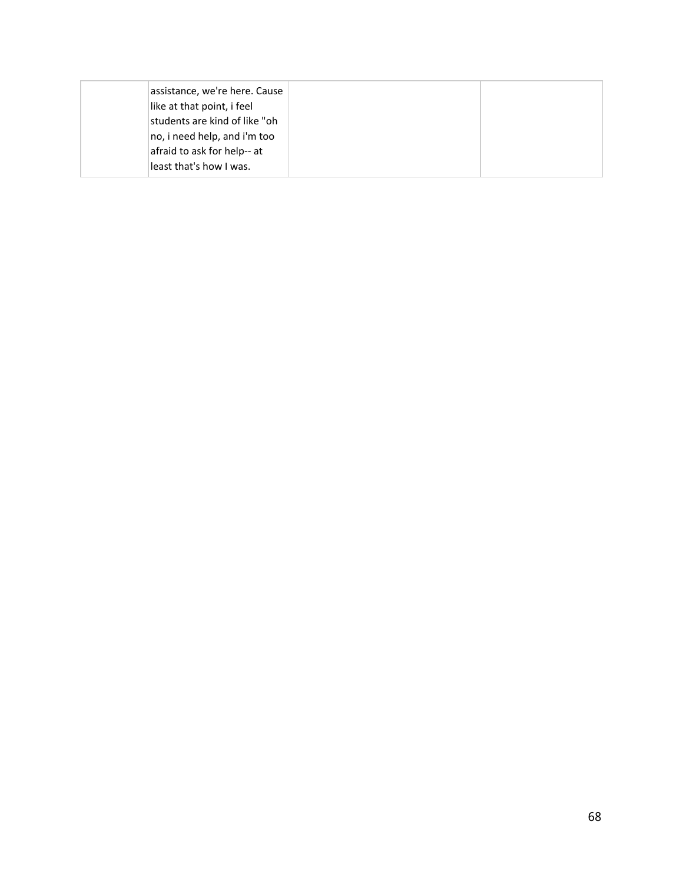| | | | |
|---|---|---|---|
| | assistance, we're here. Cause like at that point, i feel students are kind of like "oh no, i need help, and i'm too afraid to ask for help-- at least that's how I was. | | |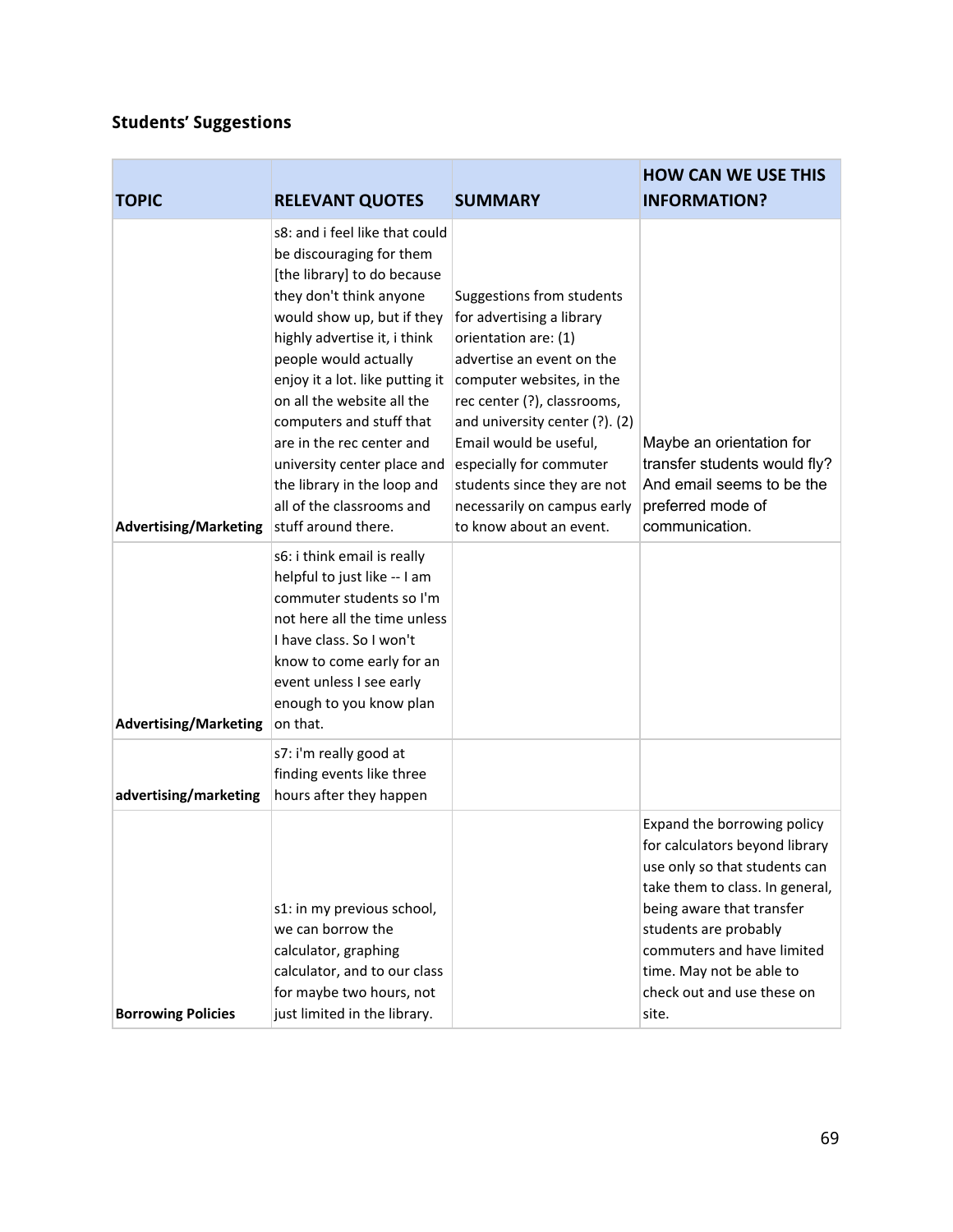## Students' Suggestions

| TOPIC | RELEVANT QUOTES | SUMMARY | HOW CAN WE USE THIS INFORMATION? |
|---|---|---|---|
| Advertising/Marketing | s8: and i feel like that could be discouraging for them [the library] to do because they don't think anyone would show up, but if they highly advertise it, i think people would actually enjoy it a lot. like putting it on all the website all the computers and stuff that are in the rec center and university center place and the library in the loop and all of the classrooms and stuff around there. | Suggestions from students for advertising a library orientation are: (1) advertise an event on the computer websites, in the rec center (?), classrooms, and university center (?). (2) Email would be useful, especially for commuter students since they are not necessarily on campus early to know about an event. | Maybe an orientation for transfer students would fly? And email seems to be the preferred mode of communication. |
| Advertising/Marketing | s6: i think email is really helpful to just like -- I am commuter students so I'm not here all the time unless I have class. So I won't know to come early for an event unless I see early enough to you know plan on that. | | |
| advertising/marketing | s7: i'm really good at finding events like three hours after they happen | | |
| Borrowing Policies | s1: in my previous school, we can borrow the calculator, graphing calculator, and to our class for maybe two hours, not just limited in the library. | | Expand the borrowing policy for calculators beyond library use only so that students can take them to class. In general, being aware that transfer students are probably commuters and have limited time. May not be able to check out and use these on site. |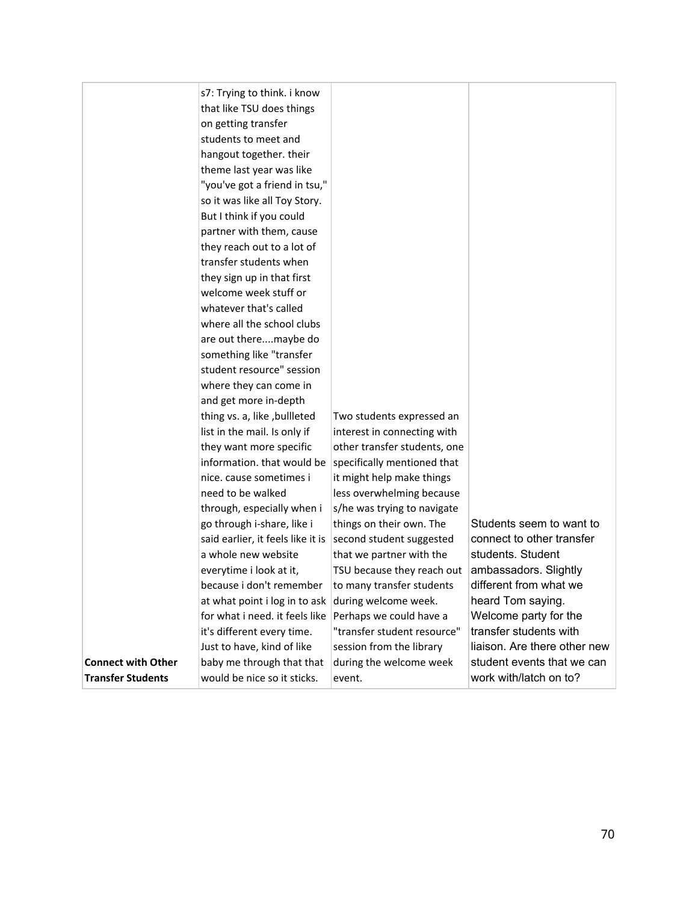| | | | |
|---|---|---|---|
| **Connect with Other Transfer Students** | s7: Trying to think. i know that like TSU does things on getting transfer students to meet and hangout together. their theme last year was like "you've got a friend in tsu," so it was like all Toy Story. But I think if you could partner with them, cause they reach out to a lot of transfer students when they sign up in that first welcome week stuff or whatever that's called where all the school clubs are out there....maybe do something like "transfer student resource" session where they can come in and get more in-depth thing vs. a, like ,bullleted list in the mail. Is only if they want more specific information. that would be nice. cause sometimes i need to be walked through, especially when i go through i-share, like i said earlier, it feels like it is a whole new website everytime i look at it, because i don't remember at what point i log in to ask for what i need. it feels like it's different every time. Just to have, kind of like baby me through that that would be nice so it sticks. | Two students expressed an interest in connecting with other transfer students, one specifically mentioned that it might help make things less overwhelming because s/he was trying to navigate things on their own. The second student suggested that we partner with the TSU because they reach out to many transfer students during welcome week. Perhaps we could have a "transfer student resource" session from the library during the welcome week event. | Students seem to want to connect to other transfer students. Student ambassadors. Slightly different from what we heard Tom saying. Welcome party for the transfer students with liaison. Are there other new student events that we can work with/latch on to? |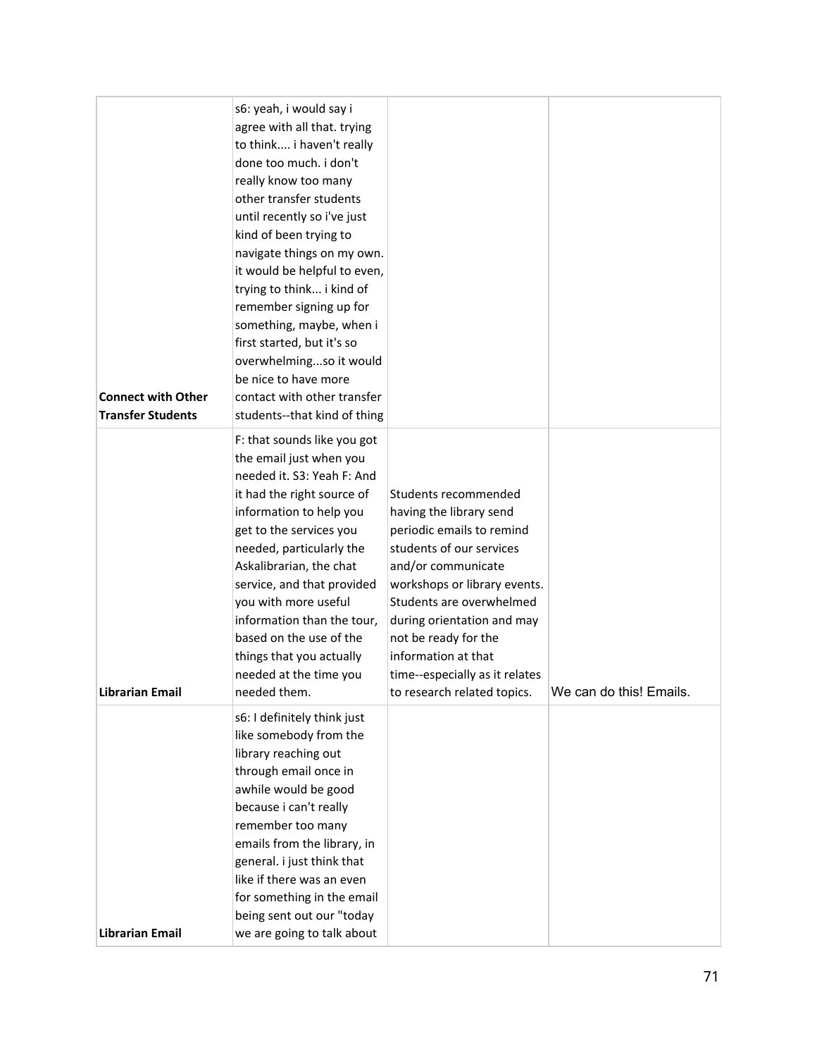| | | | |
|---|---|---|---|
| **Connect with Other Transfer Students** | s6: yeah, i would say i agree with all that. trying to think.... i haven't really done too much. i don't really know too many other transfer students until recently so i've just kind of been trying to navigate things on my own. it would be helpful to even, trying to think... i kind of remember signing up for something, maybe, when i first started, but it's so overwhelming...so it would be nice to have more contact with other transfer students--that kind of thing | | |
| **Librarian Email** | F: that sounds like you got the email just when you needed it. S3: Yeah F: And it had the right source of information to help you get to the services you needed, particularly the Askalibrarian, the chat service, and that provided you with more useful information than the tour, based on the use of the things that you actually needed at the time you needed them. | Students recommended having the library send periodic emails to remind students of our services and/or communicate workshops or library events. Students are overwhelmed during orientation and may not be ready for the information at that time--especially as it relates to research related topics. | We can do this! Emails. |
| **Librarian Email** | s6: I definitely think just like somebody from the library reaching out through email once in awhile would be good because i can't really remember too many emails from the library, in general. i just think that like if there was an even for something in the email being sent out our "today we are going to talk about | | |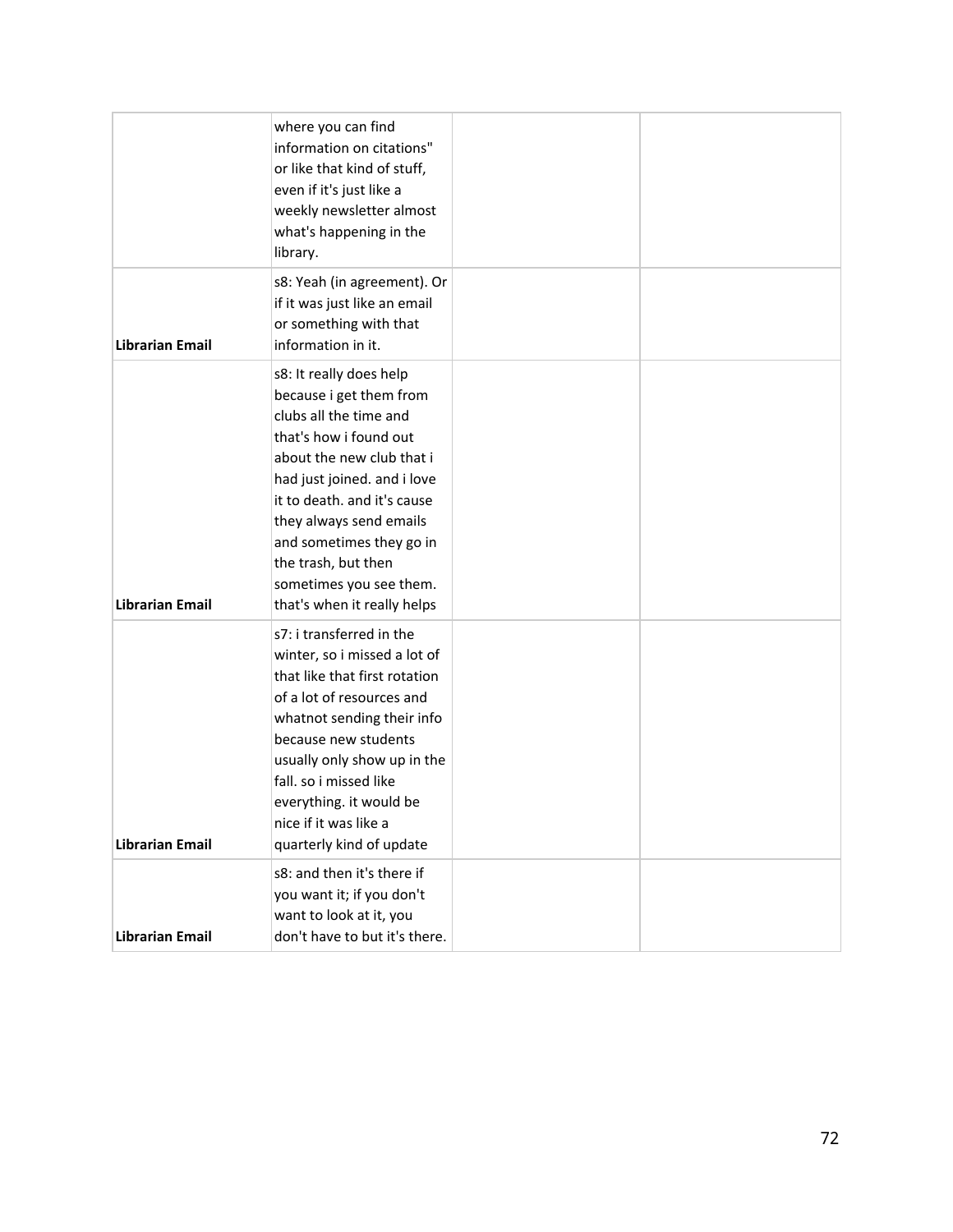| | | | |
|---|---|---|---|
| | where you can find information on citations" or like that kind of stuff, even if it's just like a weekly newsletter almost what's happening in the library. | | |
| **Librarian Email** | s8: Yeah (in agreement). Or if it was just like an email or something with that information in it. | | |
| **Librarian Email** | s8: It really does help because i get them from clubs all the time and that's how i found out about the new club that i had just joined. and i love it to death. and it's cause they always send emails and sometimes they go in the trash, but then sometimes you see them. that's when it really helps | | |
| **Librarian Email** | s7: i transferred in the winter, so i missed a lot of that like that first rotation of a lot of resources and whatnot sending their info because new students usually only show up in the fall. so i missed like everything. it would be nice if it was like a quarterly kind of update | | |
| **Librarian Email** | s8: and then it's there if you want it; if you don't want to look at it, you don't have to but it's there. | | |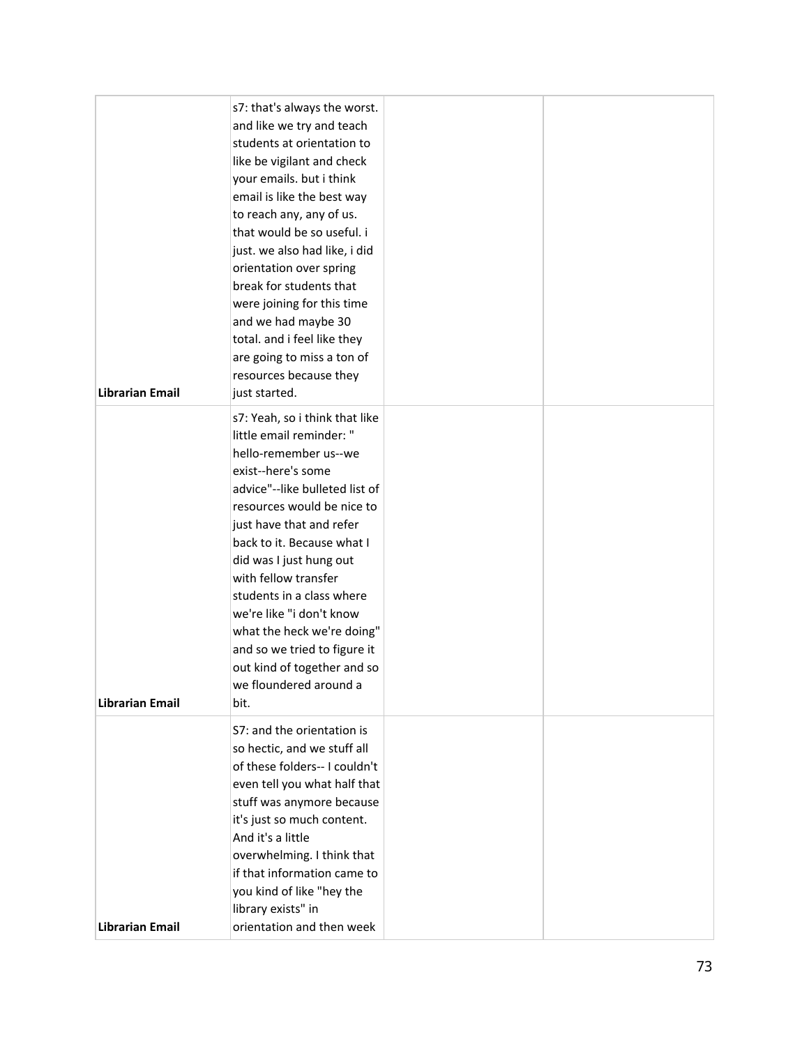| | | | |
|---|---|---|---|
| **Librarian Email** | s7: that's always the worst. and like we try and teach students at orientation to like be vigilant and check your emails. but i think email is like the best way to reach any, any of us. that would be so useful. i just. we also had like, i did orientation over spring break for students that were joining for this time and we had maybe 30 total. and i feel like they are going to miss a ton of resources because they just started. | | |
| **Librarian Email** | s7: Yeah, so i think that like little email reminder: " hello-remember us--we exist--here's some advice"--like bulleted list of resources would be nice to just have that and refer back to it. Because what I did was I just hung out with fellow transfer students in a class where we're like "i don't know what the heck we're doing" and so we tried to figure it out kind of together and so we floundered around a bit. | | |
| **Librarian Email** | S7: and the orientation is so hectic, and we stuff all of these folders-- I couldn't even tell you what half that stuff was anymore because it's just so much content. And it's a little overwhelming. I think that if that information came to you kind of like "hey the library exists" in orientation and then week | | |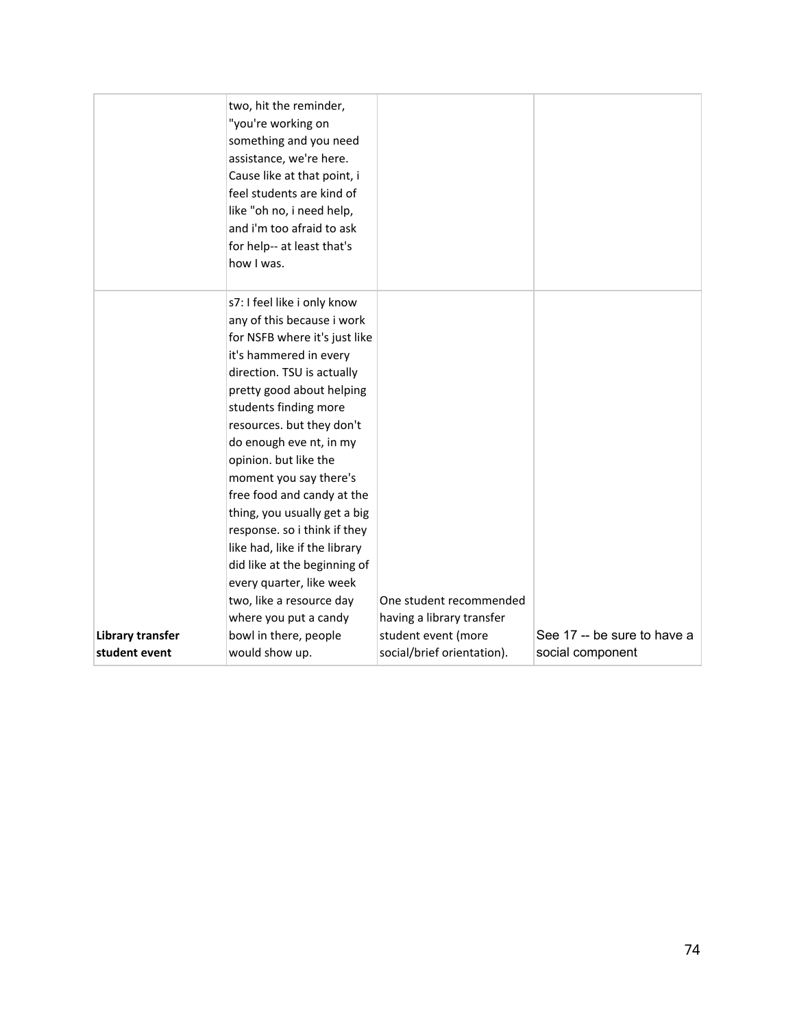| | | | |
|---|---|---|---|
| | two, hit the reminder, "you're working on something and you need assistance, we're here. Cause like at that point, i feel students are kind of like "oh no, i need help, and i'm too afraid to ask for help-- at least that's how I was. | | |
| **Library transfer student event** | s7: I feel like i only know any of this because i work for NSFB where it's just like it's hammered in every direction. TSU is actually pretty good about helping students finding more resources. but they don't do enough eve nt, in my opinion. but like the moment you say there's free food and candy at the thing, you usually get a big response. so i think if they like had, like if the library did like at the beginning of every quarter, like week two, like a resource day where you put a candy bowl in there, people would show up. | One student recommended having a library transfer student event (more social/brief orientation). | See 17 -- be sure to have a social component |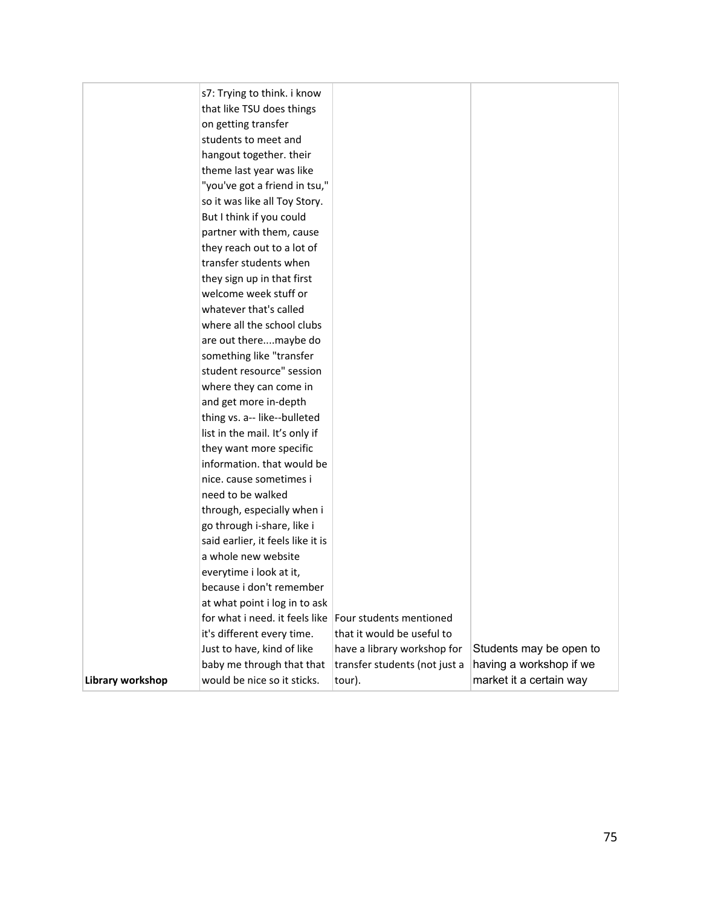| | | | |
|---|---|---|---|
| **Library workshop** | s7: Trying to think. i know that like TSU does things on getting transfer students to meet and hangout together. their theme last year was like "you've got a friend in tsu," so it was like all Toy Story. But I think if you could partner with them, cause they reach out to a lot of transfer students when they sign up in that first welcome week stuff or whatever that's called where all the school clubs are out there....maybe do something like "transfer student resource" session where they can come in and get more in-depth thing vs. a-- like--bulleted list in the mail. It's only if they want more specific information. that would be nice. cause sometimes i need to be walked through, especially when i go through i-share, like i said earlier, it feels like it is a whole new website everytime i look at it, because i don't remember at what point i log in to ask for what i need. it feels like it's different every time. Just to have, kind of like baby me through that that would be nice so it sticks. | Four students mentioned that it would be useful to have a library workshop for transfer students (not just a tour). | Students may be open to having a workshop if we market it a certain way |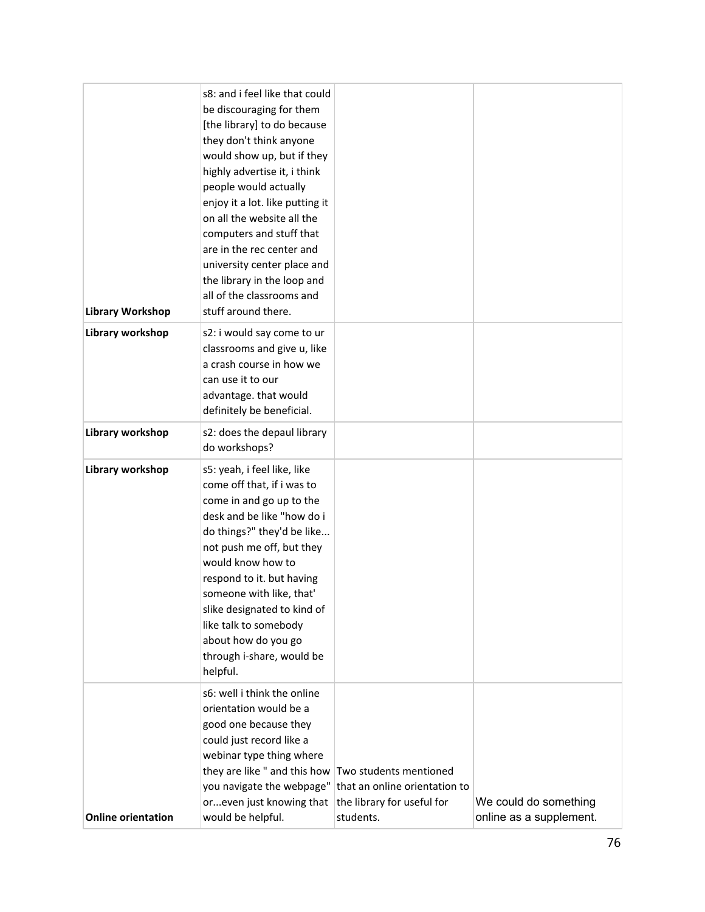| | | | |
|---|---|---|---|
| **Library Workshop** | s8: and i feel like that could be discouraging for them [the library] to do because they don't think anyone would show up, but if they highly advertise it, i think people would actually enjoy it a lot. like putting it on all the website all the computers and stuff that are in the rec center and university center place and the library in the loop and all of the classrooms and stuff around there. | | |
| **Library workshop** | s2: i would say come to ur classrooms and give u, like a crash course in how we can use it to our advantage. that would definitely be beneficial. | | |
| **Library workshop** | s2: does the depaul library do workshops? | | |
| **Library workshop** | s5: yeah, i feel like, like come off that, if i was to come in and go up to the desk and be like "how do i do things?" they'd be like... not push me off, but they would know how to respond to it. but having someone with like, that' slike designated to kind of like talk to somebody about how do you go through i-share, would be helpful. | | |
| **Online orientation** | s6: well i think the online orientation would be a good one because they could just record like a webinar type thing where they are like " and this how you navigate the webpage" or...even just knowing that would be helpful. | Two students mentioned that an online orientation to the library for useful for students. | We could do something online as a supplement. |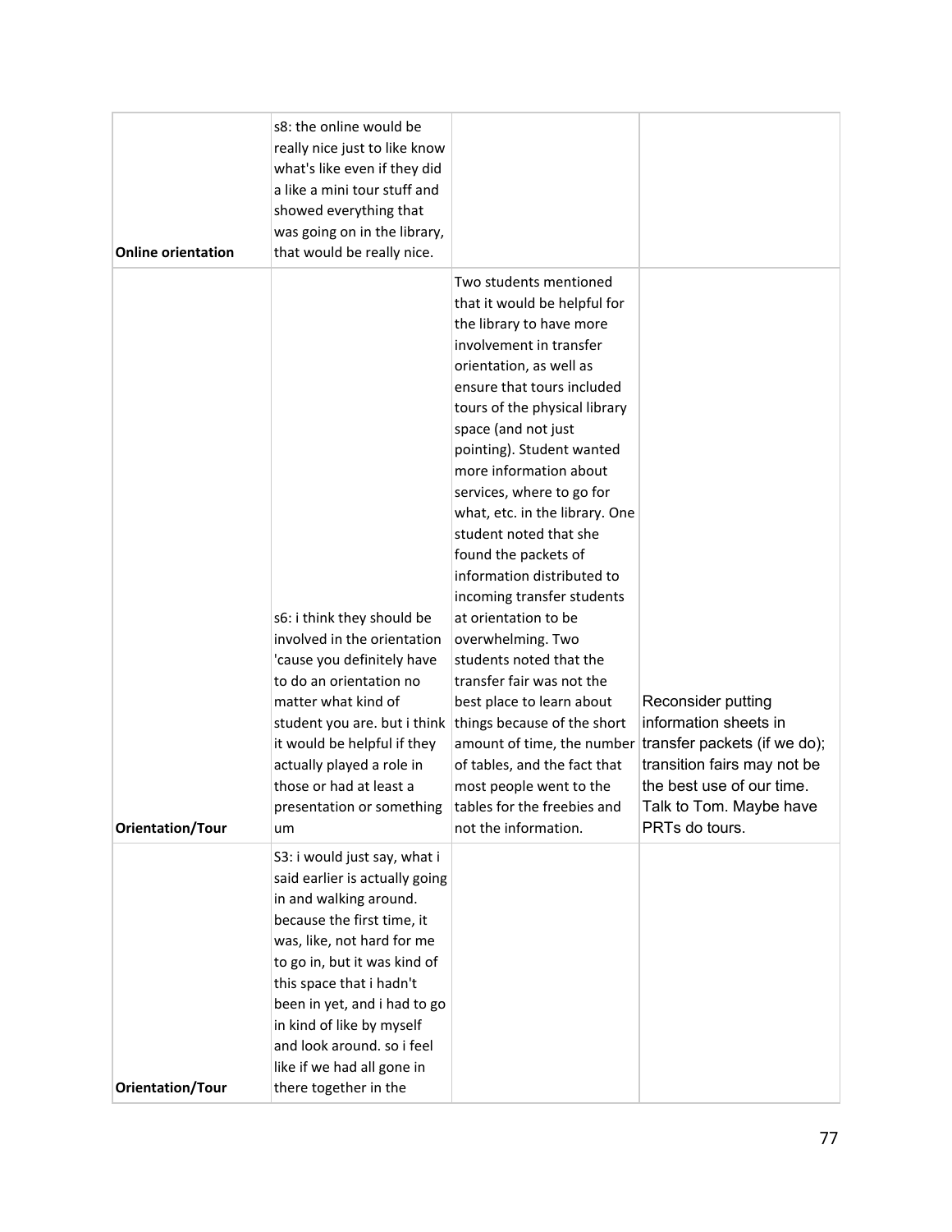| | | | |
|---|---|---|---|
| **Online orientation** | s8: the online would be really nice just to like know what's like even if they did a like a mini tour stuff and showed everything that was going on in the library, that would be really nice. | | |
| **Orientation/Tour** | s6: i think they should be involved in the orientation 'cause you definitely have to do an orientation no matter what kind of student you are. but i think it would be helpful if they actually played a role in those or had at least a presentation or something um | Two students mentioned that it would be helpful for the library to have more involvement in transfer orientation, as well as ensure that tours included tours of the physical library space (and not just pointing). Student wanted more information about services, where to go for what, etc. in the library. One student noted that she found the packets of information distributed to incoming transfer students at orientation to be overwhelming. Two students noted that the transfer fair was not the best place to learn about things because of the short amount of time, the number of tables, and the fact that most people went to the tables for the freebies and not the information. | Reconsider putting information sheets in transfer packets (if we do); transition fairs may not be the best use of our time. Talk to Tom. Maybe have PRTs do tours. |
| **Orientation/Tour** | S3: i would just say, what i said earlier is actually going in and walking around. because the first time, it was, like, not hard for me to go in, but it was kind of this space that i hadn't been in yet, and i had to go in kind of like by myself and look around. so i feel like if we had all gone in there together in the | | |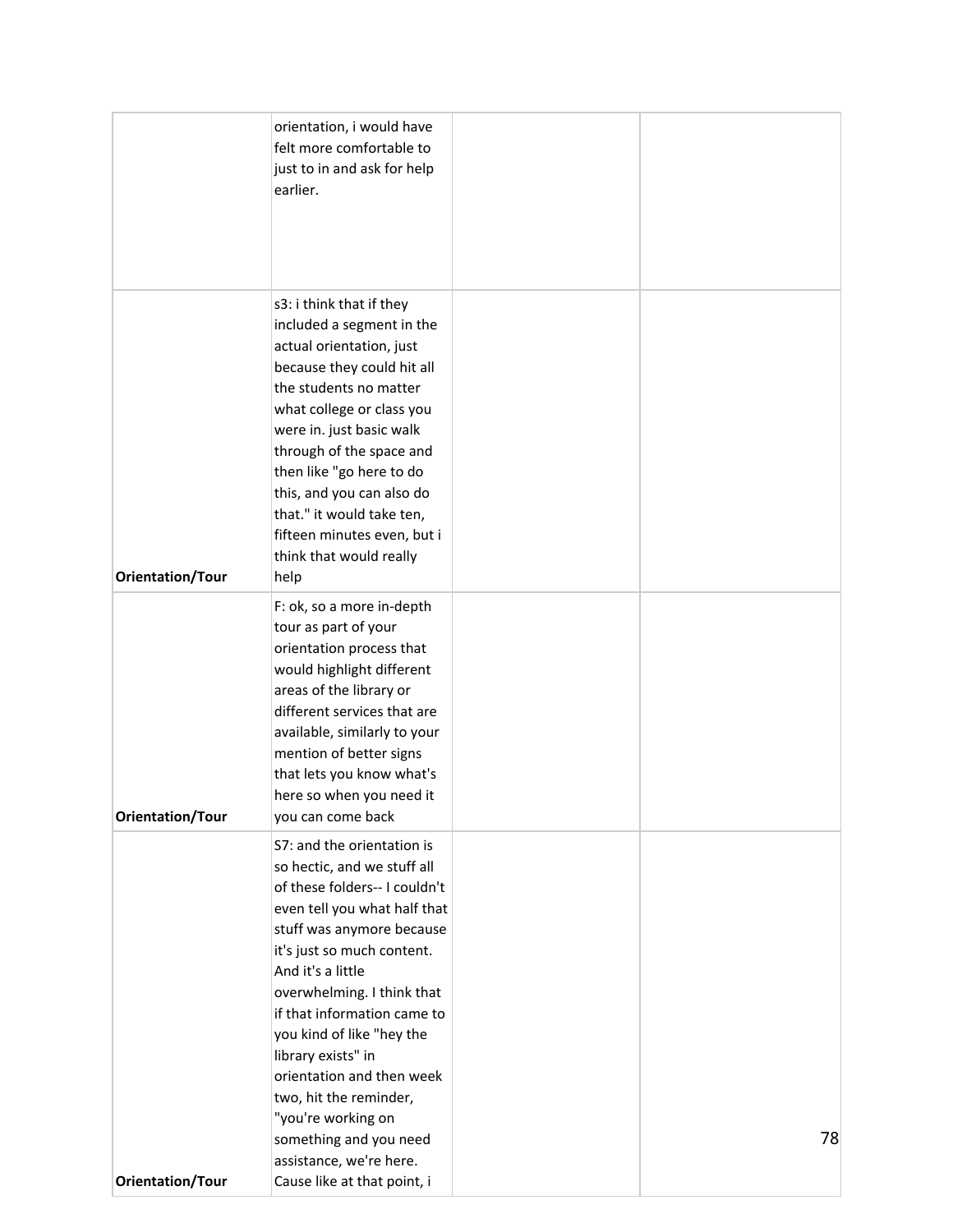| | | | |
|---|---|---|---|
| | orientation, i would have felt more comfortable to just to in and ask for help earlier. | | |
| Orientation/Tour | s3: i think that if they included a segment in the actual orientation, just because they could hit all the students no matter what college or class you were in. just basic walk through of the space and then like "go here to do this, and you can also do that." it would take ten, fifteen minutes even, but i think that would really help | | |
| Orientation/Tour | F: ok, so a more in-depth tour as part of your orientation process that would highlight different areas of the library or different services that are available, similarly to your mention of better signs that lets you know what's here so when you need it you can come back | | |
| Orientation/Tour | S7: and the orientation is so hectic, and we stuff all of these folders-- I couldn't even tell you what half that stuff was anymore because it's just so much content. And it's a little overwhelming. I think that if that information came to you kind of like "hey the library exists" in orientation and then week two, hit the reminder, "you're working on something and you need assistance, we're here. Cause like at that point, i | | |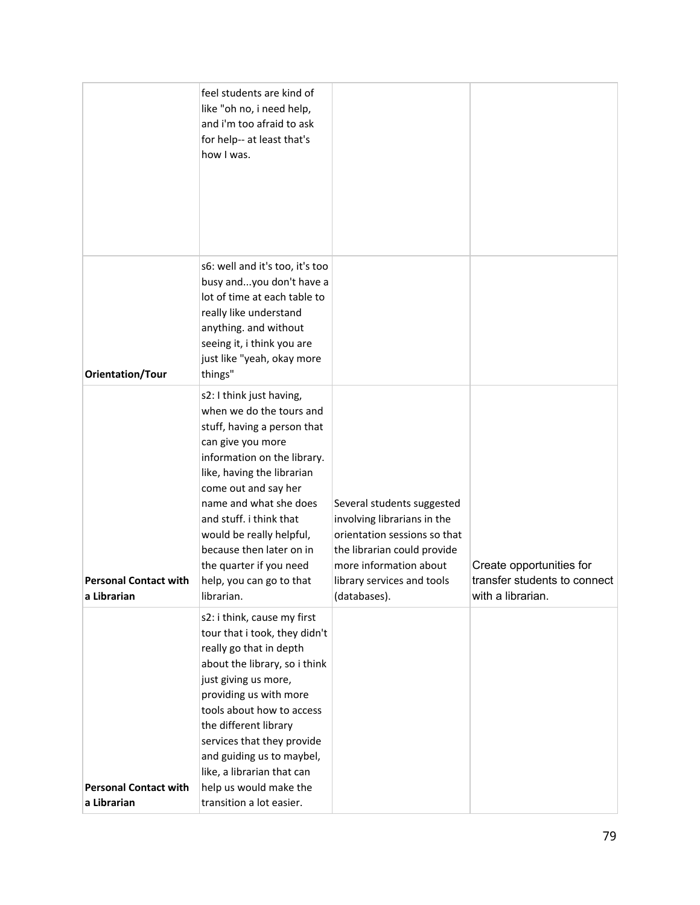| | | | |
|---|---|---|---|
| | feel students are kind of like "oh no, i need help, and i'm too afraid to ask for help-- at least that's how I was. | | |
| **Orientation/Tour** | s6: well and it's too, it's too busy and...you don't have a lot of time at each table to really like understand anything. and without seeing it, i think you are just like "yeah, okay more things" | | |
| **Personal Contact with a Librarian** | s2: I think just having, when we do the tours and stuff, having a person that can give you more information on the library. like, having the librarian come out and say her name and what she does and stuff. i think that would be really helpful, because then later on in the quarter if you need help, you can go to that librarian. | Several students suggested involving librarians in the orientation sessions so that the librarian could provide more information about library services and tools (databases). | Create opportunities for transfer students to connect with a librarian. |
| **Personal Contact with a Librarian** | s2: i think, cause my first tour that i took, they didn't really go that in depth about the library, so i think just giving us more, providing us with more tools about how to access the different library services that they provide and guiding us to maybel, like, a librarian that can help us would make the transition a lot easier. | | |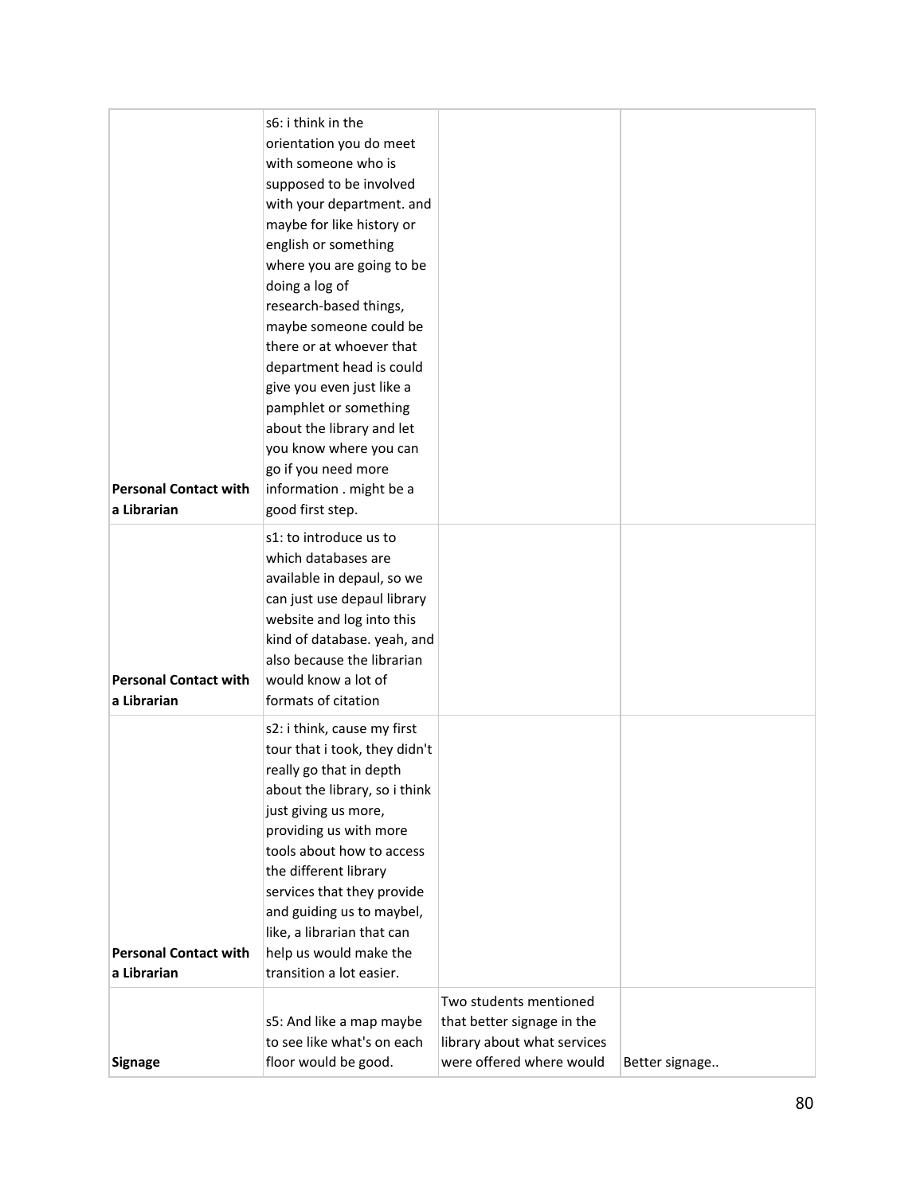| | | | |
|---|---|---|---|
| **Personal Contact with a Librarian** | s6: i think in the orientation you do meet with someone who is supposed to be involved with your department. and maybe for like history or english or something where you are going to be doing a log of research-based things, maybe someone could be there or at whoever that department head is could give you even just like a pamphlet or something about the library and let you know where you can go if you need more information . might be a good first step. | | |
| **Personal Contact with a Librarian** | s1: to introduce us to which databases are available in depaul, so we can just use depaul library website and log into this kind of database. yeah, and also because the librarian would know a lot of formats of citation | | |
| **Personal Contact with a Librarian** | s2: i think, cause my first tour that i took, they didn't really go that in depth about the library, so i think just giving us more, providing us with more tools about how to access the different library services that they provide and guiding us to maybel, like, a librarian that can help us would make the transition a lot easier. | | |
| **Signage** | s5: And like a map maybe to see like what's on each floor would be good. | Two students mentioned that better signage in the library about what services were offered where would | Better signage.. |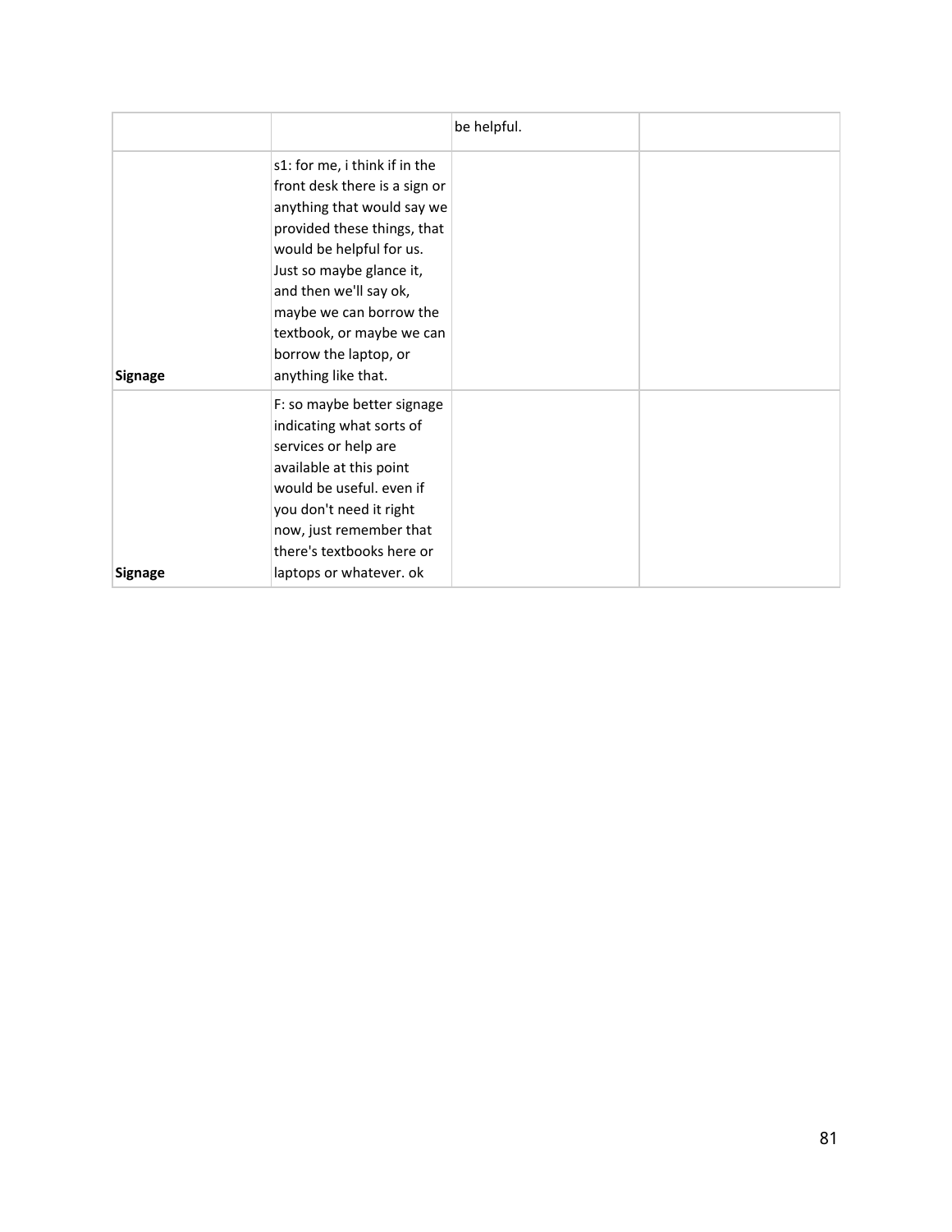| | | | |
|---|---|---|---|
| | | be helpful. | |
| **Signage** | s1: for me, i think if in the front desk there is a sign or anything that would say we provided these things, that would be helpful for us. Just so maybe glance it, and then we'll say ok, maybe we can borrow the textbook, or maybe we can borrow the laptop, or anything like that. | | |
| **Signage** | F: so maybe better signage indicating what sorts of services or help are available at this point would be useful. even if you don't need it right now, just remember that there's textbooks here or laptops or whatever. ok | | |